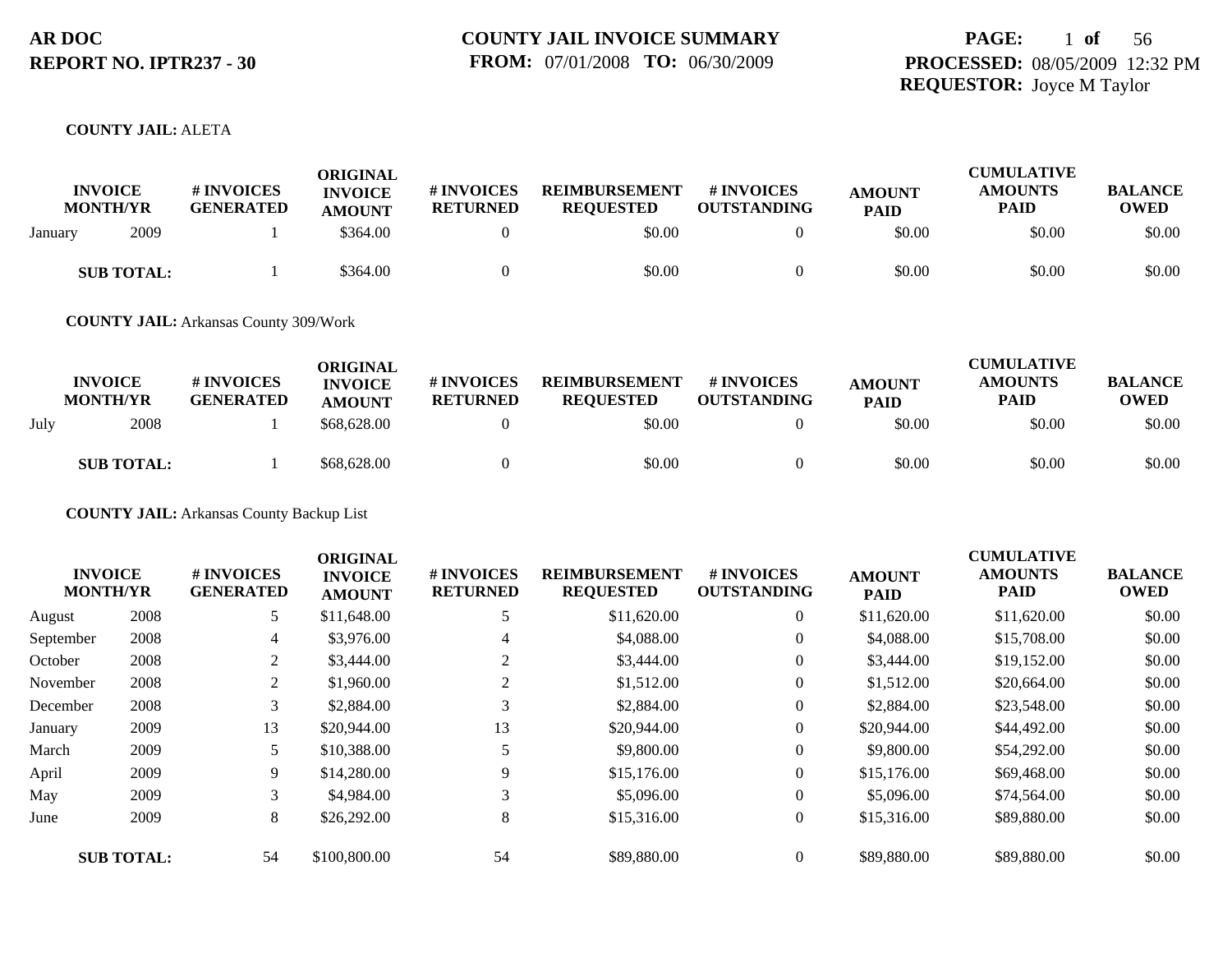**AR DOC**
**REPORT NO. IPTR237 - 30**

**COUNTY JAIL INVOICE SUMMARY**
**FROM:** 07/01/2008 **TO:** 06/30/2009

**PROCESSED:** 08/05/2009 12:32 PM
**REQUESTOR:** Joyce M Taylor

**COUNTY JAIL:** ALETA

| INVOICE MONTH/YR | | # INVOICES GENERATED | ORIGINAL INVOICE AMOUNT | # INVOICES RETURNED | REIMBURSEMENT REQUESTED | # INVOICES OUTSTANDING | AMOUNT PAID | CUMULATIVE AMOUNTS PAID | BALANCE OWED |
|---|---|---|---|---|---|---|---|---|---|
| January | 2009 | 1 | $364.00 | 0 | $0.00 | 0 | $0.00 | $0.00 | $0.00 |
| **SUB TOTAL:** | | 1 | $364.00 | 0 | $0.00 | 0 | $0.00 | $0.00 | $0.00 |

**COUNTY JAIL:** Arkansas County 309/Work

| INVOICE MONTH/YR | | # INVOICES GENERATED | ORIGINAL INVOICE AMOUNT | # INVOICES RETURNED | REIMBURSEMENT REQUESTED | # INVOICES OUTSTANDING | AMOUNT PAID | CUMULATIVE AMOUNTS PAID | BALANCE OWED |
|---|---|---|---|---|---|---|---|---|---|
| July | 2008 | 1 | $68,628.00 | 0 | $0.00 | 0 | $0.00 | $0.00 | $0.00 |
| **SUB TOTAL:** | | 1 | $68,628.00 | 0 | $0.00 | 0 | $0.00 | $0.00 | $0.00 |

**COUNTY JAIL:** Arkansas County Backup List

| INVOICE MONTH/YR | | # INVOICES GENERATED | ORIGINAL INVOICE AMOUNT | # INVOICES RETURNED | REIMBURSEMENT REQUESTED | # INVOICES OUTSTANDING | AMOUNT PAID | CUMULATIVE AMOUNTS PAID | BALANCE OWED |
|---|---|---|---|---|---|---|---|---|---|
| August | 2008 | 5 | $11,648.00 | 5 | $11,620.00 | 0 | $11,620.00 | $11,620.00 | $0.00 |
| September | 2008 | 4 | $3,976.00 | 4 | $4,088.00 | 0 | $4,088.00 | $15,708.00 | $0.00 |
| October | 2008 | 2 | $3,444.00 | 2 | $3,444.00 | 0 | $3,444.00 | $19,152.00 | $0.00 |
| November | 2008 | 2 | $1,960.00 | 2 | $1,512.00 | 0 | $1,512.00 | $20,664.00 | $0.00 |
| December | 2008 | 3 | $2,884.00 | 3 | $2,884.00 | 0 | $2,884.00 | $23,548.00 | $0.00 |
| January | 2009 | 13 | $20,944.00 | 13 | $20,944.00 | 0 | $20,944.00 | $44,492.00 | $0.00 |
| March | 2009 | 5 | $10,388.00 | 5 | $9,800.00 | 0 | $9,800.00 | $54,292.00 | $0.00 |
| April | 2009 | 9 | $14,280.00 | 9 | $15,176.00 | 0 | $15,176.00 | $69,468.00 | $0.00 |
| May | 2009 | 3 | $4,984.00 | 3 | $5,096.00 | 0 | $5,096.00 | $74,564.00 | $0.00 |
| June | 2009 | 8 | $26,292.00 | 8 | $15,316.00 | 0 | $15,316.00 | $89,880.00 | $0.00 |
| **SUB TOTAL:** | | 54 | $100,800.00 | 54 | $89,880.00 | 0 | $89,880.00 | $89,880.00 | $0.00 |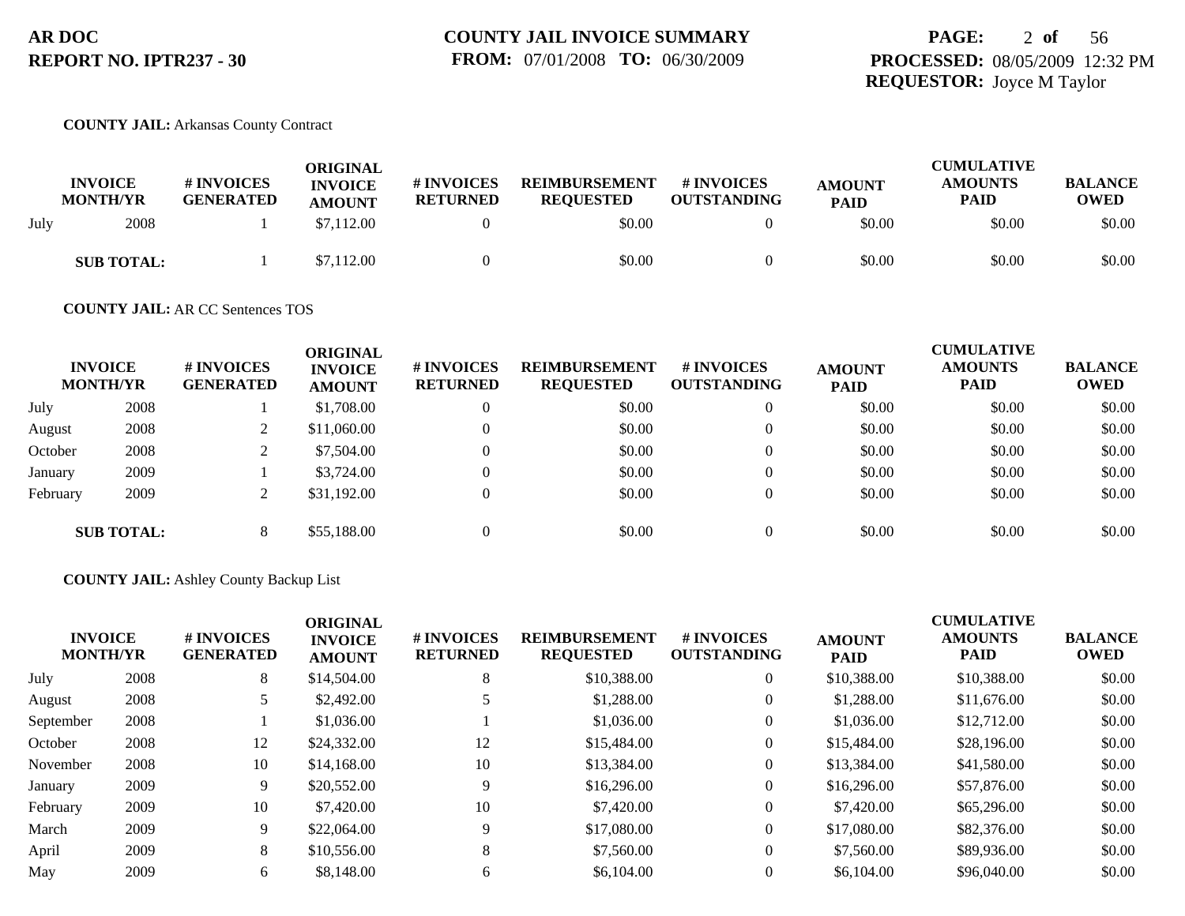**AR DOC**
**REPORT NO. IPTR237 - 30**

**COUNTY JAIL INVOICE SUMMARY**
**FROM:** 07/01/2008 **TO:** 06/30/2009

**PROCESSED:** 08/05/2009 12:32 PM
**REQUESTOR:** Joyce M Taylor

**COUNTY JAIL:** Arkansas County Contract

| INVOICE MONTH/YR | | # INVOICES GENERATED | ORIGINAL INVOICE AMOUNT | # INVOICES RETURNED | REIMBURSEMENT REQUESTED | # INVOICES OUTSTANDING | AMOUNT PAID | CUMULATIVE AMOUNTS PAID | BALANCE OWED |
|---|---|---|---|---|---|---|---|---|---|
| July | 2008 | 1 | $7,112.00 | 0 | $0.00 | 0 | $0.00 | $0.00 | $0.00 |
| **SUB TOTAL:** | | 1 | $7,112.00 | 0 | $0.00 | 0 | $0.00 | $0.00 | $0.00 |

**COUNTY JAIL:** AR CC Sentences TOS

| INVOICE MONTH/YR | | # INVOICES GENERATED | ORIGINAL INVOICE AMOUNT | # INVOICES RETURNED | REIMBURSEMENT REQUESTED | # INVOICES OUTSTANDING | AMOUNT PAID | CUMULATIVE AMOUNTS PAID | BALANCE OWED |
|---|---|---|---|---|---|---|---|---|---|
| July | 2008 | 1 | $1,708.00 | 0 | $0.00 | 0 | $0.00 | $0.00 | $0.00 |
| August | 2008 | 2 | $11,060.00 | 0 | $0.00 | 0 | $0.00 | $0.00 | $0.00 |
| October | 2008 | 2 | $7,504.00 | 0 | $0.00 | 0 | $0.00 | $0.00 | $0.00 |
| January | 2009 | 1 | $3,724.00 | 0 | $0.00 | 0 | $0.00 | $0.00 | $0.00 |
| February | 2009 | 2 | $31,192.00 | 0 | $0.00 | 0 | $0.00 | $0.00 | $0.00 |
| **SUB TOTAL:** | | 8 | $55,188.00 | 0 | $0.00 | 0 | $0.00 | $0.00 | $0.00 |

**COUNTY JAIL:** Ashley County Backup List

| INVOICE MONTH/YR | | # INVOICES GENERATED | ORIGINAL INVOICE AMOUNT | # INVOICES RETURNED | REIMBURSEMENT REQUESTED | # INVOICES OUTSTANDING | AMOUNT PAID | CUMULATIVE AMOUNTS PAID | BALANCE OWED |
|---|---|---|---|---|---|---|---|---|---|
| July | 2008 | 8 | $14,504.00 | 8 | $10,388.00 | 0 | $10,388.00 | $10,388.00 | $0.00 |
| August | 2008 | 5 | $2,492.00 | 5 | $1,288.00 | 0 | $1,288.00 | $11,676.00 | $0.00 |
| September | 2008 | 1 | $1,036.00 | 1 | $1,036.00 | 0 | $1,036.00 | $12,712.00 | $0.00 |
| October | 2008 | 12 | $24,332.00 | 12 | $15,484.00 | 0 | $15,484.00 | $28,196.00 | $0.00 |
| November | 2008 | 10 | $14,168.00 | 10 | $13,384.00 | 0 | $13,384.00 | $41,580.00 | $0.00 |
| January | 2009 | 9 | $20,552.00 | 9 | $16,296.00 | 0 | $16,296.00 | $57,876.00 | $0.00 |
| February | 2009 | 10 | $7,420.00 | 10 | $7,420.00 | 0 | $7,420.00 | $65,296.00 | $0.00 |
| March | 2009 | 9 | $22,064.00 | 9 | $17,080.00 | 0 | $17,080.00 | $82,376.00 | $0.00 |
| April | 2009 | 8 | $10,556.00 | 8 | $7,560.00 | 0 | $7,560.00 | $89,936.00 | $0.00 |
| May | 2009 | 6 | $8,148.00 | 6 | $6,104.00 | 0 | $6,104.00 | $96,040.00 | $0.00 |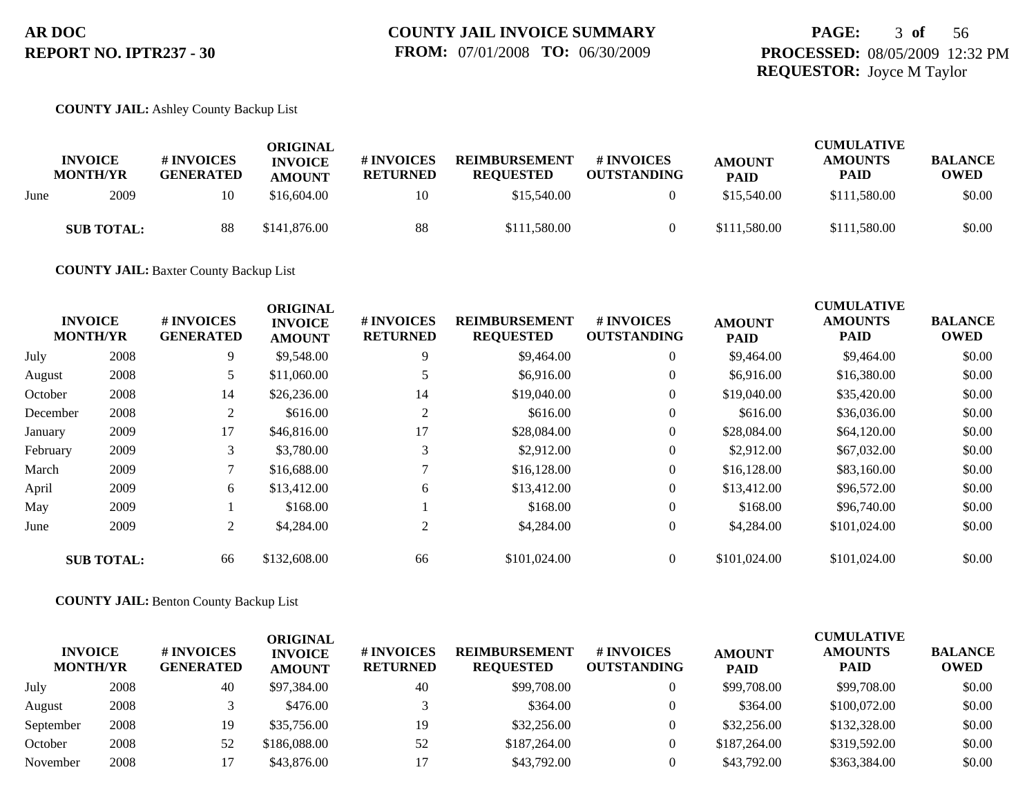**AR DOC**
**REPORT NO. IPTR237 - 30**

**COUNTY JAIL INVOICE SUMMARY**
**FROM:** 07/01/2008 **TO:** 06/30/2009

**PROCESSED:** 08/05/2009 12:32 PM
**REQUESTOR:** Joyce M Taylor

**COUNTY JAIL:** Ashley County Backup List

| INVOICE MONTH | YR | # INVOICES GENERATED | ORIGINAL INVOICE AMOUNT | # INVOICES RETURNED | REIMBURSEMENT REQUESTED | # INVOICES OUTSTANDING | AMOUNT PAID | CUMULATIVE AMOUNTS PAID | BALANCE OWED |
|---|---|---|---|---|---|---|---|---|---|
| June | 2009 | 10 | $16,604.00 | 10 | $15,540.00 | 0 | $15,540.00 | $111,580.00 | $0.00 |
| **SUB TOTAL:** | | 88 | $141,876.00 | 88 | $111,580.00 | 0 | $111,580.00 | $111,580.00 | $0.00 |

**COUNTY JAIL:** Baxter County Backup List

| INVOICE MONTH | YR | # INVOICES GENERATED | ORIGINAL INVOICE AMOUNT | # INVOICES RETURNED | REIMBURSEMENT REQUESTED | # INVOICES OUTSTANDING | AMOUNT PAID | CUMULATIVE AMOUNTS PAID | BALANCE OWED |
|---|---|---|---|---|---|---|---|---|---|
| July | 2008 | 9 | $9,548.00 | 9 | $9,464.00 | 0 | $9,464.00 | $9,464.00 | $0.00 |
| August | 2008 | 5 | $11,060.00 | 5 | $6,916.00 | 0 | $6,916.00 | $16,380.00 | $0.00 |
| October | 2008 | 14 | $26,236.00 | 14 | $19,040.00 | 0 | $19,040.00 | $35,420.00 | $0.00 |
| December | 2008 | 2 | $616.00 | 2 | $616.00 | 0 | $616.00 | $36,036.00 | $0.00 |
| January | 2009 | 17 | $46,816.00 | 17 | $28,084.00 | 0 | $28,084.00 | $64,120.00 | $0.00 |
| February | 2009 | 3 | $3,780.00 | 3 | $2,912.00 | 0 | $2,912.00 | $67,032.00 | $0.00 |
| March | 2009 | 7 | $16,688.00 | 7 | $16,128.00 | 0 | $16,128.00 | $83,160.00 | $0.00 |
| April | 2009 | 6 | $13,412.00 | 6 | $13,412.00 | 0 | $13,412.00 | $96,572.00 | $0.00 |
| May | 2009 | 1 | $168.00 | 1 | $168.00 | 0 | $168.00 | $96,740.00 | $0.00 |
| June | 2009 | 2 | $4,284.00 | 2 | $4,284.00 | 0 | $4,284.00 | $101,024.00 | $0.00 |
| **SUB TOTAL:** | | 66 | $132,608.00 | 66 | $101,024.00 | 0 | $101,024.00 | $101,024.00 | $0.00 |

**COUNTY JAIL:** Benton County Backup List

| INVOICE MONTH | YR | # INVOICES GENERATED | ORIGINAL INVOICE AMOUNT | # INVOICES RETURNED | REIMBURSEMENT REQUESTED | # INVOICES OUTSTANDING | AMOUNT PAID | CUMULATIVE AMOUNTS PAID | BALANCE OWED |
|---|---|---|---|---|---|---|---|---|---|
| July | 2008 | 40 | $97,384.00 | 40 | $99,708.00 | 0 | $99,708.00 | $99,708.00 | $0.00 |
| August | 2008 | 3 | $476.00 | 3 | $364.00 | 0 | $364.00 | $100,072.00 | $0.00 |
| September | 2008 | 19 | $35,756.00 | 19 | $32,256.00 | 0 | $32,256.00 | $132,328.00 | $0.00 |
| October | 2008 | 52 | $186,088.00 | 52 | $187,264.00 | 0 | $187,264.00 | $319,592.00 | $0.00 |
| November | 2008 | 17 | $43,876.00 | 17 | $43,792.00 | 0 | $43,792.00 | $363,384.00 | $0.00 |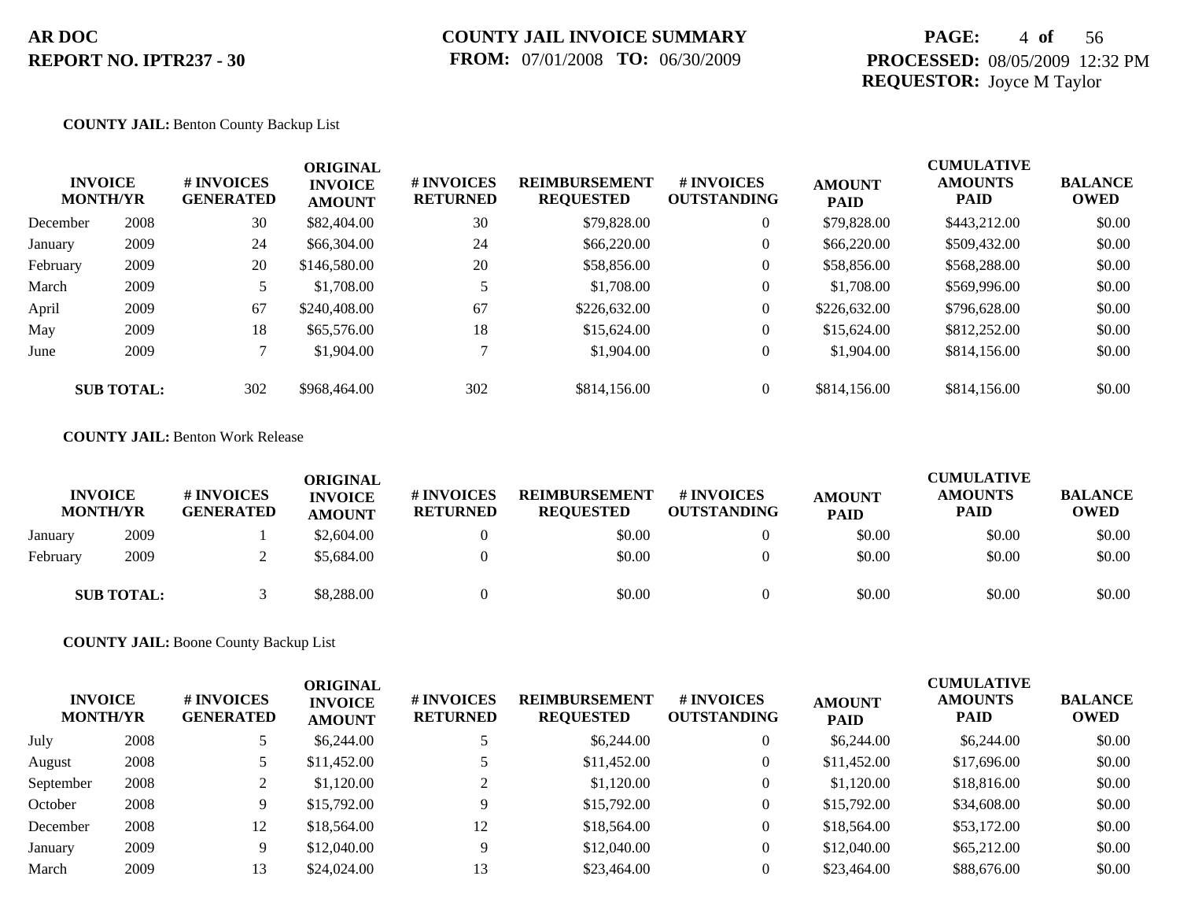**AR DOC**
**REPORT NO. IPTR237 - 30**

**COUNTY JAIL INVOICE SUMMARY**
**FROM:** 07/01/2008 **TO:** 06/30/2009

**PROCESSED:** 08/05/2009 12:32 PM
**REQUESTOR:** Joyce M Taylor

**COUNTY JAIL:** Benton County Backup List

| INVOICE MONTH/YR | | # INVOICES GENERATED | ORIGINAL INVOICE AMOUNT | # INVOICES RETURNED | REIMBURSEMENT REQUESTED | # INVOICES OUTSTANDING | AMOUNT PAID | CUMULATIVE AMOUNTS PAID | BALANCE OWED |
|---|---|---|---|---|---|---|---|---|---|
| December | 2008 | 30 | $82,404.00 | 30 | $79,828.00 | 0 | $79,828.00 | $443,212.00 | $0.00 |
| January | 2009 | 24 | $66,304.00 | 24 | $66,220.00 | 0 | $66,220.00 | $509,432.00 | $0.00 |
| February | 2009 | 20 | $146,580.00 | 20 | $58,856.00 | 0 | $58,856.00 | $568,288.00 | $0.00 |
| March | 2009 | 5 | $1,708.00 | 5 | $1,708.00 | 0 | $1,708.00 | $569,996.00 | $0.00 |
| April | 2009 | 67 | $240,408.00 | 67 | $226,632.00 | 0 | $226,632.00 | $796,628.00 | $0.00 |
| May | 2009 | 18 | $65,576.00 | 18 | $15,624.00 | 0 | $15,624.00 | $812,252.00 | $0.00 |
| June | 2009 | 7 | $1,904.00 | 7 | $1,904.00 | 0 | $1,904.00 | $814,156.00 | $0.00 |
| **SUB TOTAL:** | | 302 | $968,464.00 | 302 | $814,156.00 | 0 | $814,156.00 | $814,156.00 | $0.00 |

**COUNTY JAIL:** Benton Work Release

| INVOICE MONTH/YR | | # INVOICES GENERATED | ORIGINAL INVOICE AMOUNT | # INVOICES RETURNED | REIMBURSEMENT REQUESTED | # INVOICES OUTSTANDING | AMOUNT PAID | CUMULATIVE AMOUNTS PAID | BALANCE OWED |
|---|---|---|---|---|---|---|---|---|---|
| January | 2009 | 1 | $2,604.00 | 0 | $0.00 | 0 | $0.00 | $0.00 | $0.00 |
| February | 2009 | 2 | $5,684.00 | 0 | $0.00 | 0 | $0.00 | $0.00 | $0.00 |
| **SUB TOTAL:** | | 3 | $8,288.00 | 0 | $0.00 | 0 | $0.00 | $0.00 | $0.00 |

**COUNTY JAIL:** Boone County Backup List

| INVOICE MONTH/YR | | # INVOICES GENERATED | ORIGINAL INVOICE AMOUNT | # INVOICES RETURNED | REIMBURSEMENT REQUESTED | # INVOICES OUTSTANDING | AMOUNT PAID | CUMULATIVE AMOUNTS PAID | BALANCE OWED |
|---|---|---|---|---|---|---|---|---|---|
| July | 2008 | 5 | $6,244.00 | 5 | $6,244.00 | 0 | $6,244.00 | $6,244.00 | $0.00 |
| August | 2008 | 5 | $11,452.00 | 5 | $11,452.00 | 0 | $11,452.00 | $17,696.00 | $0.00 |
| September | 2008 | 2 | $1,120.00 | 2 | $1,120.00 | 0 | $1,120.00 | $18,816.00 | $0.00 |
| October | 2008 | 9 | $15,792.00 | 9 | $15,792.00 | 0 | $15,792.00 | $34,608.00 | $0.00 |
| December | 2008 | 12 | $18,564.00 | 12 | $18,564.00 | 0 | $18,564.00 | $53,172.00 | $0.00 |
| January | 2009 | 9 | $12,040.00 | 9 | $12,040.00 | 0 | $12,040.00 | $65,212.00 | $0.00 |
| March | 2009 | 13 | $24,024.00 | 13 | $23,464.00 | 0 | $23,464.00 | $88,676.00 | $0.00 |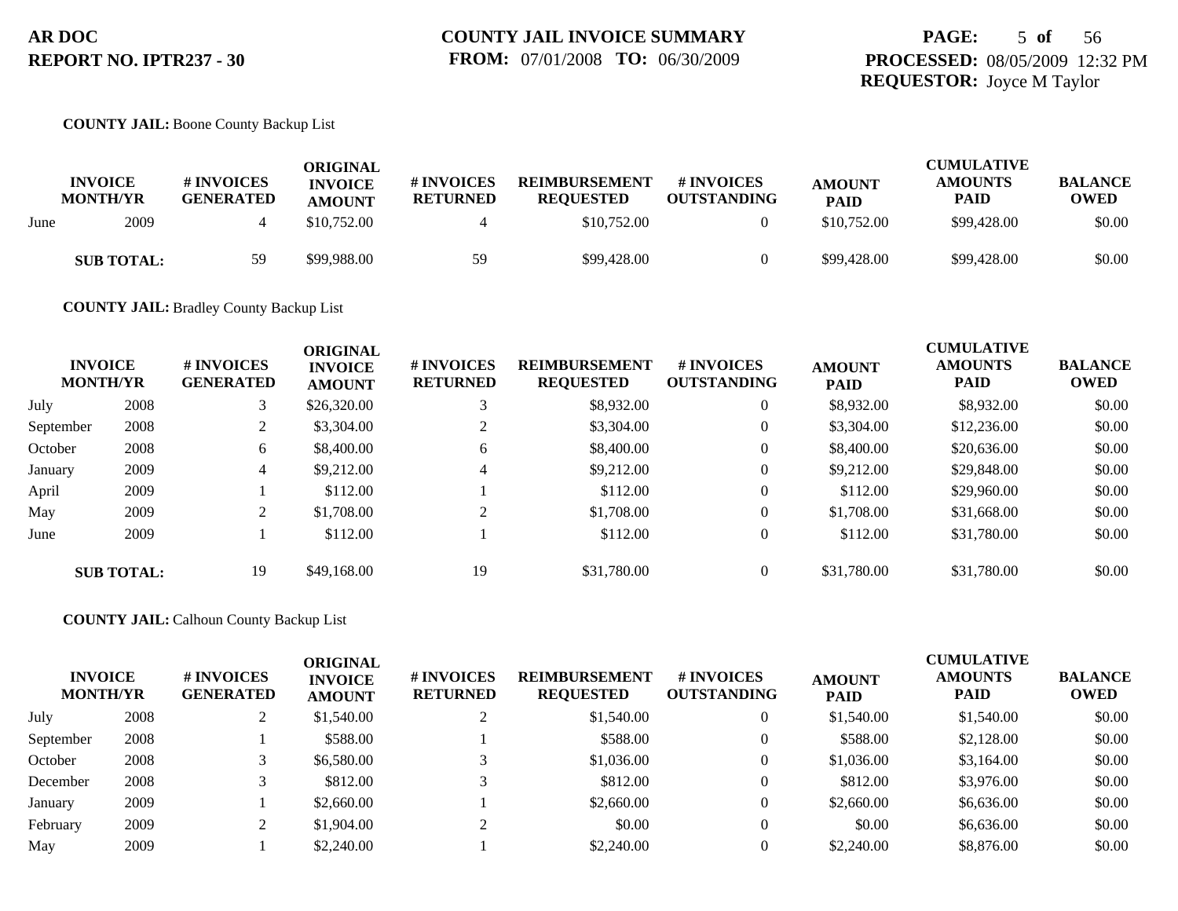**AR DOC**
**REPORT NO. IPTR237 - 30**

**COUNTY JAIL INVOICE SUMMARY**
**FROM:** 07/01/2008 **TO:** 06/30/2009

**PROCESSED:** 08/05/2009 12:32 PM
**REQUESTOR:** Joyce M Taylor

**COUNTY JAIL:** Boone County Backup List

| INVOICE MONTH/YR | | # INVOICES GENERATED | ORIGINAL INVOICE AMOUNT | # INVOICES RETURNED | REIMBURSEMENT REQUESTED | # INVOICES OUTSTANDING | AMOUNT PAID | CUMULATIVE AMOUNTS PAID | BALANCE OWED |
|---|---|---|---|---|---|---|---|---|---|
| June | 2009 | 4 | $10,752.00 | 4 | $10,752.00 | 0 | $10,752.00 | $99,428.00 | $0.00 |
| **SUB TOTAL:** | | 59 | $99,988.00 | 59 | $99,428.00 | 0 | $99,428.00 | $99,428.00 | $0.00 |

**COUNTY JAIL:** Bradley County Backup List

| INVOICE MONTH/YR | | # INVOICES GENERATED | ORIGINAL INVOICE AMOUNT | # INVOICES RETURNED | REIMBURSEMENT REQUESTED | # INVOICES OUTSTANDING | AMOUNT PAID | CUMULATIVE AMOUNTS PAID | BALANCE OWED |
|---|---|---|---|---|---|---|---|---|---|
| July | 2008 | 3 | $26,320.00 | 3 | $8,932.00 | 0 | $8,932.00 | $8,932.00 | $0.00 |
| September | 2008 | 2 | $3,304.00 | 2 | $3,304.00 | 0 | $3,304.00 | $12,236.00 | $0.00 |
| October | 2008 | 6 | $8,400.00 | 6 | $8,400.00 | 0 | $8,400.00 | $20,636.00 | $0.00 |
| January | 2009 | 4 | $9,212.00 | 4 | $9,212.00 | 0 | $9,212.00 | $29,848.00 | $0.00 |
| April | 2009 | 1 | $112.00 | 1 | $112.00 | 0 | $112.00 | $29,960.00 | $0.00 |
| May | 2009 | 2 | $1,708.00 | 2 | $1,708.00 | 0 | $1,708.00 | $31,668.00 | $0.00 |
| June | 2009 | 1 | $112.00 | 1 | $112.00 | 0 | $112.00 | $31,780.00 | $0.00 |
| **SUB TOTAL:** | | 19 | $49,168.00 | 19 | $31,780.00 | 0 | $31,780.00 | $31,780.00 | $0.00 |

**COUNTY JAIL:** Calhoun County Backup List

| INVOICE MONTH/YR | | # INVOICES GENERATED | ORIGINAL INVOICE AMOUNT | # INVOICES RETURNED | REIMBURSEMENT REQUESTED | # INVOICES OUTSTANDING | AMOUNT PAID | CUMULATIVE AMOUNTS PAID | BALANCE OWED |
|---|---|---|---|---|---|---|---|---|---|
| July | 2008 | 2 | $1,540.00 | 2 | $1,540.00 | 0 | $1,540.00 | $1,540.00 | $0.00 |
| September | 2008 | 1 | $588.00 | 1 | $588.00 | 0 | $588.00 | $2,128.00 | $0.00 |
| October | 2008 | 3 | $6,580.00 | 3 | $1,036.00 | 0 | $1,036.00 | $3,164.00 | $0.00 |
| December | 2008 | 3 | $812.00 | 3 | $812.00 | 0 | $812.00 | $3,976.00 | $0.00 |
| January | 2009 | 1 | $2,660.00 | 1 | $2,660.00 | 0 | $2,660.00 | $6,636.00 | $0.00 |
| February | 2009 | 2 | $1,904.00 | 2 | $0.00 | 0 | $0.00 | $6,636.00 | $0.00 |
| May | 2009 | 1 | $2,240.00 | 1 | $2,240.00 | 0 | $2,240.00 | $8,876.00 | $0.00 |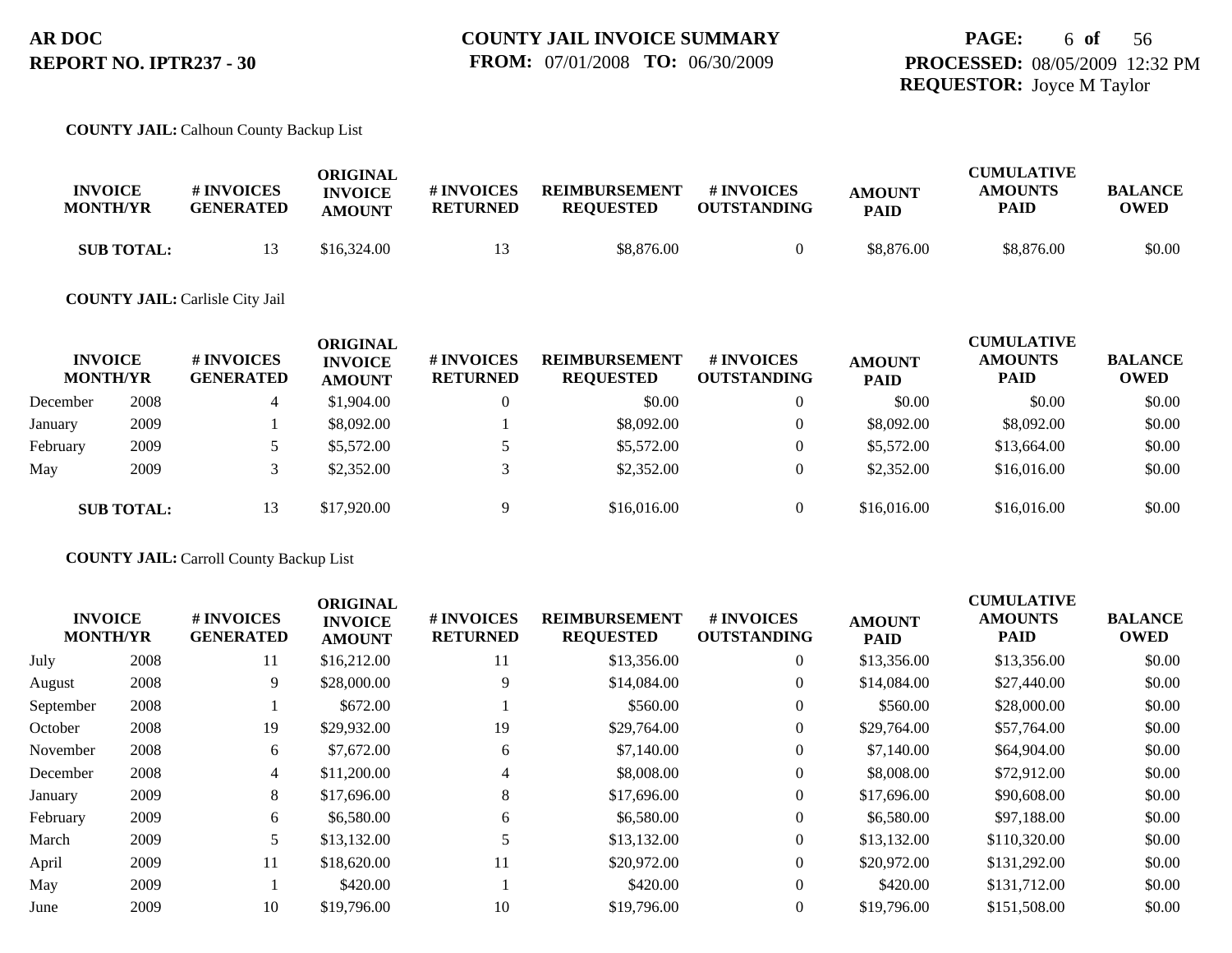**COUNTY JAIL:** Calhoun County Backup List

| INVOICE MONTH/YR | | # INVOICES GENERATED | ORIGINAL INVOICE AMOUNT | # INVOICES RETURNED | REIMBURSEMENT REQUESTED | # INVOICES OUTSTANDING | AMOUNT PAID | CUMULATIVE AMOUNTS PAID | BALANCE OWED |
|---|---|---|---|---|---|---|---|---|---|
| **SUB TOTAL:** | | 13 | $16,324.00 | 13 | $8,876.00 | 0 | $8,876.00 | $8,876.00 | $0.00 |

**COUNTY JAIL:** Carlisle City Jail

| INVOICE MONTH/YR | | # INVOICES GENERATED | ORIGINAL INVOICE AMOUNT | # INVOICES RETURNED | REIMBURSEMENT REQUESTED | # INVOICES OUTSTANDING | AMOUNT PAID | CUMULATIVE AMOUNTS PAID | BALANCE OWED |
|---|---|---|---|---|---|---|---|---|---|
| December | 2008 | 4 | $1,904.00 | 0 | $0.00 | 0 | $0.00 | $0.00 | $0.00 |
| January | 2009 | 1 | $8,092.00 | 1 | $8,092.00 | 0 | $8,092.00 | $8,092.00 | $0.00 |
| February | 2009 | 5 | $5,572.00 | 5 | $5,572.00 | 0 | $5,572.00 | $13,664.00 | $0.00 |
| May | 2009 | 3 | $2,352.00 | 3 | $2,352.00 | 0 | $2,352.00 | $16,016.00 | $0.00 |
| **SUB TOTAL:** | | 13 | $17,920.00 | 9 | $16,016.00 | 0 | $16,016.00 | $16,016.00 | $0.00 |

**COUNTY JAIL:** Carroll County Backup List

| INVOICE MONTH/YR | | # INVOICES GENERATED | ORIGINAL INVOICE AMOUNT | # INVOICES RETURNED | REIMBURSEMENT REQUESTED | # INVOICES OUTSTANDING | AMOUNT PAID | CUMULATIVE AMOUNTS PAID | BALANCE OWED |
|---|---|---|---|---|---|---|---|---|---|
| July | 2008 | 11 | $16,212.00 | 11 | $13,356.00 | 0 | $13,356.00 | $13,356.00 | $0.00 |
| August | 2008 | 9 | $28,000.00 | 9 | $14,084.00 | 0 | $14,084.00 | $27,440.00 | $0.00 |
| September | 2008 | 1 | $672.00 | 1 | $560.00 | 0 | $560.00 | $28,000.00 | $0.00 |
| October | 2008 | 19 | $29,932.00 | 19 | $29,764.00 | 0 | $29,764.00 | $57,764.00 | $0.00 |
| November | 2008 | 6 | $7,672.00 | 6 | $7,140.00 | 0 | $7,140.00 | $64,904.00 | $0.00 |
| December | 2008 | 4 | $11,200.00 | 4 | $8,008.00 | 0 | $8,008.00 | $72,912.00 | $0.00 |
| January | 2009 | 8 | $17,696.00 | 8 | $17,696.00 | 0 | $17,696.00 | $90,608.00 | $0.00 |
| February | 2009 | 6 | $6,580.00 | 6 | $6,580.00 | 0 | $6,580.00 | $97,188.00 | $0.00 |
| March | 2009 | 5 | $13,132.00 | 5 | $13,132.00 | 0 | $13,132.00 | $110,320.00 | $0.00 |
| April | 2009 | 11 | $18,620.00 | 11 | $20,972.00 | 0 | $20,972.00 | $131,292.00 | $0.00 |
| May | 2009 | 1 | $420.00 | 1 | $420.00 | 0 | $420.00 | $131,712.00 | $0.00 |
| June | 2009 | 10 | $19,796.00 | 10 | $19,796.00 | 0 | $19,796.00 | $151,508.00 | $0.00 |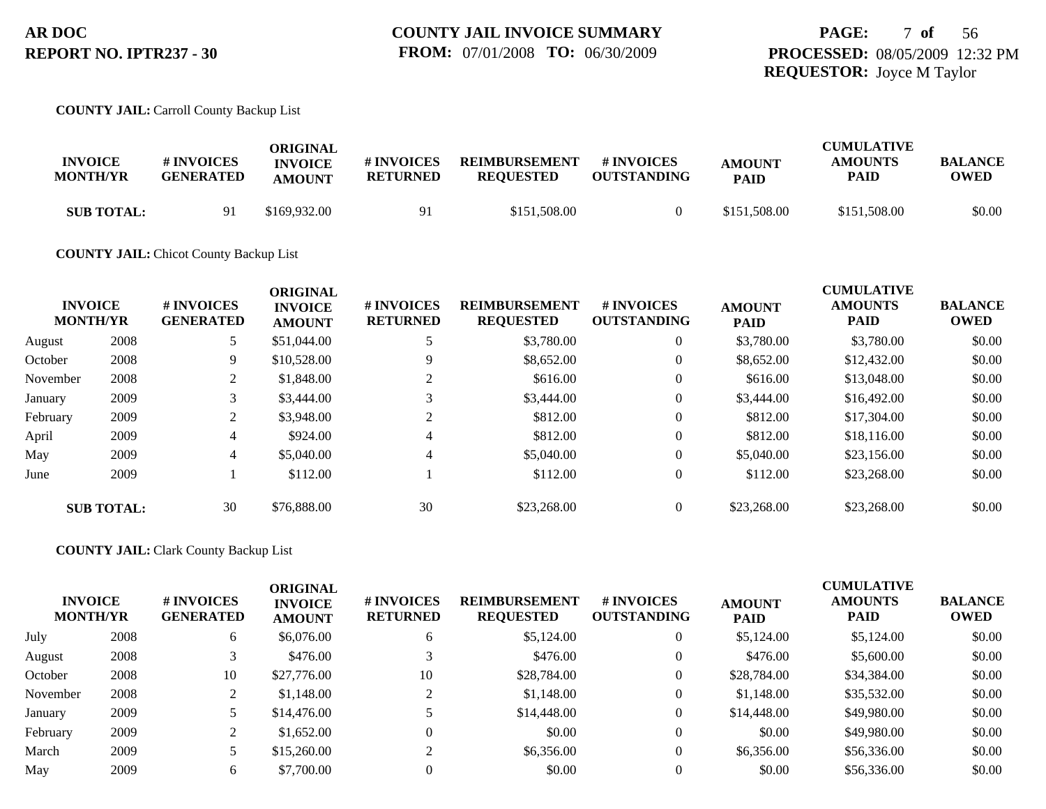**AR DOC**
**REPORT NO. IPTR237 - 30**

**COUNTY JAIL INVOICE SUMMARY**
**FROM:** 07/01/2008 **TO:** 06/30/2009

**PROCESSED:** 08/05/2009 12:32 PM
**REQUESTOR:** Joyce M Taylor

**COUNTY JAIL:** Carroll County Backup List

| INVOICE MONTH/YR | | # INVOICES GENERATED | ORIGINAL INVOICE AMOUNT | # INVOICES RETURNED | REIMBURSEMENT REQUESTED | # INVOICES OUTSTANDING | AMOUNT PAID | CUMULATIVE AMOUNTS PAID | BALANCE OWED |
|---|---|---|---|---|---|---|---|---|---|
| **SUB TOTAL:** | | 91 | $169,932.00 | 91 | $151,508.00 | 0 | $151,508.00 | $151,508.00 | $0.00 |

**COUNTY JAIL:** Chicot County Backup List

| INVOICE MONTH/YR | | # INVOICES GENERATED | ORIGINAL INVOICE AMOUNT | # INVOICES RETURNED | REIMBURSEMENT REQUESTED | # INVOICES OUTSTANDING | AMOUNT PAID | CUMULATIVE AMOUNTS PAID | BALANCE OWED |
|---|---|---|---|---|---|---|---|---|---|
| August | 2008 | 5 | $51,044.00 | 5 | $3,780.00 | 0 | $3,780.00 | $3,780.00 | $0.00 |
| October | 2008 | 9 | $10,528.00 | 9 | $8,652.00 | 0 | $8,652.00 | $12,432.00 | $0.00 |
| November | 2008 | 2 | $1,848.00 | 2 | $616.00 | 0 | $616.00 | $13,048.00 | $0.00 |
| January | 2009 | 3 | $3,444.00 | 3 | $3,444.00 | 0 | $3,444.00 | $16,492.00 | $0.00 |
| February | 2009 | 2 | $3,948.00 | 2 | $812.00 | 0 | $812.00 | $17,304.00 | $0.00 |
| April | 2009 | 4 | $924.00 | 4 | $812.00 | 0 | $812.00 | $18,116.00 | $0.00 |
| May | 2009 | 4 | $5,040.00 | 4 | $5,040.00 | 0 | $5,040.00 | $23,156.00 | $0.00 |
| June | 2009 | 1 | $112.00 | 1 | $112.00 | 0 | $112.00 | $23,268.00 | $0.00 |
| **SUB TOTAL:** | | 30 | $76,888.00 | 30 | $23,268.00 | 0 | $23,268.00 | $23,268.00 | $0.00 |

**COUNTY JAIL:** Clark County Backup List

| INVOICE MONTH/YR | | # INVOICES GENERATED | ORIGINAL INVOICE AMOUNT | # INVOICES RETURNED | REIMBURSEMENT REQUESTED | # INVOICES OUTSTANDING | AMOUNT PAID | CUMULATIVE AMOUNTS PAID | BALANCE OWED |
|---|---|---|---|---|---|---|---|---|---|
| July | 2008 | 6 | $6,076.00 | 6 | $5,124.00 | 0 | $5,124.00 | $5,124.00 | $0.00 |
| August | 2008 | 3 | $476.00 | 3 | $476.00 | 0 | $476.00 | $5,600.00 | $0.00 |
| October | 2008 | 10 | $27,776.00 | 10 | $28,784.00 | 0 | $28,784.00 | $34,384.00 | $0.00 |
| November | 2008 | 2 | $1,148.00 | 2 | $1,148.00 | 0 | $1,148.00 | $35,532.00 | $0.00 |
| January | 2009 | 5 | $14,476.00 | 5 | $14,448.00 | 0 | $14,448.00 | $49,980.00 | $0.00 |
| February | 2009 | 2 | $1,652.00 | 0 | $0.00 | 0 | $0.00 | $49,980.00 | $0.00 |
| March | 2009 | 5 | $15,260.00 | 2 | $6,356.00 | 0 | $6,356.00 | $56,336.00 | $0.00 |
| May | 2009 | 6 | $7,700.00 | 0 | $0.00 | 0 | $0.00 | $56,336.00 | $0.00 |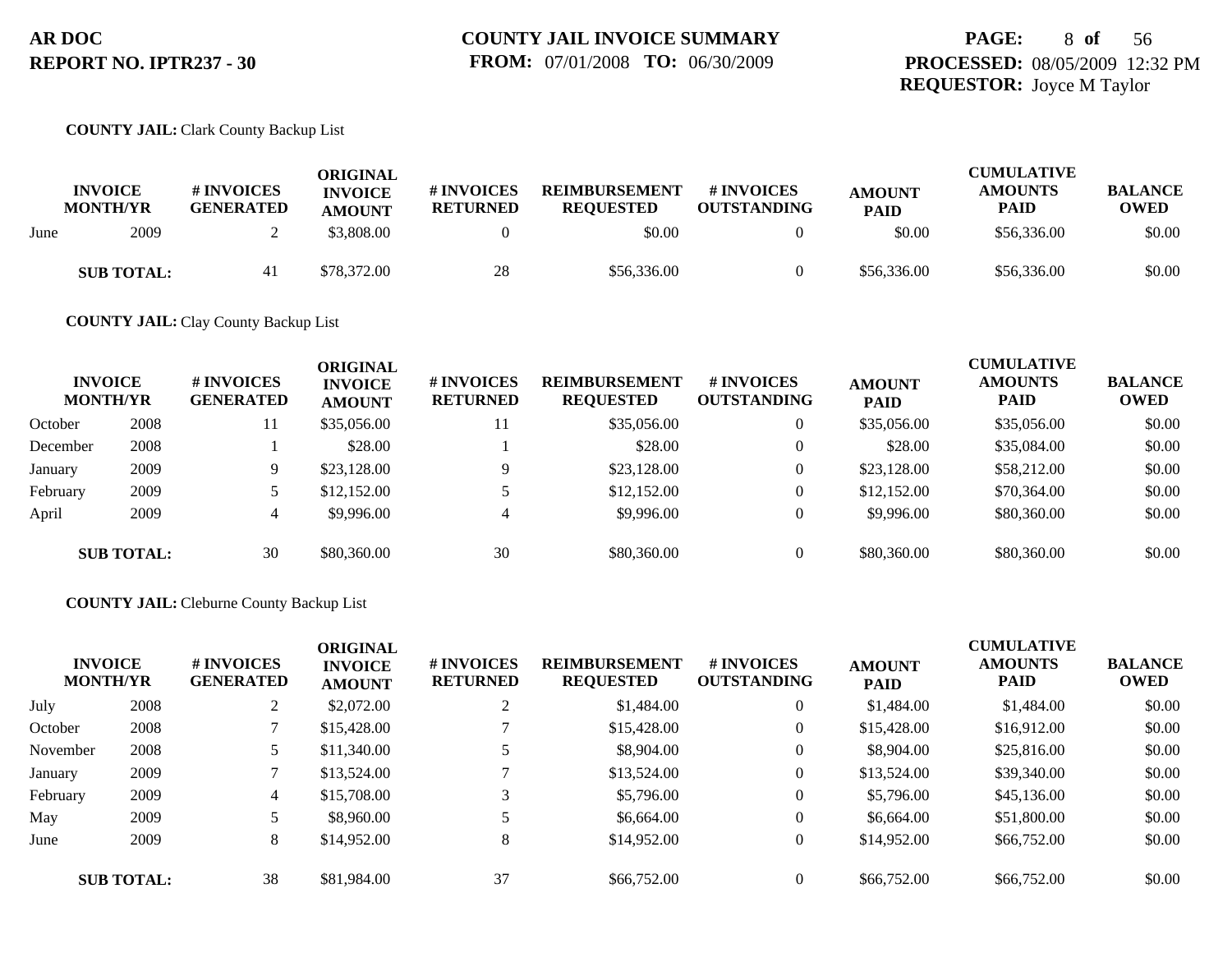**AR DOC**
**REPORT NO. IPTR237 - 30**

**COUNTY JAIL INVOICE SUMMARY**
**FROM:** 07/01/2008 **TO:** 06/30/2009

**PROCESSED:** 08/05/2009 12:32 PM
**REQUESTOR:** Joyce M Taylor

**COUNTY JAIL:** Clark County Backup List

| INVOICE MONTH/YR | | # INVOICES GENERATED | ORIGINAL INVOICE AMOUNT | # INVOICES RETURNED | REIMBURSEMENT REQUESTED | # INVOICES OUTSTANDING | AMOUNT PAID | CUMULATIVE AMOUNTS PAID | BALANCE OWED |
|---|---|---|---|---|---|---|---|---|---|
| June | 2009 | 2 | $3,808.00 | 0 | $0.00 | 0 | $0.00 | $56,336.00 | $0.00 |
| **SUB TOTAL:** | | 41 | $78,372.00 | 28 | $56,336.00 | 0 | $56,336.00 | $56,336.00 | $0.00 |

**COUNTY JAIL:** Clay County Backup List

| INVOICE MONTH/YR | | # INVOICES GENERATED | ORIGINAL INVOICE AMOUNT | # INVOICES RETURNED | REIMBURSEMENT REQUESTED | # INVOICES OUTSTANDING | AMOUNT PAID | CUMULATIVE AMOUNTS PAID | BALANCE OWED |
|---|---|---|---|---|---|---|---|---|---|
| October | 2008 | 11 | $35,056.00 | 11 | $35,056.00 | 0 | $35,056.00 | $35,056.00 | $0.00 |
| December | 2008 | 1 | $28.00 | 1 | $28.00 | 0 | $28.00 | $35,084.00 | $0.00 |
| January | 2009 | 9 | $23,128.00 | 9 | $23,128.00 | 0 | $23,128.00 | $58,212.00 | $0.00 |
| February | 2009 | 5 | $12,152.00 | 5 | $12,152.00 | 0 | $12,152.00 | $70,364.00 | $0.00 |
| April | 2009 | 4 | $9,996.00 | 4 | $9,996.00 | 0 | $9,996.00 | $80,360.00 | $0.00 |
| **SUB TOTAL:** | | 30 | $80,360.00 | 30 | $80,360.00 | 0 | $80,360.00 | $80,360.00 | $0.00 |

**COUNTY JAIL:** Cleburne County Backup List

| INVOICE MONTH/YR | | # INVOICES GENERATED | ORIGINAL INVOICE AMOUNT | # INVOICES RETURNED | REIMBURSEMENT REQUESTED | # INVOICES OUTSTANDING | AMOUNT PAID | CUMULATIVE AMOUNTS PAID | BALANCE OWED |
|---|---|---|---|---|---|---|---|---|---|
| July | 2008 | 2 | $2,072.00 | 2 | $1,484.00 | 0 | $1,484.00 | $1,484.00 | $0.00 |
| October | 2008 | 7 | $15,428.00 | 7 | $15,428.00 | 0 | $15,428.00 | $16,912.00 | $0.00 |
| November | 2008 | 5 | $11,340.00 | 5 | $8,904.00 | 0 | $8,904.00 | $25,816.00 | $0.00 |
| January | 2009 | 7 | $13,524.00 | 7 | $13,524.00 | 0 | $13,524.00 | $39,340.00 | $0.00 |
| February | 2009 | 4 | $15,708.00 | 3 | $5,796.00 | 0 | $5,796.00 | $45,136.00 | $0.00 |
| May | 2009 | 5 | $8,960.00 | 5 | $6,664.00 | 0 | $6,664.00 | $51,800.00 | $0.00 |
| June | 2009 | 8 | $14,952.00 | 8 | $14,952.00 | 0 | $14,952.00 | $66,752.00 | $0.00 |
| **SUB TOTAL:** | | 38 | $81,984.00 | 37 | $66,752.00 | 0 | $66,752.00 | $66,752.00 | $0.00 |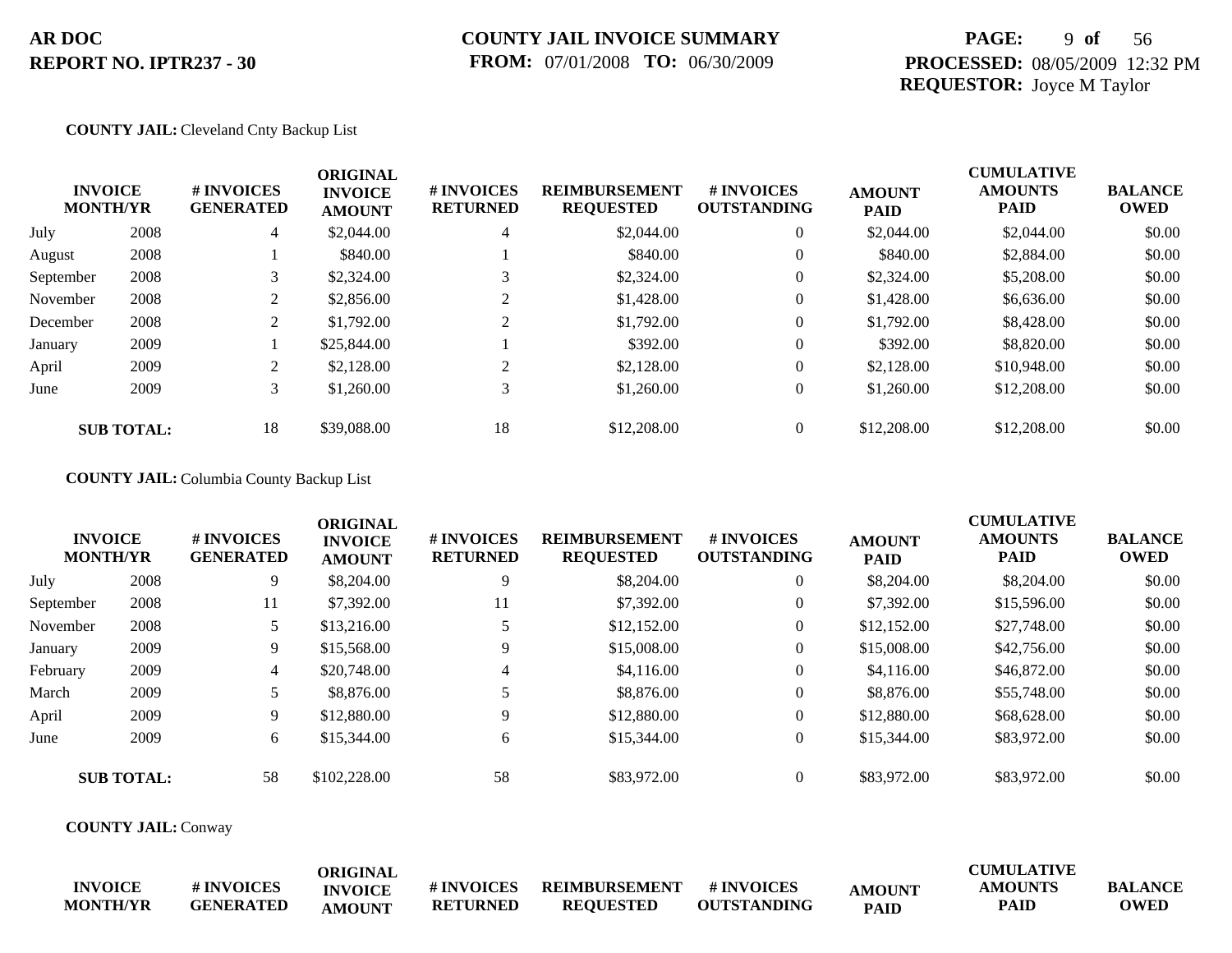**AR DOC**
**REPORT NO. IPTR237 - 30**

**COUNTY JAIL INVOICE SUMMARY**
**FROM:** 07/01/2008 **TO:** 06/30/2009

**PROCESSED:** 08/05/2009 12:32 PM
**REQUESTOR:** Joyce M Taylor

**COUNTY JAIL:** Cleveland Cnty Backup List

| INVOICE MONTH/YR | | # INVOICES GENERATED | ORIGINAL INVOICE AMOUNT | # INVOICES RETURNED | REIMBURSEMENT REQUESTED | # INVOICES OUTSTANDING | AMOUNT PAID | CUMULATIVE AMOUNTS PAID | BALANCE OWED |
|---|---|---|---|---|---|---|---|---|---|
| July | 2008 | 4 | $2,044.00 | 4 | $2,044.00 | 0 | $2,044.00 | $2,044.00 | $0.00 |
| August | 2008 | 1 | $840.00 | 1 | $840.00 | 0 | $840.00 | $2,884.00 | $0.00 |
| September | 2008 | 3 | $2,324.00 | 3 | $2,324.00 | 0 | $2,324.00 | $5,208.00 | $0.00 |
| November | 2008 | 2 | $2,856.00 | 2 | $1,428.00 | 0 | $1,428.00 | $6,636.00 | $0.00 |
| December | 2008 | 2 | $1,792.00 | 2 | $1,792.00 | 0 | $1,792.00 | $8,428.00 | $0.00 |
| January | 2009 | 1 | $25,844.00 | 1 | $392.00 | 0 | $392.00 | $8,820.00 | $0.00 |
| April | 2009 | 2 | $2,128.00 | 2 | $2,128.00 | 0 | $2,128.00 | $10,948.00 | $0.00 |
| June | 2009 | 3 | $1,260.00 | 3 | $1,260.00 | 0 | $1,260.00 | $12,208.00 | $0.00 |
| **SUB TOTAL:** | | 18 | $39,088.00 | 18 | $12,208.00 | 0 | $12,208.00 | $12,208.00 | $0.00 |

**COUNTY JAIL:** Columbia County Backup List

| INVOICE MONTH/YR | | # INVOICES GENERATED | ORIGINAL INVOICE AMOUNT | # INVOICES RETURNED | REIMBURSEMENT REQUESTED | # INVOICES OUTSTANDING | AMOUNT PAID | CUMULATIVE AMOUNTS PAID | BALANCE OWED |
|---|---|---|---|---|---|---|---|---|---|
| July | 2008 | 9 | $8,204.00 | 9 | $8,204.00 | 0 | $8,204.00 | $8,204.00 | $0.00 |
| September | 2008 | 11 | $7,392.00 | 11 | $7,392.00 | 0 | $7,392.00 | $15,596.00 | $0.00 |
| November | 2008 | 5 | $13,216.00 | 5 | $12,152.00 | 0 | $12,152.00 | $27,748.00 | $0.00 |
| January | 2009 | 9 | $15,568.00 | 9 | $15,008.00 | 0 | $15,008.00 | $42,756.00 | $0.00 |
| February | 2009 | 4 | $20,748.00 | 4 | $4,116.00 | 0 | $4,116.00 | $46,872.00 | $0.00 |
| March | 2009 | 5 | $8,876.00 | 5 | $8,876.00 | 0 | $8,876.00 | $55,748.00 | $0.00 |
| April | 2009 | 9 | $12,880.00 | 9 | $12,880.00 | 0 | $12,880.00 | $68,628.00 | $0.00 |
| June | 2009 | 6 | $15,344.00 | 6 | $15,344.00 | 0 | $15,344.00 | $83,972.00 | $0.00 |
| **SUB TOTAL:** | | 58 | $102,228.00 | 58 | $83,972.00 | 0 | $83,972.00 | $83,972.00 | $0.00 |

**COUNTY JAIL:** Conway

| INVOICE MONTH/YR | # INVOICES GENERATED | ORIGINAL INVOICE AMOUNT | # INVOICES RETURNED | REIMBURSEMENT REQUESTED | # INVOICES OUTSTANDING | AMOUNT PAID | CUMULATIVE AMOUNTS PAID | BALANCE OWED |
|---|---|---|---|---|---|---|---|---|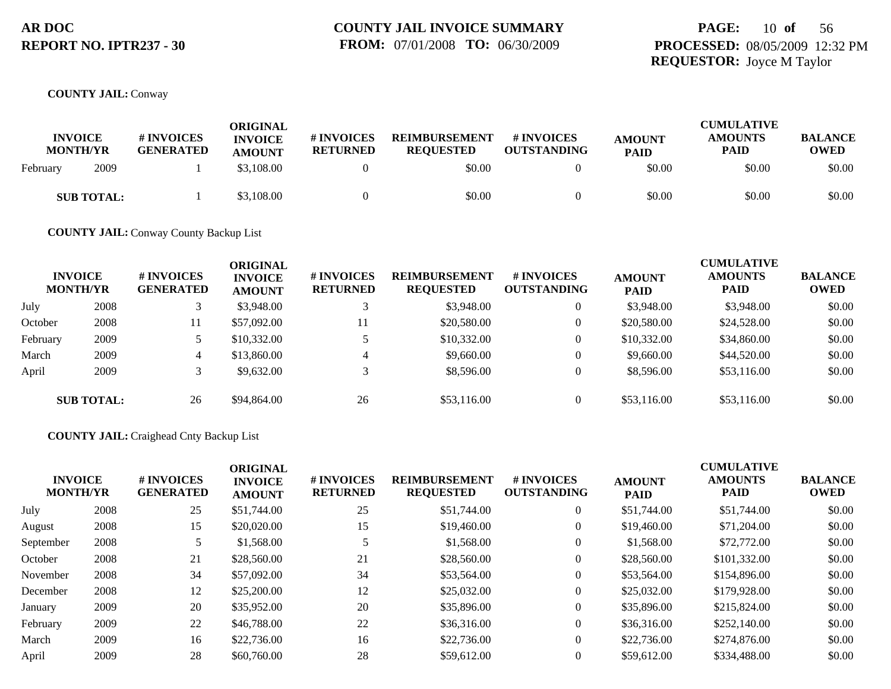**AR DOC**
**REPORT NO. IPTR237 - 30**

**COUNTY JAIL INVOICE SUMMARY**
**FROM:** 07/01/2008 **TO:** 06/30/2009

**PROCESSED:** 08/05/2009 12:32 PM
**REQUESTOR:** Joyce M Taylor

**COUNTY JAIL:** Conway

| INVOICE MONTH/YR | | # INVOICES GENERATED | ORIGINAL INVOICE AMOUNT | # INVOICES RETURNED | REIMBURSEMENT REQUESTED | # INVOICES OUTSTANDING | AMOUNT PAID | CUMULATIVE AMOUNTS PAID | BALANCE OWED |
|---|---|---|---|---|---|---|---|---|---|
| February | 2009 | 1 | $3,108.00 | 0 | $0.00 | 0 | $0.00 | $0.00 | $0.00 |
| **SUB TOTAL:** | | 1 | $3,108.00 | 0 | $0.00 | 0 | $0.00 | $0.00 | $0.00 |

**COUNTY JAIL:** Conway County Backup List

| INVOICE MONTH/YR | | # INVOICES GENERATED | ORIGINAL INVOICE AMOUNT | # INVOICES RETURNED | REIMBURSEMENT REQUESTED | # INVOICES OUTSTANDING | AMOUNT PAID | CUMULATIVE AMOUNTS PAID | BALANCE OWED |
|---|---|---|---|---|---|---|---|---|---|
| July | 2008 | 3 | $3,948.00 | 3 | $3,948.00 | 0 | $3,948.00 | $3,948.00 | $0.00 |
| October | 2008 | 11 | $57,092.00 | 11 | $20,580.00 | 0 | $20,580.00 | $24,528.00 | $0.00 |
| February | 2009 | 5 | $10,332.00 | 5 | $10,332.00 | 0 | $10,332.00 | $34,860.00 | $0.00 |
| March | 2009 | 4 | $13,860.00 | 4 | $9,660.00 | 0 | $9,660.00 | $44,520.00 | $0.00 |
| April | 2009 | 3 | $9,632.00 | 3 | $8,596.00 | 0 | $8,596.00 | $53,116.00 | $0.00 |
| **SUB TOTAL:** | | 26 | $94,864.00 | 26 | $53,116.00 | 0 | $53,116.00 | $53,116.00 | $0.00 |

**COUNTY JAIL:** Craighead Cnty Backup List

| INVOICE MONTH/YR | | # INVOICES GENERATED | ORIGINAL INVOICE AMOUNT | # INVOICES RETURNED | REIMBURSEMENT REQUESTED | # INVOICES OUTSTANDING | AMOUNT PAID | CUMULATIVE AMOUNTS PAID | BALANCE OWED |
|---|---|---|---|---|---|---|---|---|---|
| July | 2008 | 25 | $51,744.00 | 25 | $51,744.00 | 0 | $51,744.00 | $51,744.00 | $0.00 |
| August | 2008 | 15 | $20,020.00 | 15 | $19,460.00 | 0 | $19,460.00 | $71,204.00 | $0.00 |
| September | 2008 | 5 | $1,568.00 | 5 | $1,568.00 | 0 | $1,568.00 | $72,772.00 | $0.00 |
| October | 2008 | 21 | $28,560.00 | 21 | $28,560.00 | 0 | $28,560.00 | $101,332.00 | $0.00 |
| November | 2008 | 34 | $57,092.00 | 34 | $53,564.00 | 0 | $53,564.00 | $154,896.00 | $0.00 |
| December | 2008 | 12 | $25,200.00 | 12 | $25,032.00 | 0 | $25,032.00 | $179,928.00 | $0.00 |
| January | 2009 | 20 | $35,952.00 | 20 | $35,896.00 | 0 | $35,896.00 | $215,824.00 | $0.00 |
| February | 2009 | 22 | $46,788.00 | 22 | $36,316.00 | 0 | $36,316.00 | $252,140.00 | $0.00 |
| March | 2009 | 16 | $22,736.00 | 16 | $22,736.00 | 0 | $22,736.00 | $274,876.00 | $0.00 |
| April | 2009 | 28 | $60,760.00 | 28 | $59,612.00 | 0 | $59,612.00 | $334,488.00 | $0.00 |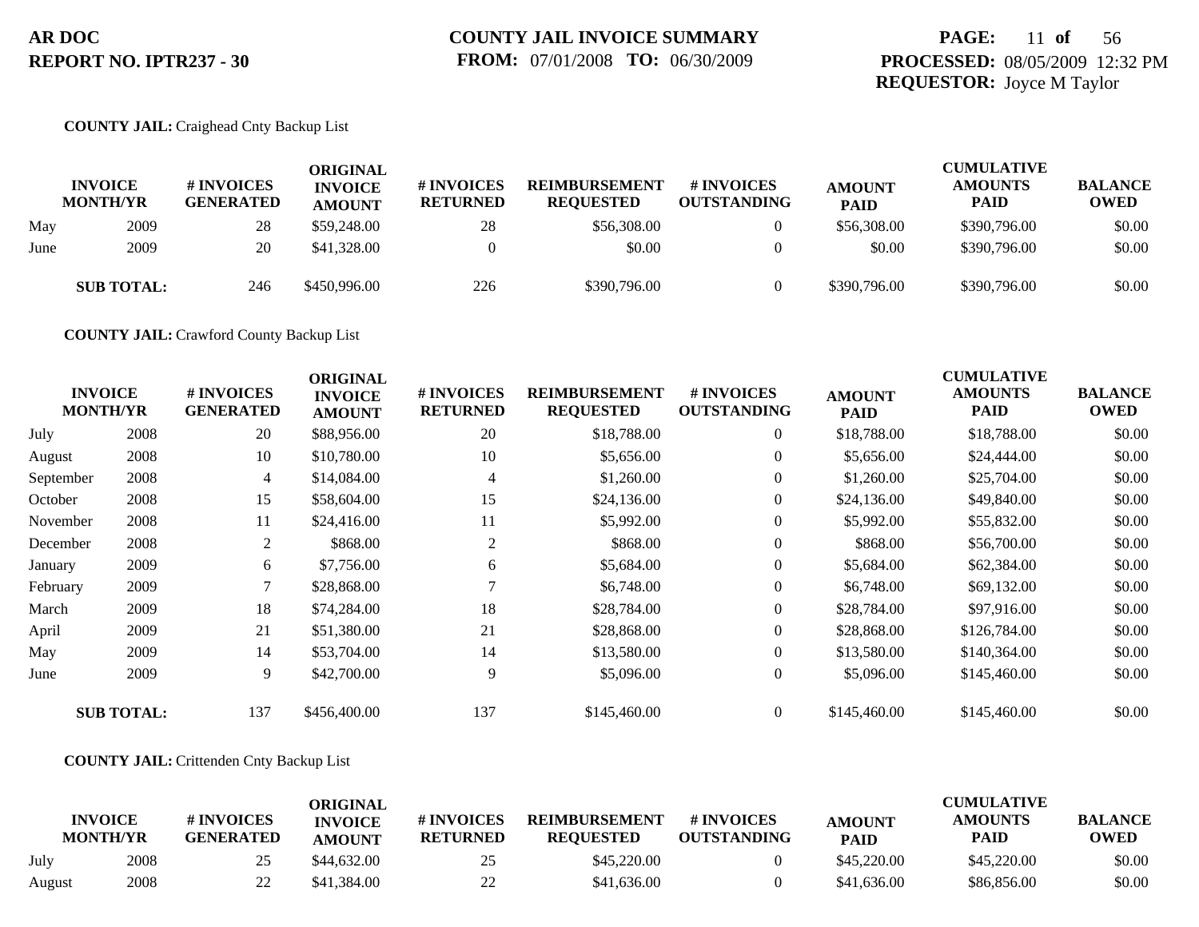**COUNTY JAIL:** Craighead Cnty Backup List

| INVOICE MONTH/YR | | # INVOICES GENERATED | ORIGINAL INVOICE AMOUNT | # INVOICES RETURNED | REIMBURSEMENT REQUESTED | # INVOICES OUTSTANDING | AMOUNT PAID | CUMULATIVE AMOUNTS PAID | BALANCE OWED |
|---|---|---|---|---|---|---|---|---|---|
| May | 2009 | 28 | $59,248.00 | 28 | $56,308.00 | 0 | $56,308.00 | $390,796.00 | $0.00 |
| June | 2009 | 20 | $41,328.00 | 0 | $0.00 | 0 | $0.00 | $390,796.00 | $0.00 |
| **SUB TOTAL:** | | 246 | $450,996.00 | 226 | $390,796.00 | 0 | $390,796.00 | $390,796.00 | $0.00 |

**COUNTY JAIL:** Crawford County Backup List

| INVOICE MONTH/YR | | # INVOICES GENERATED | ORIGINAL INVOICE AMOUNT | # INVOICES RETURNED | REIMBURSEMENT REQUESTED | # INVOICES OUTSTANDING | AMOUNT PAID | CUMULATIVE AMOUNTS PAID | BALANCE OWED |
|---|---|---|---|---|---|---|---|---|---|
| July | 2008 | 20 | $88,956.00 | 20 | $18,788.00 | 0 | $18,788.00 | $18,788.00 | $0.00 |
| August | 2008 | 10 | $10,780.00 | 10 | $5,656.00 | 0 | $5,656.00 | $24,444.00 | $0.00 |
| September | 2008 | 4 | $14,084.00 | 4 | $1,260.00 | 0 | $1,260.00 | $25,704.00 | $0.00 |
| October | 2008 | 15 | $58,604.00 | 15 | $24,136.00 | 0 | $24,136.00 | $49,840.00 | $0.00 |
| November | 2008 | 11 | $24,416.00 | 11 | $5,992.00 | 0 | $5,992.00 | $55,832.00 | $0.00 |
| December | 2008 | 2 | $868.00 | 2 | $868.00 | 0 | $868.00 | $56,700.00 | $0.00 |
| January | 2009 | 6 | $7,756.00 | 6 | $5,684.00 | 0 | $5,684.00 | $62,384.00 | $0.00 |
| February | 2009 | 7 | $28,868.00 | 7 | $6,748.00 | 0 | $6,748.00 | $69,132.00 | $0.00 |
| March | 2009 | 18 | $74,284.00 | 18 | $28,784.00 | 0 | $28,784.00 | $97,916.00 | $0.00 |
| April | 2009 | 21 | $51,380.00 | 21 | $28,868.00 | 0 | $28,868.00 | $126,784.00 | $0.00 |
| May | 2009 | 14 | $53,704.00 | 14 | $13,580.00 | 0 | $13,580.00 | $140,364.00 | $0.00 |
| June | 2009 | 9 | $42,700.00 | 9 | $5,096.00 | 0 | $5,096.00 | $145,460.00 | $0.00 |
| **SUB TOTAL:** | | 137 | $456,400.00 | 137 | $145,460.00 | 0 | $145,460.00 | $145,460.00 | $0.00 |

**COUNTY JAIL:** Crittenden Cnty Backup List

| INVOICE MONTH/YR | | # INVOICES GENERATED | ORIGINAL INVOICE AMOUNT | # INVOICES RETURNED | REIMBURSEMENT REQUESTED | # INVOICES OUTSTANDING | AMOUNT PAID | CUMULATIVE AMOUNTS PAID | BALANCE OWED |
|---|---|---|---|---|---|---|---|---|---|
| July | 2008 | 25 | $44,632.00 | 25 | $45,220.00 | 0 | $45,220.00 | $45,220.00 | $0.00 |
| August | 2008 | 22 | $41,384.00 | 22 | $41,636.00 | 0 | $41,636.00 | $86,856.00 | $0.00 |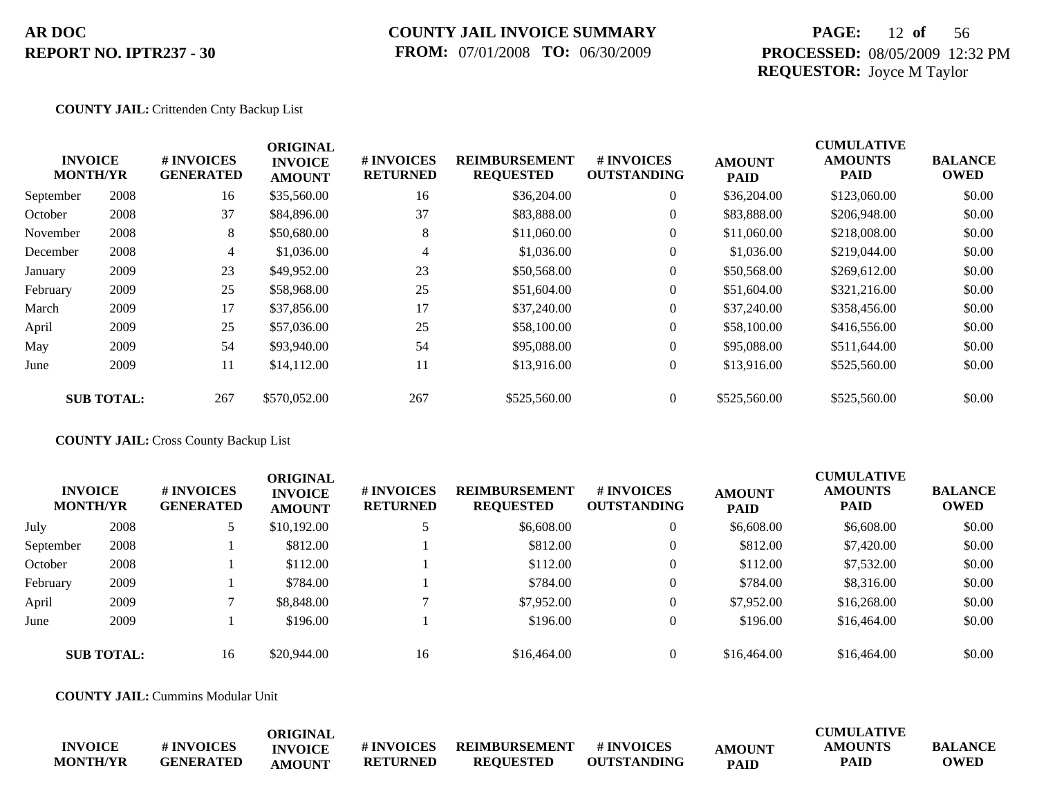**AR DOC**
**REPORT NO. IPTR237 - 30**

**COUNTY JAIL INVOICE SUMMARY**
**FROM:** 07/01/2008 **TO:** 06/30/2009

**PROCESSED:** 08/05/2009 12:32 PM
**REQUESTOR:** Joyce M Taylor

**COUNTY JAIL:** Crittenden Cnty Backup List

| INVOICE MONTH/YR | | # INVOICES GENERATED | ORIGINAL INVOICE AMOUNT | # INVOICES RETURNED | REIMBURSEMENT REQUESTED | # INVOICES OUTSTANDING | AMOUNT PAID | CUMULATIVE AMOUNTS PAID | BALANCE OWED |
|---|---|---|---|---|---|---|---|---|---|
| September | 2008 | 16 | $35,560.00 | 16 | $36,204.00 | 0 | $36,204.00 | $123,060.00 | $0.00 |
| October | 2008 | 37 | $84,896.00 | 37 | $83,888.00 | 0 | $83,888.00 | $206,948.00 | $0.00 |
| November | 2008 | 8 | $50,680.00 | 8 | $11,060.00 | 0 | $11,060.00 | $218,008.00 | $0.00 |
| December | 2008 | 4 | $1,036.00 | 4 | $1,036.00 | 0 | $1,036.00 | $219,044.00 | $0.00 |
| January | 2009 | 23 | $49,952.00 | 23 | $50,568.00 | 0 | $50,568.00 | $269,612.00 | $0.00 |
| February | 2009 | 25 | $58,968.00 | 25 | $51,604.00 | 0 | $51,604.00 | $321,216.00 | $0.00 |
| March | 2009 | 17 | $37,856.00 | 17 | $37,240.00 | 0 | $37,240.00 | $358,456.00 | $0.00 |
| April | 2009 | 25 | $57,036.00 | 25 | $58,100.00 | 0 | $58,100.00 | $416,556.00 | $0.00 |
| May | 2009 | 54 | $93,940.00 | 54 | $95,088.00 | 0 | $95,088.00 | $511,644.00 | $0.00 |
| June | 2009 | 11 | $14,112.00 | 11 | $13,916.00 | 0 | $13,916.00 | $525,560.00 | $0.00 |
| **SUB TOTAL:** | | 267 | $570,052.00 | 267 | $525,560.00 | 0 | $525,560.00 | $525,560.00 | $0.00 |

**COUNTY JAIL:** Cross County Backup List

| INVOICE MONTH/YR | | # INVOICES GENERATED | ORIGINAL INVOICE AMOUNT | # INVOICES RETURNED | REIMBURSEMENT REQUESTED | # INVOICES OUTSTANDING | AMOUNT PAID | CUMULATIVE AMOUNTS PAID | BALANCE OWED |
|---|---|---|---|---|---|---|---|---|---|
| July | 2008 | 5 | $10,192.00 | 5 | $6,608.00 | 0 | $6,608.00 | $6,608.00 | $0.00 |
| September | 2008 | 1 | $812.00 | 1 | $812.00 | 0 | $812.00 | $7,420.00 | $0.00 |
| October | 2008 | 1 | $112.00 | 1 | $112.00 | 0 | $112.00 | $7,532.00 | $0.00 |
| February | 2009 | 1 | $784.00 | 1 | $784.00 | 0 | $784.00 | $8,316.00 | $0.00 |
| April | 2009 | 7 | $8,848.00 | 7 | $7,952.00 | 0 | $7,952.00 | $16,268.00 | $0.00 |
| June | 2009 | 1 | $196.00 | 1 | $196.00 | 0 | $196.00 | $16,464.00 | $0.00 |
| **SUB TOTAL:** | | 16 | $20,944.00 | 16 | $16,464.00 | 0 | $16,464.00 | $16,464.00 | $0.00 |

**COUNTY JAIL:** Cummins Modular Unit

| INVOICE MONTH/YR | # INVOICES GENERATED | ORIGINAL INVOICE AMOUNT | # INVOICES RETURNED | REIMBURSEMENT REQUESTED | # INVOICES OUTSTANDING | AMOUNT PAID | CUMULATIVE AMOUNTS PAID | BALANCE OWED |
|---|---|---|---|---|---|---|---|---|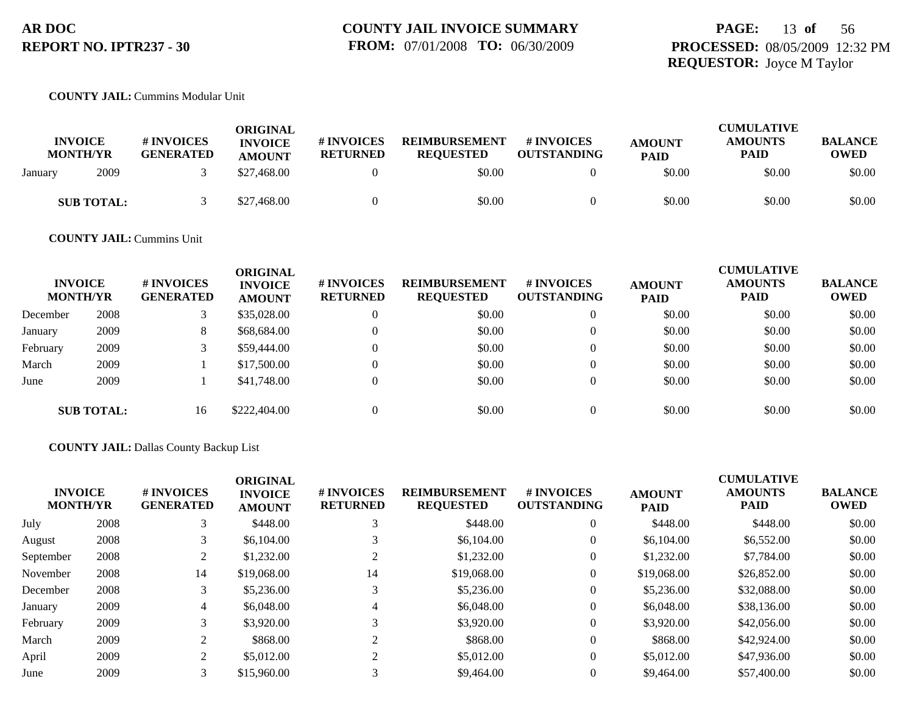**AR DOC**
**REPORT NO. IPTR237 - 30**

**COUNTY JAIL INVOICE SUMMARY**
**FROM:** 07/01/2008 **TO:** 06/30/2009

**PROCESSED:** 08/05/2009 12:32 PM
**REQUESTOR:** Joyce M Taylor

**COUNTY JAIL:** Cummins Modular Unit

| INVOICE MONTH/YR | | # INVOICES GENERATED | ORIGINAL INVOICE AMOUNT | # INVOICES RETURNED | REIMBURSEMENT REQUESTED | # INVOICES OUTSTANDING | AMOUNT PAID | CUMULATIVE AMOUNTS PAID | BALANCE OWED |
|---|---|---|---|---|---|---|---|---|---|
| January | 2009 | 3 | $27,468.00 | 0 | $0.00 | 0 | $0.00 | $0.00 | $0.00 |
| **SUB TOTAL:** | | 3 | $27,468.00 | 0 | $0.00 | 0 | $0.00 | $0.00 | $0.00 |

**COUNTY JAIL:** Cummins Unit

| INVOICE MONTH/YR | | # INVOICES GENERATED | ORIGINAL INVOICE AMOUNT | # INVOICES RETURNED | REIMBURSEMENT REQUESTED | # INVOICES OUTSTANDING | AMOUNT PAID | CUMULATIVE AMOUNTS PAID | BALANCE OWED |
|---|---|---|---|---|---|---|---|---|---|
| December | 2008 | 3 | $35,028.00 | 0 | $0.00 | 0 | $0.00 | $0.00 | $0.00 |
| January | 2009 | 8 | $68,684.00 | 0 | $0.00 | 0 | $0.00 | $0.00 | $0.00 |
| February | 2009 | 3 | $59,444.00 | 0 | $0.00 | 0 | $0.00 | $0.00 | $0.00 |
| March | 2009 | 1 | $17,500.00 | 0 | $0.00 | 0 | $0.00 | $0.00 | $0.00 |
| June | 2009 | 1 | $41,748.00 | 0 | $0.00 | 0 | $0.00 | $0.00 | $0.00 |
| **SUB TOTAL:** | | 16 | $222,404.00 | 0 | $0.00 | 0 | $0.00 | $0.00 | $0.00 |

**COUNTY JAIL:** Dallas County Backup List

| INVOICE MONTH/YR | | # INVOICES GENERATED | ORIGINAL INVOICE AMOUNT | # INVOICES RETURNED | REIMBURSEMENT REQUESTED | # INVOICES OUTSTANDING | AMOUNT PAID | CUMULATIVE AMOUNTS PAID | BALANCE OWED |
|---|---|---|---|---|---|---|---|---|---|
| July | 2008 | 3 | $448.00 | 3 | $448.00 | 0 | $448.00 | $448.00 | $0.00 |
| August | 2008 | 3 | $6,104.00 | 3 | $6,104.00 | 0 | $6,104.00 | $6,552.00 | $0.00 |
| September | 2008 | 2 | $1,232.00 | 2 | $1,232.00 | 0 | $1,232.00 | $7,784.00 | $0.00 |
| November | 2008 | 14 | $19,068.00 | 14 | $19,068.00 | 0 | $19,068.00 | $26,852.00 | $0.00 |
| December | 2008 | 3 | $5,236.00 | 3 | $5,236.00 | 0 | $5,236.00 | $32,088.00 | $0.00 |
| January | 2009 | 4 | $6,048.00 | 4 | $6,048.00 | 0 | $6,048.00 | $38,136.00 | $0.00 |
| February | 2009 | 3 | $3,920.00 | 3 | $3,920.00 | 0 | $3,920.00 | $42,056.00 | $0.00 |
| March | 2009 | 2 | $868.00 | 2 | $868.00 | 0 | $868.00 | $42,924.00 | $0.00 |
| April | 2009 | 2 | $5,012.00 | 2 | $5,012.00 | 0 | $5,012.00 | $47,936.00 | $0.00 |
| June | 2009 | 3 | $15,960.00 | 3 | $9,464.00 | 0 | $9,464.00 | $57,400.00 | $0.00 |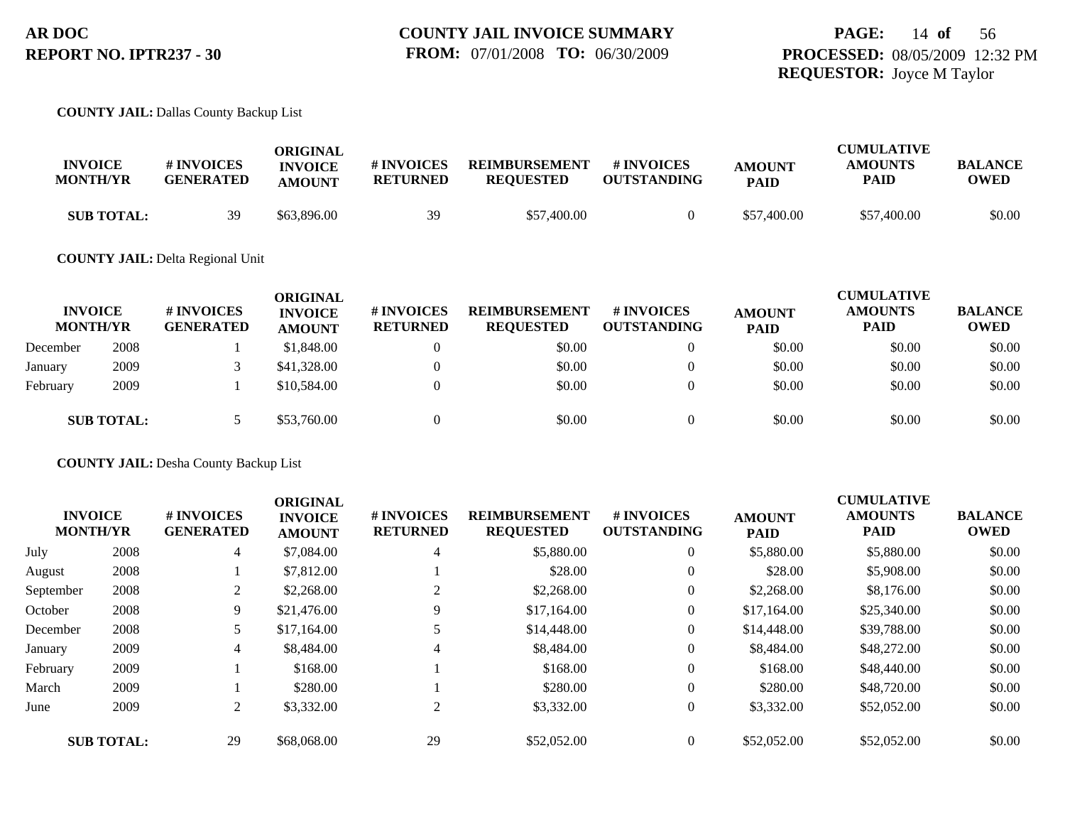**AR DOC**
**REPORT NO. IPTR237 - 30**

**COUNTY JAIL INVOICE SUMMARY**
**FROM:** 07/01/2008 **TO:** 06/30/2009

**PROCESSED:** 08/05/2009 12:32 PM
**REQUESTOR:** Joyce M Taylor

**COUNTY JAIL:** Dallas County Backup List

| INVOICE MONTH/YR | | # INVOICES GENERATED | ORIGINAL INVOICE AMOUNT | # INVOICES RETURNED | REIMBURSEMENT REQUESTED | # INVOICES OUTSTANDING | AMOUNT PAID | CUMULATIVE AMOUNTS PAID | BALANCE OWED |
|---|---|---|---|---|---|---|---|---|---|
| **SUB TOTAL:** | | 39 | $63,896.00 | 39 | $57,400.00 | 0 | $57,400.00 | $57,400.00 | $0.00 |

**COUNTY JAIL:** Delta Regional Unit

| INVOICE MONTH/YR | | # INVOICES GENERATED | ORIGINAL INVOICE AMOUNT | # INVOICES RETURNED | REIMBURSEMENT REQUESTED | # INVOICES OUTSTANDING | AMOUNT PAID | CUMULATIVE AMOUNTS PAID | BALANCE OWED |
|---|---|---|---|---|---|---|---|---|---|
| December | 2008 | 1 | $1,848.00 | 0 | $0.00 | 0 | $0.00 | $0.00 | $0.00 |
| January | 2009 | 3 | $41,328.00 | 0 | $0.00 | 0 | $0.00 | $0.00 | $0.00 |
| February | 2009 | 1 | $10,584.00 | 0 | $0.00 | 0 | $0.00 | $0.00 | $0.00 |
| **SUB TOTAL:** | | 5 | $53,760.00 | 0 | $0.00 | 0 | $0.00 | $0.00 | $0.00 |

**COUNTY JAIL:** Desha County Backup List

| INVOICE MONTH/YR | | # INVOICES GENERATED | ORIGINAL INVOICE AMOUNT | # INVOICES RETURNED | REIMBURSEMENT REQUESTED | # INVOICES OUTSTANDING | AMOUNT PAID | CUMULATIVE AMOUNTS PAID | BALANCE OWED |
|---|---|---|---|---|---|---|---|---|---|
| July | 2008 | 4 | $7,084.00 | 4 | $5,880.00 | 0 | $5,880.00 | $5,880.00 | $0.00 |
| August | 2008 | 1 | $7,812.00 | 1 | $28.00 | 0 | $28.00 | $5,908.00 | $0.00 |
| September | 2008 | 2 | $2,268.00 | 2 | $2,268.00 | 0 | $2,268.00 | $8,176.00 | $0.00 |
| October | 2008 | 9 | $21,476.00 | 9 | $17,164.00 | 0 | $17,164.00 | $25,340.00 | $0.00 |
| December | 2008 | 5 | $17,164.00 | 5 | $14,448.00 | 0 | $14,448.00 | $39,788.00 | $0.00 |
| January | 2009 | 4 | $8,484.00 | 4 | $8,484.00 | 0 | $8,484.00 | $48,272.00 | $0.00 |
| February | 2009 | 1 | $168.00 | 1 | $168.00 | 0 | $168.00 | $48,440.00 | $0.00 |
| March | 2009 | 1 | $280.00 | 1 | $280.00 | 0 | $280.00 | $48,720.00 | $0.00 |
| June | 2009 | 2 | $3,332.00 | 2 | $3,332.00 | 0 | $3,332.00 | $52,052.00 | $0.00 |
| **SUB TOTAL:** | | 29 | $68,068.00 | 29 | $52,052.00 | 0 | $52,052.00 | $52,052.00 | $0.00 |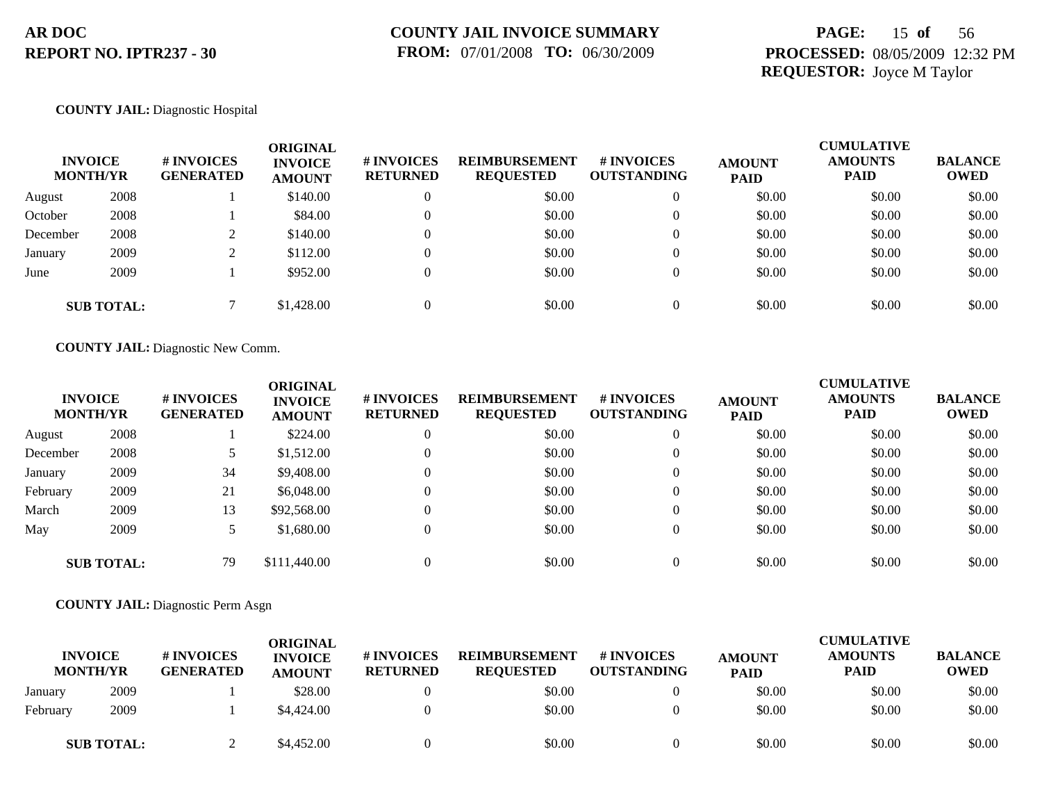**AR DOC**
**REPORT NO. IPTR237 - 30**

**COUNTY JAIL INVOICE SUMMARY**
**FROM:** 07/01/2008 **TO:** 06/30/2009

**PROCESSED:** 08/05/2009 12:32 PM
**REQUESTOR:** Joyce M Taylor

**COUNTY JAIL:** Diagnostic Hospital

| INVOICE MONTH/YR | | # INVOICES GENERATED | ORIGINAL INVOICE AMOUNT | # INVOICES RETURNED | REIMBURSEMENT REQUESTED | # INVOICES OUTSTANDING | AMOUNT PAID | CUMULATIVE AMOUNTS PAID | BALANCE OWED |
|---|---|---|---|---|---|---|---|---|---|
| August | 2008 | 1 | $140.00 | 0 | $0.00 | 0 | $0.00 | $0.00 | $0.00 |
| October | 2008 | 1 | $84.00 | 0 | $0.00 | 0 | $0.00 | $0.00 | $0.00 |
| December | 2008 | 2 | $140.00 | 0 | $0.00 | 0 | $0.00 | $0.00 | $0.00 |
| January | 2009 | 2 | $112.00 | 0 | $0.00 | 0 | $0.00 | $0.00 | $0.00 |
| June | 2009 | 1 | $952.00 | 0 | $0.00 | 0 | $0.00 | $0.00 | $0.00 |
| **SUB TOTAL:** | | 7 | $1,428.00 | 0 | $0.00 | 0 | $0.00 | $0.00 | $0.00 |

**COUNTY JAIL:** Diagnostic New Comm.

| INVOICE MONTH/YR | | # INVOICES GENERATED | ORIGINAL INVOICE AMOUNT | # INVOICES RETURNED | REIMBURSEMENT REQUESTED | # INVOICES OUTSTANDING | AMOUNT PAID | CUMULATIVE AMOUNTS PAID | BALANCE OWED |
|---|---|---|---|---|---|---|---|---|---|
| August | 2008 | 1 | $224.00 | 0 | $0.00 | 0 | $0.00 | $0.00 | $0.00 |
| December | 2008 | 5 | $1,512.00 | 0 | $0.00 | 0 | $0.00 | $0.00 | $0.00 |
| January | 2009 | 34 | $9,408.00 | 0 | $0.00 | 0 | $0.00 | $0.00 | $0.00 |
| February | 2009 | 21 | $6,048.00 | 0 | $0.00 | 0 | $0.00 | $0.00 | $0.00 |
| March | 2009 | 13 | $92,568.00 | 0 | $0.00 | 0 | $0.00 | $0.00 | $0.00 |
| May | 2009 | 5 | $1,680.00 | 0 | $0.00 | 0 | $0.00 | $0.00 | $0.00 |
| **SUB TOTAL:** | | 79 | $111,440.00 | 0 | $0.00 | 0 | $0.00 | $0.00 | $0.00 |

**COUNTY JAIL:** Diagnostic Perm Asgn

| INVOICE MONTH/YR | | # INVOICES GENERATED | ORIGINAL INVOICE AMOUNT | # INVOICES RETURNED | REIMBURSEMENT REQUESTED | # INVOICES OUTSTANDING | AMOUNT PAID | CUMULATIVE AMOUNTS PAID | BALANCE OWED |
|---|---|---|---|---|---|---|---|---|---|
| January | 2009 | 1 | $28.00 | 0 | $0.00 | 0 | $0.00 | $0.00 | $0.00 |
| February | 2009 | 1 | $4,424.00 | 0 | $0.00 | 0 | $0.00 | $0.00 | $0.00 |
| **SUB TOTAL:** | | 2 | $4,452.00 | 0 | $0.00 | 0 | $0.00 | $0.00 | $0.00 |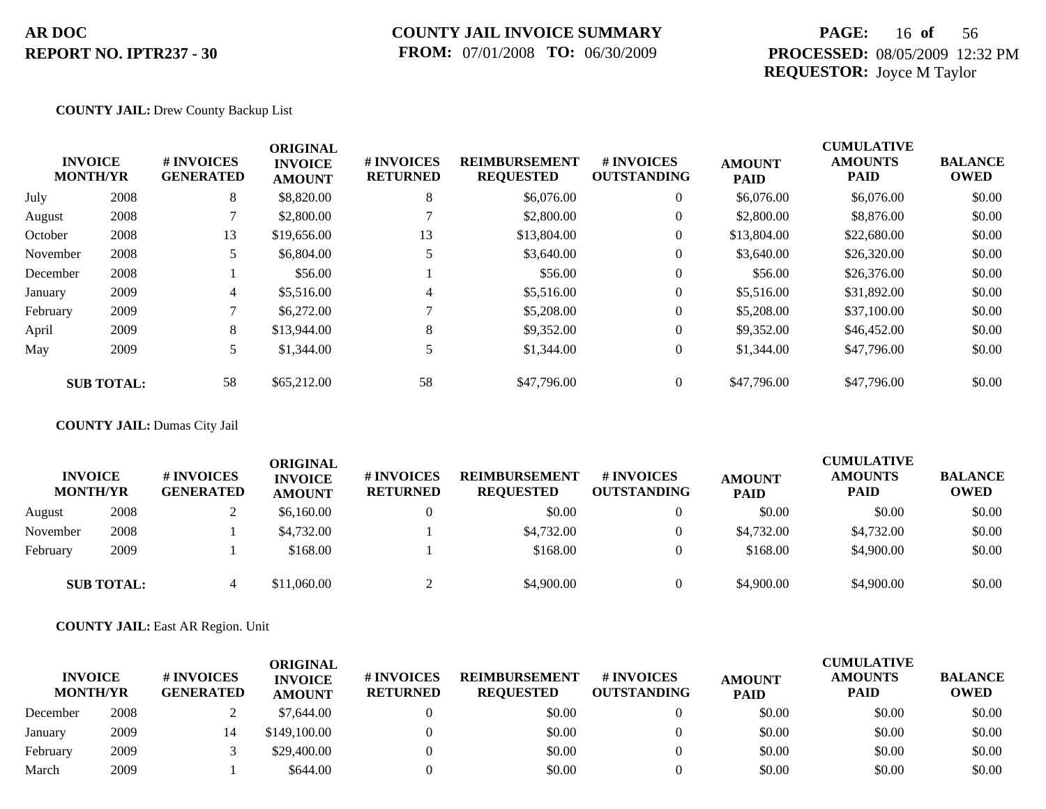**AR DOC**
**REPORT NO. IPTR237 - 30**

**COUNTY JAIL INVOICE SUMMARY**
**FROM:** 07/01/2008 **TO:** 06/30/2009

**PROCESSED:** 08/05/2009 12:32 PM
**REQUESTOR:** Joyce M Taylor

**COUNTY JAIL:** Drew County Backup List

| INVOICE MONTH/YR | | # INVOICES GENERATED | ORIGINAL INVOICE AMOUNT | # INVOICES RETURNED | REIMBURSEMENT REQUESTED | # INVOICES OUTSTANDING | AMOUNT PAID | CUMULATIVE AMOUNTS PAID | BALANCE OWED |
|---|---|---|---|---|---|---|---|---|---|
| July | 2008 | 8 | $8,820.00 | 8 | $6,076.00 | 0 | $6,076.00 | $6,076.00 | $0.00 |
| August | 2008 | 7 | $2,800.00 | 7 | $2,800.00 | 0 | $2,800.00 | $8,876.00 | $0.00 |
| October | 2008 | 13 | $19,656.00 | 13 | $13,804.00 | 0 | $13,804.00 | $22,680.00 | $0.00 |
| November | 2008 | 5 | $6,804.00 | 5 | $3,640.00 | 0 | $3,640.00 | $26,320.00 | $0.00 |
| December | 2008 | 1 | $56.00 | 1 | $56.00 | 0 | $56.00 | $26,376.00 | $0.00 |
| January | 2009 | 4 | $5,516.00 | 4 | $5,516.00 | 0 | $5,516.00 | $31,892.00 | $0.00 |
| February | 2009 | 7 | $6,272.00 | 7 | $5,208.00 | 0 | $5,208.00 | $37,100.00 | $0.00 |
| April | 2009 | 8 | $13,944.00 | 8 | $9,352.00 | 0 | $9,352.00 | $46,452.00 | $0.00 |
| May | 2009 | 5 | $1,344.00 | 5 | $1,344.00 | 0 | $1,344.00 | $47,796.00 | $0.00 |
| **SUB TOTAL:** | | 58 | $65,212.00 | 58 | $47,796.00 | 0 | $47,796.00 | $47,796.00 | $0.00 |

**COUNTY JAIL:** Dumas City Jail

| INVOICE MONTH/YR | | # INVOICES GENERATED | ORIGINAL INVOICE AMOUNT | # INVOICES RETURNED | REIMBURSEMENT REQUESTED | # INVOICES OUTSTANDING | AMOUNT PAID | CUMULATIVE AMOUNTS PAID | BALANCE OWED |
|---|---|---|---|---|---|---|---|---|---|
| August | 2008 | 2 | $6,160.00 | 0 | $0.00 | 0 | $0.00 | $0.00 | $0.00 |
| November | 2008 | 1 | $4,732.00 | 1 | $4,732.00 | 0 | $4,732.00 | $4,732.00 | $0.00 |
| February | 2009 | 1 | $168.00 | 1 | $168.00 | 0 | $168.00 | $4,900.00 | $0.00 |
| **SUB TOTAL:** | | 4 | $11,060.00 | 2 | $4,900.00 | 0 | $4,900.00 | $4,900.00 | $0.00 |

**COUNTY JAIL:** East AR Region. Unit

| INVOICE MONTH/YR | | # INVOICES GENERATED | ORIGINAL INVOICE AMOUNT | # INVOICES RETURNED | REIMBURSEMENT REQUESTED | # INVOICES OUTSTANDING | AMOUNT PAID | CUMULATIVE AMOUNTS PAID | BALANCE OWED |
|---|---|---|---|---|---|---|---|---|---|
| December | 2008 | 2 | $7,644.00 | 0 | $0.00 | 0 | $0.00 | $0.00 | $0.00 |
| January | 2009 | 14 | $149,100.00 | 0 | $0.00 | 0 | $0.00 | $0.00 | $0.00 |
| February | 2009 | 3 | $29,400.00 | 0 | $0.00 | 0 | $0.00 | $0.00 | $0.00 |
| March | 2009 | 1 | $644.00 | 0 | $0.00 | 0 | $0.00 | $0.00 | $0.00 |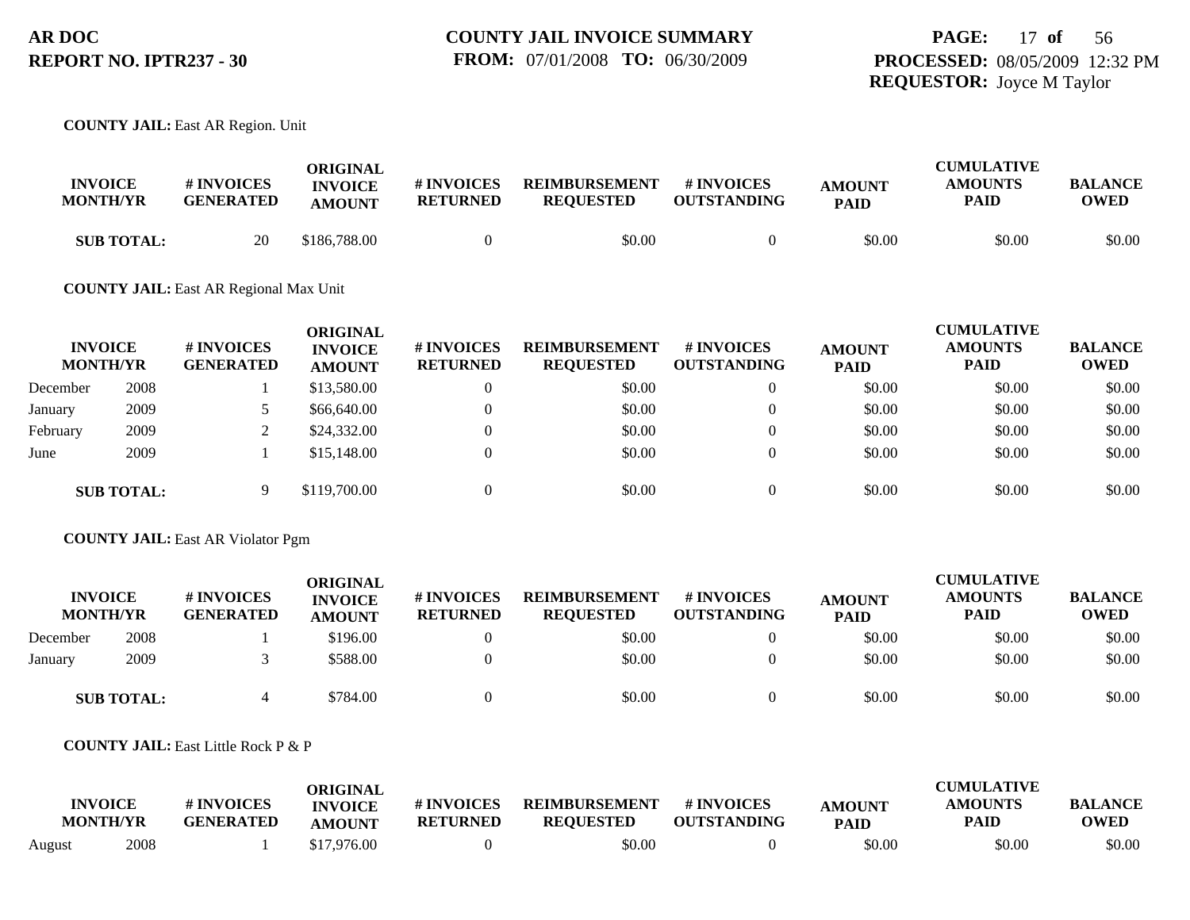**COUNTY JAIL:** East AR Region. Unit

| INVOICE MONTH/YR | | # INVOICES GENERATED | ORIGINAL INVOICE AMOUNT | # INVOICES RETURNED | REIMBURSEMENT REQUESTED | # INVOICES OUTSTANDING | AMOUNT PAID | CUMULATIVE AMOUNTS PAID | BALANCE OWED |
|---|---|---|---|---|---|---|---|---|---|
| **SUB TOTAL:** | | 20 | $186,788.00 | 0 | $0.00 | 0 | $0.00 | $0.00 | $0.00 |

**COUNTY JAIL:** East AR Regional Max Unit

| INVOICE MONTH/YR | | # INVOICES GENERATED | ORIGINAL INVOICE AMOUNT | # INVOICES RETURNED | REIMBURSEMENT REQUESTED | # INVOICES OUTSTANDING | AMOUNT PAID | CUMULATIVE AMOUNTS PAID | BALANCE OWED |
|---|---|---|---|---|---|---|---|---|---|
| December | 2008 | 1 | $13,580.00 | 0 | $0.00 | 0 | $0.00 | $0.00 | $0.00 |
| January | 2009 | 5 | $66,640.00 | 0 | $0.00 | 0 | $0.00 | $0.00 | $0.00 |
| February | 2009 | 2 | $24,332.00 | 0 | $0.00 | 0 | $0.00 | $0.00 | $0.00 |
| June | 2009 | 1 | $15,148.00 | 0 | $0.00 | 0 | $0.00 | $0.00 | $0.00 |
| **SUB TOTAL:** | | 9 | $119,700.00 | 0 | $0.00 | 0 | $0.00 | $0.00 | $0.00 |

**COUNTY JAIL:** East AR Violator Pgm

| INVOICE MONTH/YR | | # INVOICES GENERATED | ORIGINAL INVOICE AMOUNT | # INVOICES RETURNED | REIMBURSEMENT REQUESTED | # INVOICES OUTSTANDING | AMOUNT PAID | CUMULATIVE AMOUNTS PAID | BALANCE OWED |
|---|---|---|---|---|---|---|---|---|---|
| December | 2008 | 1 | $196.00 | 0 | $0.00 | 0 | $0.00 | $0.00 | $0.00 |
| January | 2009 | 3 | $588.00 | 0 | $0.00 | 0 | $0.00 | $0.00 | $0.00 |
| **SUB TOTAL:** | | 4 | $784.00 | 0 | $0.00 | 0 | $0.00 | $0.00 | $0.00 |

**COUNTY JAIL:** East Little Rock P & P

| INVOICE MONTH/YR | | # INVOICES GENERATED | ORIGINAL INVOICE AMOUNT | # INVOICES RETURNED | REIMBURSEMENT REQUESTED | # INVOICES OUTSTANDING | AMOUNT PAID | CUMULATIVE AMOUNTS PAID | BALANCE OWED |
|---|---|---|---|---|---|---|---|---|---|
| August | 2008 | 1 | $17,976.00 | 0 | $0.00 | 0 | $0.00 | $0.00 | $0.00 |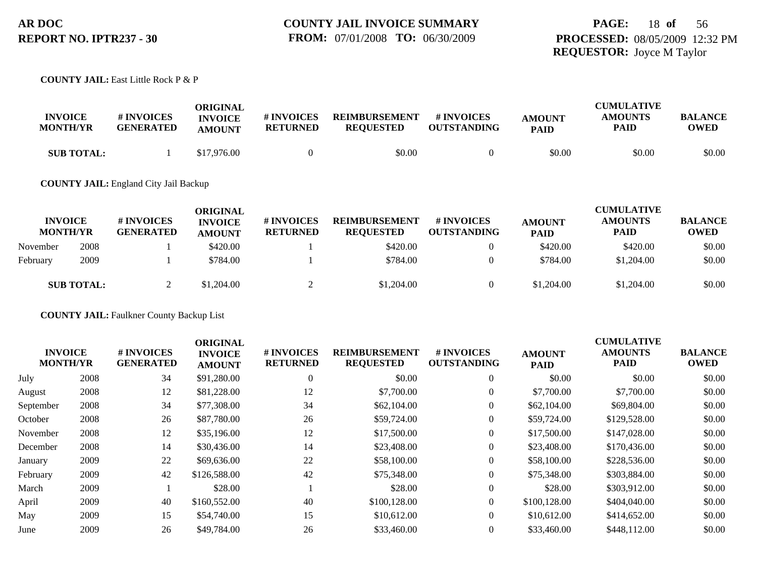**AR DOC**
**REPORT NO. IPTR237 - 30**

**COUNTY JAIL INVOICE SUMMARY**
**FROM:** 07/01/2008 **TO:** 06/30/2009

**PROCESSED:** 08/05/2009 12:32 PM
**REQUESTOR:** Joyce M Taylor

**COUNTY JAIL:** East Little Rock P & P

| INVOICE MONTH/YR | | # INVOICES GENERATED | ORIGINAL INVOICE AMOUNT | # INVOICES RETURNED | REIMBURSEMENT REQUESTED | # INVOICES OUTSTANDING | AMOUNT PAID | CUMULATIVE AMOUNTS PAID | BALANCE OWED |
|---|---|---|---|---|---|---|---|---|---|
| **SUB TOTAL:** | | 1 | $17,976.00 | 0 | $0.00 | 0 | $0.00 | $0.00 | $0.00 |

**COUNTY JAIL:** England City Jail Backup

| INVOICE MONTH/YR | | # INVOICES GENERATED | ORIGINAL INVOICE AMOUNT | # INVOICES RETURNED | REIMBURSEMENT REQUESTED | # INVOICES OUTSTANDING | AMOUNT PAID | CUMULATIVE AMOUNTS PAID | BALANCE OWED |
|---|---|---|---|---|---|---|---|---|---|
| November | 2008 | 1 | $420.00 | 1 | $420.00 | 0 | $420.00 | $420.00 | $0.00 |
| February | 2009 | 1 | $784.00 | 1 | $784.00 | 0 | $784.00 | $1,204.00 | $0.00 |
| **SUB TOTAL:** | | 2 | $1,204.00 | 2 | $1,204.00 | 0 | $1,204.00 | $1,204.00 | $0.00 |

**COUNTY JAIL:** Faulkner County Backup List

| INVOICE MONTH/YR | | # INVOICES GENERATED | ORIGINAL INVOICE AMOUNT | # INVOICES RETURNED | REIMBURSEMENT REQUESTED | # INVOICES OUTSTANDING | AMOUNT PAID | CUMULATIVE AMOUNTS PAID | BALANCE OWED |
|---|---|---|---|---|---|---|---|---|---|
| July | 2008 | 34 | $91,280.00 | 0 | $0.00 | 0 | $0.00 | $0.00 | $0.00 |
| August | 2008 | 12 | $81,228.00 | 12 | $7,700.00 | 0 | $7,700.00 | $7,700.00 | $0.00 |
| September | 2008 | 34 | $77,308.00 | 34 | $62,104.00 | 0 | $62,104.00 | $69,804.00 | $0.00 |
| October | 2008 | 26 | $87,780.00 | 26 | $59,724.00 | 0 | $59,724.00 | $129,528.00 | $0.00 |
| November | 2008 | 12 | $35,196.00 | 12 | $17,500.00 | 0 | $17,500.00 | $147,028.00 | $0.00 |
| December | 2008 | 14 | $30,436.00 | 14 | $23,408.00 | 0 | $23,408.00 | $170,436.00 | $0.00 |
| January | 2009 | 22 | $69,636.00 | 22 | $58,100.00 | 0 | $58,100.00 | $228,536.00 | $0.00 |
| February | 2009 | 42 | $126,588.00 | 42 | $75,348.00 | 0 | $75,348.00 | $303,884.00 | $0.00 |
| March | 2009 | 1 | $28.00 | 1 | $28.00 | 0 | $28.00 | $303,912.00 | $0.00 |
| April | 2009 | 40 | $160,552.00 | 40 | $100,128.00 | 0 | $100,128.00 | $404,040.00 | $0.00 |
| May | 2009 | 15 | $54,740.00 | 15 | $10,612.00 | 0 | $10,612.00 | $414,652.00 | $0.00 |
| June | 2009 | 26 | $49,784.00 | 26 | $33,460.00 | 0 | $33,460.00 | $448,112.00 | $0.00 |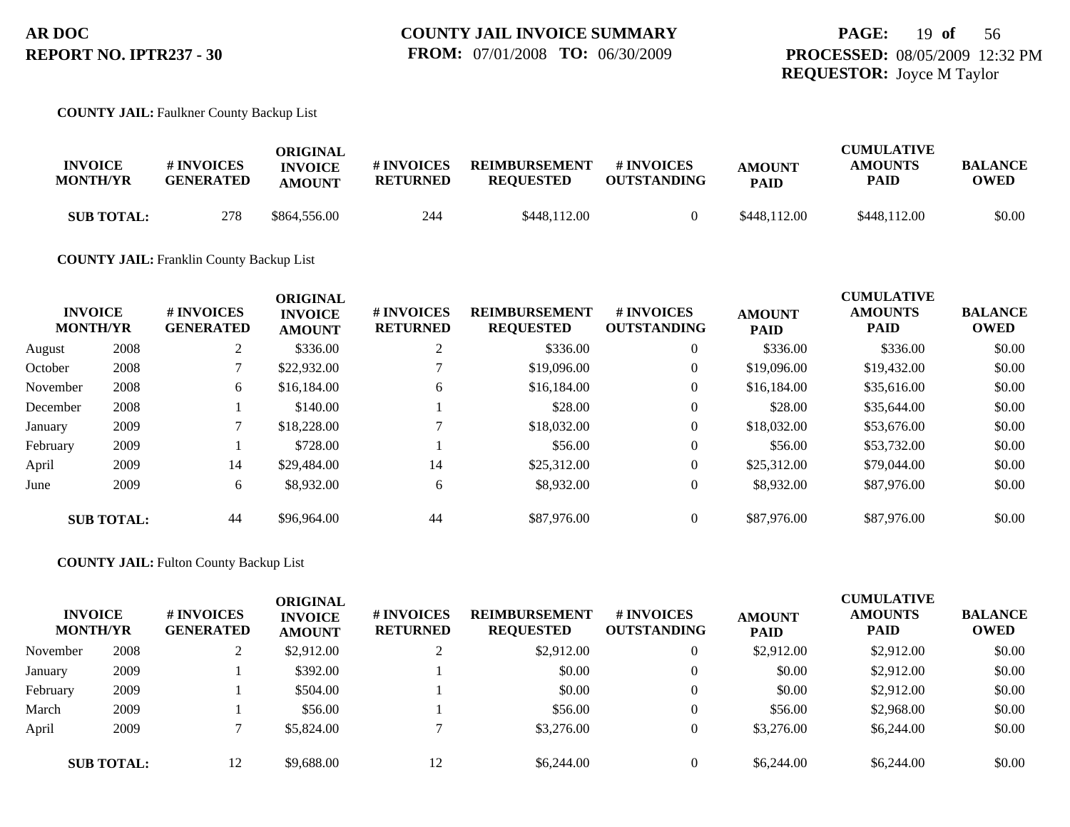AR DOC
REPORT NO. IPTR237 - 30

COUNTY JAIL INVOICE SUMMARY
FROM: 07/01/2008 TO: 06/30/2009

PROCESSED: 08/05/2009 12:32 PM
REQUESTOR: Joyce M Taylor

**COUNTY JAIL:** Faulkner County Backup List

| INVOICE MONTH/YR | | # INVOICES GENERATED | ORIGINAL INVOICE AMOUNT | # INVOICES RETURNED | REIMBURSEMENT REQUESTED | # INVOICES OUTSTANDING | AMOUNT PAID | CUMULATIVE AMOUNTS PAID | BALANCE OWED |
|---|---|---|---|---|---|---|---|---|---|
| **SUB TOTAL:** | | 278 | $864,556.00 | 244 | $448,112.00 | 0 | $448,112.00 | $448,112.00 | $0.00 |

**COUNTY JAIL:** Franklin County Backup List

| INVOICE MONTH/YR | | # INVOICES GENERATED | ORIGINAL INVOICE AMOUNT | # INVOICES RETURNED | REIMBURSEMENT REQUESTED | # INVOICES OUTSTANDING | AMOUNT PAID | CUMULATIVE AMOUNTS PAID | BALANCE OWED |
|---|---|---|---|---|---|---|---|---|---|
| August | 2008 | 2 | $336.00 | 2 | $336.00 | 0 | $336.00 | $336.00 | $0.00 |
| October | 2008 | 7 | $22,932.00 | 7 | $19,096.00 | 0 | $19,096.00 | $19,432.00 | $0.00 |
| November | 2008 | 6 | $16,184.00 | 6 | $16,184.00 | 0 | $16,184.00 | $35,616.00 | $0.00 |
| December | 2008 | 1 | $140.00 | 1 | $28.00 | 0 | $28.00 | $35,644.00 | $0.00 |
| January | 2009 | 7 | $18,228.00 | 7 | $18,032.00 | 0 | $18,032.00 | $53,676.00 | $0.00 |
| February | 2009 | 1 | $728.00 | 1 | $56.00 | 0 | $56.00 | $53,732.00 | $0.00 |
| April | 2009 | 14 | $29,484.00 | 14 | $25,312.00 | 0 | $25,312.00 | $79,044.00 | $0.00 |
| June | 2009 | 6 | $8,932.00 | 6 | $8,932.00 | 0 | $8,932.00 | $87,976.00 | $0.00 |
| **SUB TOTAL:** | | 44 | $96,964.00 | 44 | $87,976.00 | 0 | $87,976.00 | $87,976.00 | $0.00 |

**COUNTY JAIL:** Fulton County Backup List

| INVOICE MONTH/YR | | # INVOICES GENERATED | ORIGINAL INVOICE AMOUNT | # INVOICES RETURNED | REIMBURSEMENT REQUESTED | # INVOICES OUTSTANDING | AMOUNT PAID | CUMULATIVE AMOUNTS PAID | BALANCE OWED |
|---|---|---|---|---|---|---|---|---|---|
| November | 2008 | 2 | $2,912.00 | 2 | $2,912.00 | 0 | $2,912.00 | $2,912.00 | $0.00 |
| January | 2009 | 1 | $392.00 | 1 | $0.00 | 0 | $0.00 | $2,912.00 | $0.00 |
| February | 2009 | 1 | $504.00 | 1 | $0.00 | 0 | $0.00 | $2,912.00 | $0.00 |
| March | 2009 | 1 | $56.00 | 1 | $56.00 | 0 | $56.00 | $2,968.00 | $0.00 |
| April | 2009 | 7 | $5,824.00 | 7 | $3,276.00 | 0 | $3,276.00 | $6,244.00 | $0.00 |
| **SUB TOTAL:** | | 12 | $9,688.00 | 12 | $6,244.00 | 0 | $6,244.00 | $6,244.00 | $0.00 |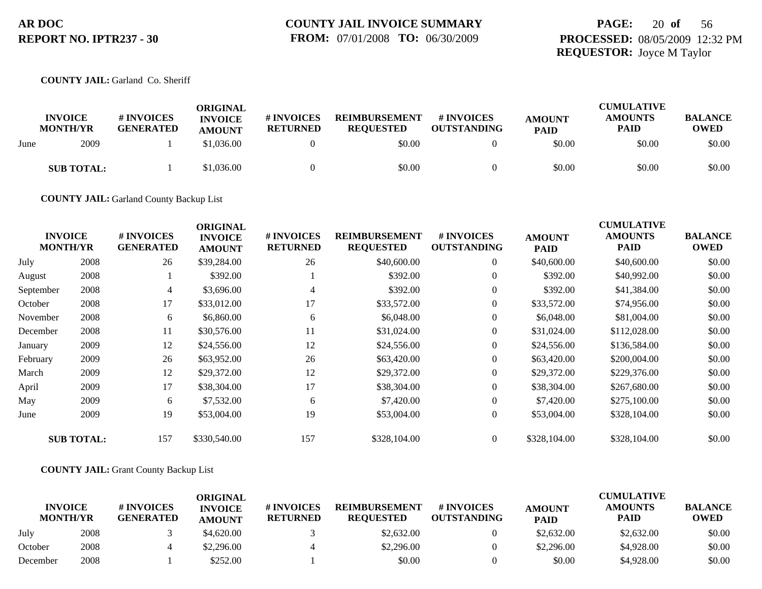**COUNTY JAIL:** Garland Co. Sheriff

| INVOICE MONTH/YR | | # INVOICES GENERATED | ORIGINAL INVOICE AMOUNT | # INVOICES RETURNED | REIMBURSEMENT REQUESTED | # INVOICES OUTSTANDING | AMOUNT PAID | CUMULATIVE AMOUNTS PAID | BALANCE OWED |
|---|---|---|---|---|---|---|---|---|---|
| June | 2009 | 1 | $1,036.00 | 0 | $0.00 | 0 | $0.00 | $0.00 | $0.00 |
| **SUB TOTAL:** | | 1 | $1,036.00 | 0 | $0.00 | 0 | $0.00 | $0.00 | $0.00 |

**COUNTY JAIL:** Garland County Backup List

| INVOICE MONTH/YR | | # INVOICES GENERATED | ORIGINAL INVOICE AMOUNT | # INVOICES RETURNED | REIMBURSEMENT REQUESTED | # INVOICES OUTSTANDING | AMOUNT PAID | CUMULATIVE AMOUNTS PAID | BALANCE OWED |
|---|---|---|---|---|---|---|---|---|---|
| July | 2008 | 26 | $39,284.00 | 26 | $40,600.00 | 0 | $40,600.00 | $40,600.00 | $0.00 |
| August | 2008 | 1 | $392.00 | 1 | $392.00 | 0 | $392.00 | $40,992.00 | $0.00 |
| September | 2008 | 4 | $3,696.00 | 4 | $392.00 | 0 | $392.00 | $41,384.00 | $0.00 |
| October | 2008 | 17 | $33,012.00 | 17 | $33,572.00 | 0 | $33,572.00 | $74,956.00 | $0.00 |
| November | 2008 | 6 | $6,860.00 | 6 | $6,048.00 | 0 | $6,048.00 | $81,004.00 | $0.00 |
| December | 2008 | 11 | $30,576.00 | 11 | $31,024.00 | 0 | $31,024.00 | $112,028.00 | $0.00 |
| January | 2009 | 12 | $24,556.00 | 12 | $24,556.00 | 0 | $24,556.00 | $136,584.00 | $0.00 |
| February | 2009 | 26 | $63,952.00 | 26 | $63,420.00 | 0 | $63,420.00 | $200,004.00 | $0.00 |
| March | 2009 | 12 | $29,372.00 | 12 | $29,372.00 | 0 | $29,372.00 | $229,376.00 | $0.00 |
| April | 2009 | 17 | $38,304.00 | 17 | $38,304.00 | 0 | $38,304.00 | $267,680.00 | $0.00 |
| May | 2009 | 6 | $7,532.00 | 6 | $7,420.00 | 0 | $7,420.00 | $275,100.00 | $0.00 |
| June | 2009 | 19 | $53,004.00 | 19 | $53,004.00 | 0 | $53,004.00 | $328,104.00 | $0.00 |
| **SUB TOTAL:** | | 157 | $330,540.00 | 157 | $328,104.00 | 0 | $328,104.00 | $328,104.00 | $0.00 |

**COUNTY JAIL:** Grant County Backup List

| INVOICE MONTH/YR | | # INVOICES GENERATED | ORIGINAL INVOICE AMOUNT | # INVOICES RETURNED | REIMBURSEMENT REQUESTED | # INVOICES OUTSTANDING | AMOUNT PAID | CUMULATIVE AMOUNTS PAID | BALANCE OWED |
|---|---|---|---|---|---|---|---|---|---|
| July | 2008 | 3 | $4,620.00 | 3 | $2,632.00 | 0 | $2,632.00 | $2,632.00 | $0.00 |
| October | 2008 | 4 | $2,296.00 | 4 | $2,296.00 | 0 | $2,296.00 | $4,928.00 | $0.00 |
| December | 2008 | 1 | $252.00 | 1 | $0.00 | 0 | $0.00 | $4,928.00 | $0.00 |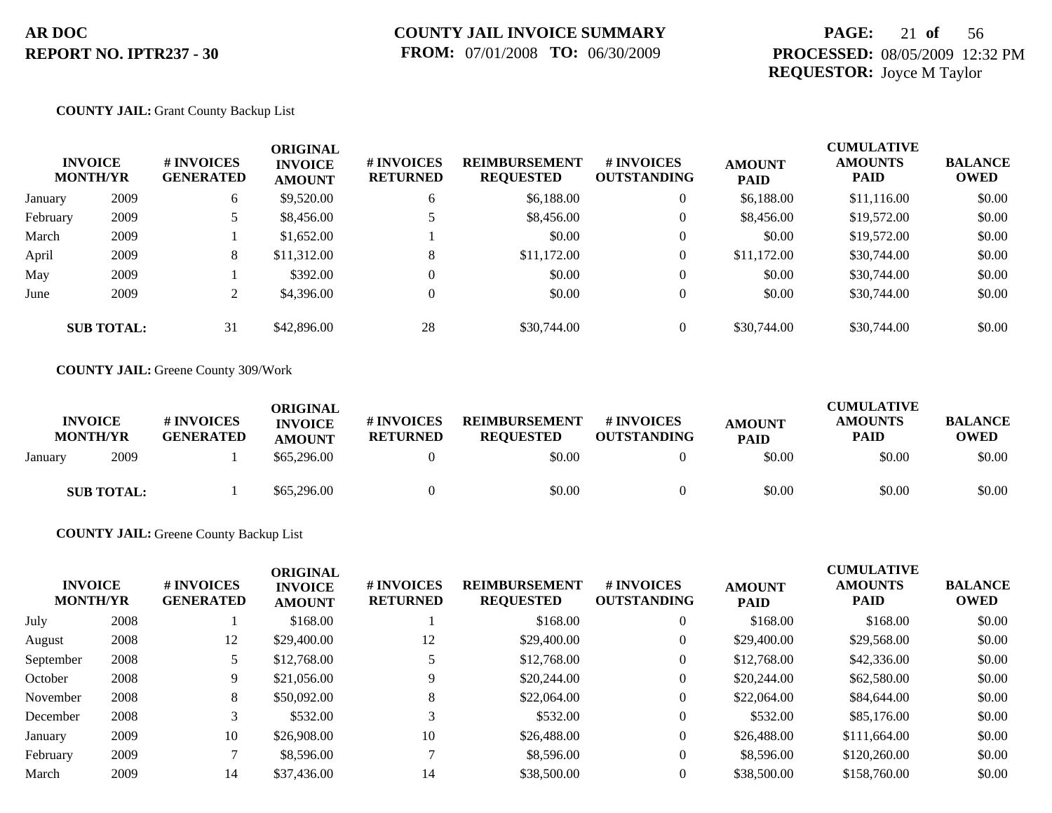**COUNTY JAIL:** Grant County Backup List

| INVOICE MONTH/YR | | # INVOICES GENERATED | ORIGINAL INVOICE AMOUNT | # INVOICES RETURNED | REIMBURSEMENT REQUESTED | # INVOICES OUTSTANDING | AMOUNT PAID | CUMULATIVE AMOUNTS PAID | BALANCE OWED |
|---|---|---|---|---|---|---|---|---|---|
| January | 2009 | 6 | $9,520.00 | 6 | $6,188.00 | 0 | $6,188.00 | $11,116.00 | $0.00 |
| February | 2009 | 5 | $8,456.00 | 5 | $8,456.00 | 0 | $8,456.00 | $19,572.00 | $0.00 |
| March | 2009 | 1 | $1,652.00 | 1 | $0.00 | 0 | $0.00 | $19,572.00 | $0.00 |
| April | 2009 | 8 | $11,312.00 | 8 | $11,172.00 | 0 | $11,172.00 | $30,744.00 | $0.00 |
| May | 2009 | 1 | $392.00 | 0 | $0.00 | 0 | $0.00 | $30,744.00 | $0.00 |
| June | 2009 | 2 | $4,396.00 | 0 | $0.00 | 0 | $0.00 | $30,744.00 | $0.00 |
| **SUB TOTAL:** | | 31 | $42,896.00 | 28 | $30,744.00 | 0 | $30,744.00 | $30,744.00 | $0.00 |

**COUNTY JAIL:** Greene County 309/Work

| INVOICE MONTH/YR | | # INVOICES GENERATED | ORIGINAL INVOICE AMOUNT | # INVOICES RETURNED | REIMBURSEMENT REQUESTED | # INVOICES OUTSTANDING | AMOUNT PAID | CUMULATIVE AMOUNTS PAID | BALANCE OWED |
|---|---|---|---|---|---|---|---|---|---|
| January | 2009 | 1 | $65,296.00 | 0 | $0.00 | 0 | $0.00 | $0.00 | $0.00 |
| **SUB TOTAL:** | | 1 | $65,296.00 | 0 | $0.00 | 0 | $0.00 | $0.00 | $0.00 |

**COUNTY JAIL:** Greene County Backup List

| INVOICE MONTH/YR | | # INVOICES GENERATED | ORIGINAL INVOICE AMOUNT | # INVOICES RETURNED | REIMBURSEMENT REQUESTED | # INVOICES OUTSTANDING | AMOUNT PAID | CUMULATIVE AMOUNTS PAID | BALANCE OWED |
|---|---|---|---|---|---|---|---|---|---|
| July | 2008 | 1 | $168.00 | 1 | $168.00 | 0 | $168.00 | $168.00 | $0.00 |
| August | 2008 | 12 | $29,400.00 | 12 | $29,400.00 | 0 | $29,400.00 | $29,568.00 | $0.00 |
| September | 2008 | 5 | $12,768.00 | 5 | $12,768.00 | 0 | $12,768.00 | $42,336.00 | $0.00 |
| October | 2008 | 9 | $21,056.00 | 9 | $20,244.00 | 0 | $20,244.00 | $62,580.00 | $0.00 |
| November | 2008 | 8 | $50,092.00 | 8 | $22,064.00 | 0 | $22,064.00 | $84,644.00 | $0.00 |
| December | 2008 | 3 | $532.00 | 3 | $532.00 | 0 | $532.00 | $85,176.00 | $0.00 |
| January | 2009 | 10 | $26,908.00 | 10 | $26,488.00 | 0 | $26,488.00 | $111,664.00 | $0.00 |
| February | 2009 | 7 | $8,596.00 | 7 | $8,596.00 | 0 | $8,596.00 | $120,260.00 | $0.00 |
| March | 2009 | 14 | $37,436.00 | 14 | $38,500.00 | 0 | $38,500.00 | $158,760.00 | $0.00 |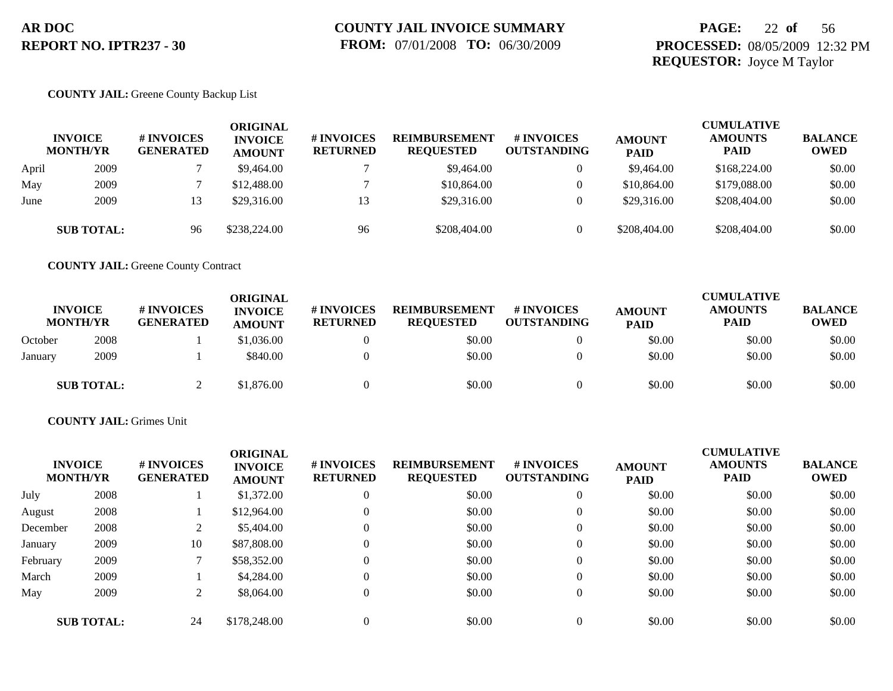**AR DOC**
**REPORT NO. IPTR237 - 30**

**COUNTY JAIL INVOICE SUMMARY**
**FROM:** 07/01/2008 **TO:** 06/30/2009

**PROCESSED:** 08/05/2009 12:32 PM
**REQUESTOR:** Joyce M Taylor

**COUNTY JAIL:** Greene County Backup List

| INVOICE MONTH/YR | | # INVOICES GENERATED | ORIGINAL INVOICE AMOUNT | # INVOICES RETURNED | REIMBURSEMENT REQUESTED | # INVOICES OUTSTANDING | AMOUNT PAID | CUMULATIVE AMOUNTS PAID | BALANCE OWED |
|---|---|---|---|---|---|---|---|---|---|
| April | 2009 | 7 | $9,464.00 | 7 | $9,464.00 | 0 | $9,464.00 | $168,224.00 | $0.00 |
| May | 2009 | 7 | $12,488.00 | 7 | $10,864.00 | 0 | $10,864.00 | $179,088.00 | $0.00 |
| June | 2009 | 13 | $29,316.00 | 13 | $29,316.00 | 0 | $29,316.00 | $208,404.00 | $0.00 |
| **SUB TOTAL:** | | 96 | $238,224.00 | 96 | $208,404.00 | 0 | $208,404.00 | $208,404.00 | $0.00 |

**COUNTY JAIL:** Greene County Contract

| INVOICE MONTH/YR | | # INVOICES GENERATED | ORIGINAL INVOICE AMOUNT | # INVOICES RETURNED | REIMBURSEMENT REQUESTED | # INVOICES OUTSTANDING | AMOUNT PAID | CUMULATIVE AMOUNTS PAID | BALANCE OWED |
|---|---|---|---|---|---|---|---|---|---|
| October | 2008 | 1 | $1,036.00 | 0 | $0.00 | 0 | $0.00 | $0.00 | $0.00 |
| January | 2009 | 1 | $840.00 | 0 | $0.00 | 0 | $0.00 | $0.00 | $0.00 |
| **SUB TOTAL:** | | 2 | $1,876.00 | 0 | $0.00 | 0 | $0.00 | $0.00 | $0.00 |

**COUNTY JAIL:** Grimes Unit

| INVOICE MONTH/YR | | # INVOICES GENERATED | ORIGINAL INVOICE AMOUNT | # INVOICES RETURNED | REIMBURSEMENT REQUESTED | # INVOICES OUTSTANDING | AMOUNT PAID | CUMULATIVE AMOUNTS PAID | BALANCE OWED |
|---|---|---|---|---|---|---|---|---|---|
| July | 2008 | 1 | $1,372.00 | 0 | $0.00 | 0 | $0.00 | $0.00 | $0.00 |
| August | 2008 | 1 | $12,964.00 | 0 | $0.00 | 0 | $0.00 | $0.00 | $0.00 |
| December | 2008 | 2 | $5,404.00 | 0 | $0.00 | 0 | $0.00 | $0.00 | $0.00 |
| January | 2009 | 10 | $87,808.00 | 0 | $0.00 | 0 | $0.00 | $0.00 | $0.00 |
| February | 2009 | 7 | $58,352.00 | 0 | $0.00 | 0 | $0.00 | $0.00 | $0.00 |
| March | 2009 | 1 | $4,284.00 | 0 | $0.00 | 0 | $0.00 | $0.00 | $0.00 |
| May | 2009 | 2 | $8,064.00 | 0 | $0.00 | 0 | $0.00 | $0.00 | $0.00 |
| **SUB TOTAL:** | | 24 | $178,248.00 | 0 | $0.00 | 0 | $0.00 | $0.00 | $0.00 |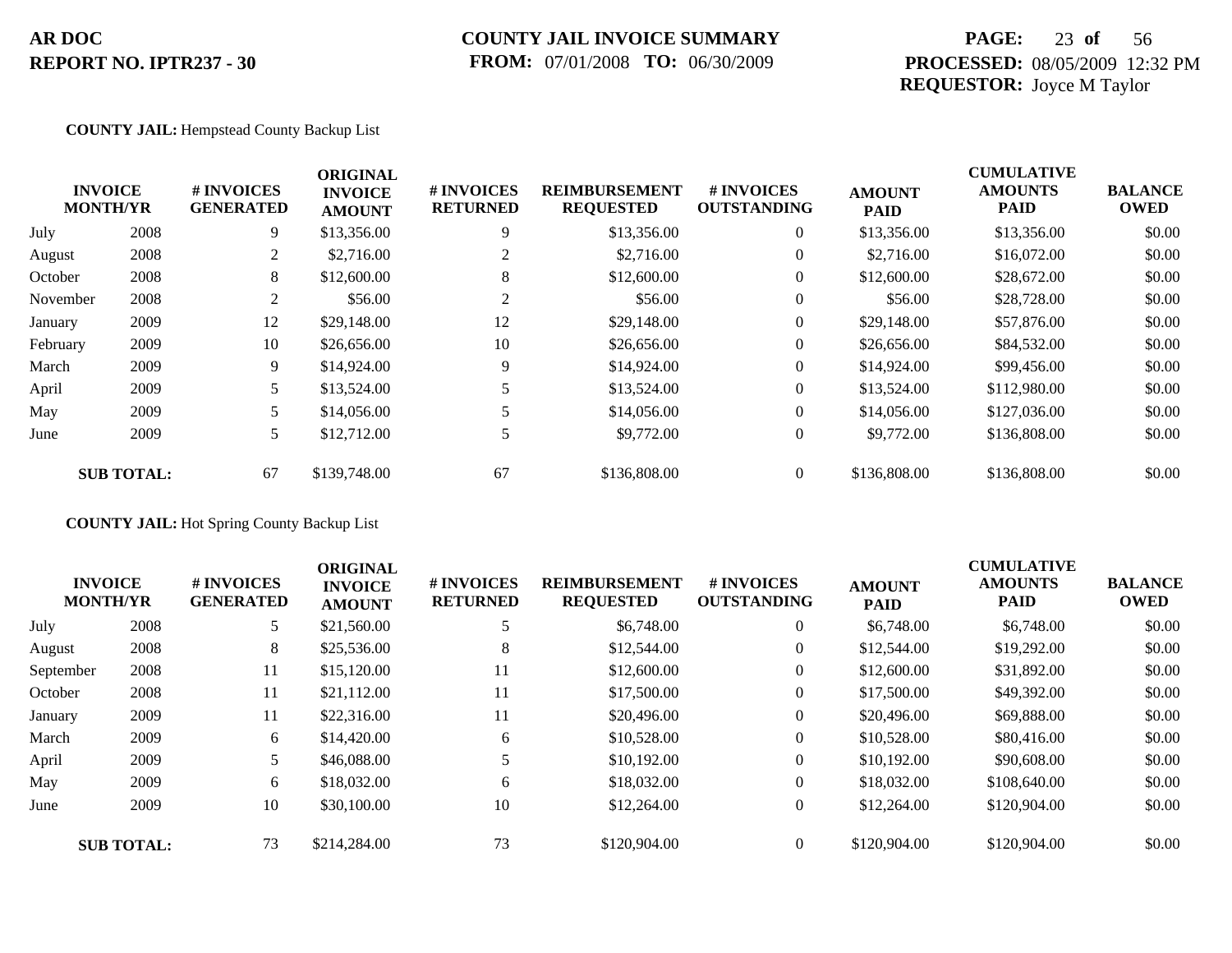# AR DOC
# REPORT NO. IPTR237 - 30

**COUNTY JAIL INVOICE SUMMARY**
**FROM:** 07/01/2008 **TO:** 06/30/2009

**PROCESSED:** 08/05/2009 12:32 PM
**REQUESTOR:** Joyce M Taylor

**COUNTY JAIL:** Hempstead County Backup List

| INVOICE MONTH/YR | | # INVOICES GENERATED | ORIGINAL INVOICE AMOUNT | # INVOICES RETURNED | REIMBURSEMENT REQUESTED | # INVOICES OUTSTANDING | AMOUNT PAID | CUMULATIVE AMOUNTS PAID | BALANCE OWED |
|---|---|---|---|---|---|---|---|---|---|
| July | 2008 | 9 | $13,356.00 | 9 | $13,356.00 | 0 | $13,356.00 | $13,356.00 | $0.00 |
| August | 2008 | 2 | $2,716.00 | 2 | $2,716.00 | 0 | $2,716.00 | $16,072.00 | $0.00 |
| October | 2008 | 8 | $12,600.00 | 8 | $12,600.00 | 0 | $12,600.00 | $28,672.00 | $0.00 |
| November | 2008 | 2 | $56.00 | 2 | $56.00 | 0 | $56.00 | $28,728.00 | $0.00 |
| January | 2009 | 12 | $29,148.00 | 12 | $29,148.00 | 0 | $29,148.00 | $57,876.00 | $0.00 |
| February | 2009 | 10 | $26,656.00 | 10 | $26,656.00 | 0 | $26,656.00 | $84,532.00 | $0.00 |
| March | 2009 | 9 | $14,924.00 | 9 | $14,924.00 | 0 | $14,924.00 | $99,456.00 | $0.00 |
| April | 2009 | 5 | $13,524.00 | 5 | $13,524.00 | 0 | $13,524.00 | $112,980.00 | $0.00 |
| May | 2009 | 5 | $14,056.00 | 5 | $14,056.00 | 0 | $14,056.00 | $127,036.00 | $0.00 |
| June | 2009 | 5 | $12,712.00 | 5 | $9,772.00 | 0 | $9,772.00 | $136,808.00 | $0.00 |
| **SUB TOTAL:** | | 67 | $139,748.00 | 67 | $136,808.00 | 0 | $136,808.00 | $136,808.00 | $0.00 |

**COUNTY JAIL:** Hot Spring County Backup List

| INVOICE MONTH/YR | | # INVOICES GENERATED | ORIGINAL INVOICE AMOUNT | # INVOICES RETURNED | REIMBURSEMENT REQUESTED | # INVOICES OUTSTANDING | AMOUNT PAID | CUMULATIVE AMOUNTS PAID | BALANCE OWED |
|---|---|---|---|---|---|---|---|---|---|
| July | 2008 | 5 | $21,560.00 | 5 | $6,748.00 | 0 | $6,748.00 | $6,748.00 | $0.00 |
| August | 2008 | 8 | $25,536.00 | 8 | $12,544.00 | 0 | $12,544.00 | $19,292.00 | $0.00 |
| September | 2008 | 11 | $15,120.00 | 11 | $12,600.00 | 0 | $12,600.00 | $31,892.00 | $0.00 |
| October | 2008 | 11 | $21,112.00 | 11 | $17,500.00 | 0 | $17,500.00 | $49,392.00 | $0.00 |
| January | 2009 | 11 | $22,316.00 | 11 | $20,496.00 | 0 | $20,496.00 | $69,888.00 | $0.00 |
| March | 2009 | 6 | $14,420.00 | 6 | $10,528.00 | 0 | $10,528.00 | $80,416.00 | $0.00 |
| April | 2009 | 5 | $46,088.00 | 5 | $10,192.00 | 0 | $10,192.00 | $90,608.00 | $0.00 |
| May | 2009 | 6 | $18,032.00 | 6 | $18,032.00 | 0 | $18,032.00 | $108,640.00 | $0.00 |
| June | 2009 | 10 | $30,100.00 | 10 | $12,264.00 | 0 | $12,264.00 | $120,904.00 | $0.00 |
| **SUB TOTAL:** | | 73 | $214,284.00 | 73 | $120,904.00 | 0 | $120,904.00 | $120,904.00 | $0.00 |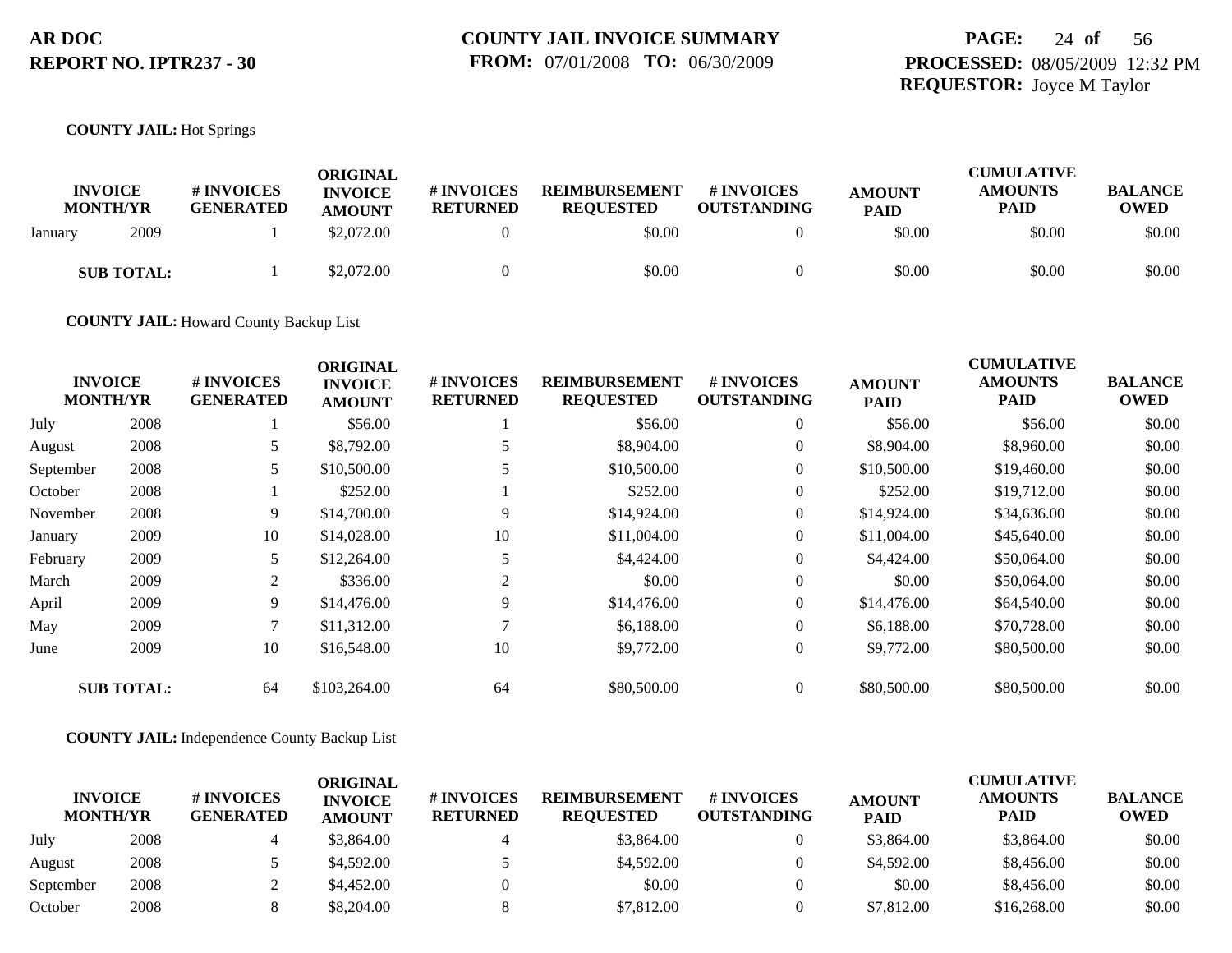**COUNTY JAIL:** Hot Springs

| INVOICE MONTH/YR | | # INVOICES GENERATED | ORIGINAL INVOICE AMOUNT | # INVOICES RETURNED | REIMBURSEMENT REQUESTED | # INVOICES OUTSTANDING | AMOUNT PAID | CUMULATIVE AMOUNTS PAID | BALANCE OWED |
|---|---|---|---|---|---|---|---|---|---|
| January | 2009 | 1 | $2,072.00 | 0 | $0.00 | 0 | $0.00 | $0.00 | $0.00 |
| **SUB TOTAL:** | | 1 | $2,072.00 | 0 | $0.00 | 0 | $0.00 | $0.00 | $0.00 |

**COUNTY JAIL:** Howard County Backup List

| INVOICE MONTH/YR | | # INVOICES GENERATED | ORIGINAL INVOICE AMOUNT | # INVOICES RETURNED | REIMBURSEMENT REQUESTED | # INVOICES OUTSTANDING | AMOUNT PAID | CUMULATIVE AMOUNTS PAID | BALANCE OWED |
|---|---|---|---|---|---|---|---|---|---|
| July | 2008 | 1 | $56.00 | 1 | $56.00 | 0 | $56.00 | $56.00 | $0.00 |
| August | 2008 | 5 | $8,792.00 | 5 | $8,904.00 | 0 | $8,904.00 | $8,960.00 | $0.00 |
| September | 2008 | 5 | $10,500.00 | 5 | $10,500.00 | 0 | $10,500.00 | $19,460.00 | $0.00 |
| October | 2008 | 1 | $252.00 | 1 | $252.00 | 0 | $252.00 | $19,712.00 | $0.00 |
| November | 2008 | 9 | $14,700.00 | 9 | $14,924.00 | 0 | $14,924.00 | $34,636.00 | $0.00 |
| January | 2009 | 10 | $14,028.00 | 10 | $11,004.00 | 0 | $11,004.00 | $45,640.00 | $0.00 |
| February | 2009 | 5 | $12,264.00 | 5 | $4,424.00 | 0 | $4,424.00 | $50,064.00 | $0.00 |
| March | 2009 | 2 | $336.00 | 2 | $0.00 | 0 | $0.00 | $50,064.00 | $0.00 |
| April | 2009 | 9 | $14,476.00 | 9 | $14,476.00 | 0 | $14,476.00 | $64,540.00 | $0.00 |
| May | 2009 | 7 | $11,312.00 | 7 | $6,188.00 | 0 | $6,188.00 | $70,728.00 | $0.00 |
| June | 2009 | 10 | $16,548.00 | 10 | $9,772.00 | 0 | $9,772.00 | $80,500.00 | $0.00 |
| **SUB TOTAL:** | | 64 | $103,264.00 | 64 | $80,500.00 | 0 | $80,500.00 | $80,500.00 | $0.00 |

**COUNTY JAIL:** Independence County Backup List

| INVOICE MONTH/YR | | # INVOICES GENERATED | ORIGINAL INVOICE AMOUNT | # INVOICES RETURNED | REIMBURSEMENT REQUESTED | # INVOICES OUTSTANDING | AMOUNT PAID | CUMULATIVE AMOUNTS PAID | BALANCE OWED |
|---|---|---|---|---|---|---|---|---|---|
| July | 2008 | 4 | $3,864.00 | 4 | $3,864.00 | 0 | $3,864.00 | $3,864.00 | $0.00 |
| August | 2008 | 5 | $4,592.00 | 5 | $4,592.00 | 0 | $4,592.00 | $8,456.00 | $0.00 |
| September | 2008 | 2 | $4,452.00 | 0 | $0.00 | 0 | $0.00 | $8,456.00 | $0.00 |
| October | 2008 | 8 | $8,204.00 | 8 | $7,812.00 | 0 | $7,812.00 | $16,268.00 | $0.00 |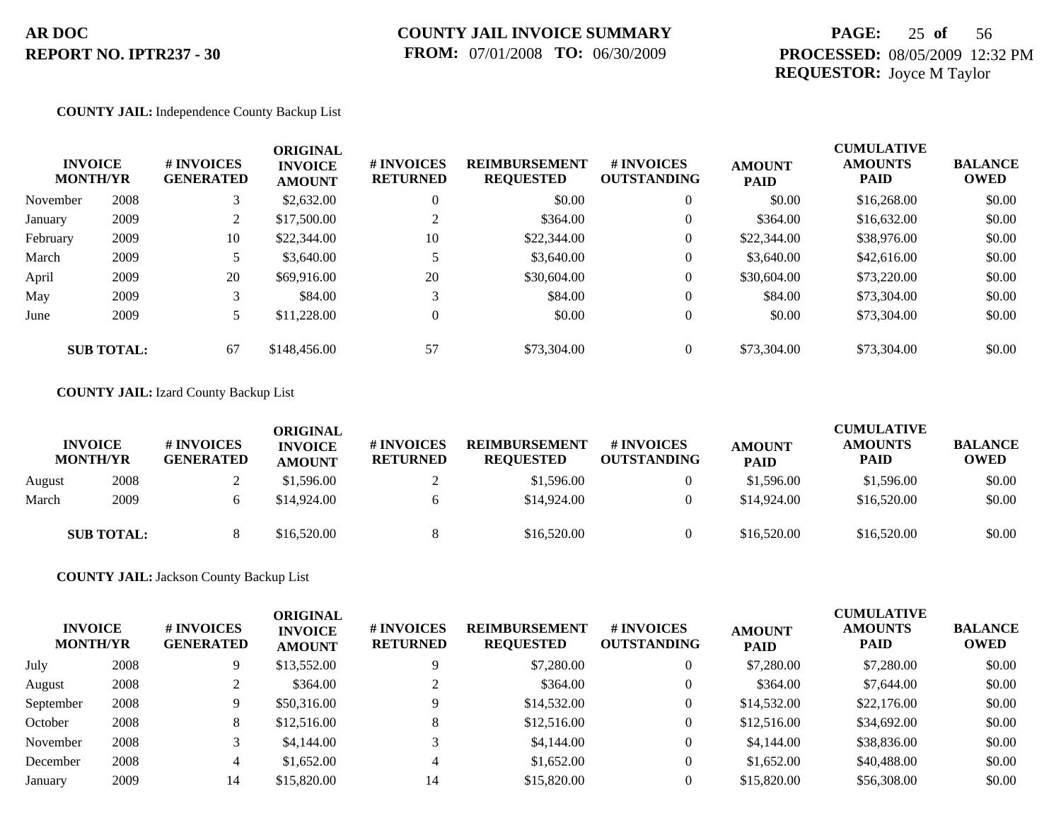**AR DOC**
**REPORT NO. IPTR237 - 30**

**COUNTY JAIL INVOICE SUMMARY**
**FROM:** 07/01/2008 **TO:** 06/30/2009

**PROCESSED:** 08/05/2009 12:32 PM
**REQUESTOR:** Joyce M Taylor

**COUNTY JAIL:** Independence County Backup List

| INVOICE MONTH/YR | | # INVOICES GENERATED | ORIGINAL INVOICE AMOUNT | # INVOICES RETURNED | REIMBURSEMENT REQUESTED | # INVOICES OUTSTANDING | AMOUNT PAID | CUMULATIVE AMOUNTS PAID | BALANCE OWED |
|---|---|---|---|---|---|---|---|---|---|
| November | 2008 | 3 | $2,632.00 | 0 | $0.00 | 0 | $0.00 | $16,268.00 | $0.00 |
| January | 2009 | 2 | $17,500.00 | 2 | $364.00 | 0 | $364.00 | $16,632.00 | $0.00 |
| February | 2009 | 10 | $22,344.00 | 10 | $22,344.00 | 0 | $22,344.00 | $38,976.00 | $0.00 |
| March | 2009 | 5 | $3,640.00 | 5 | $3,640.00 | 0 | $3,640.00 | $42,616.00 | $0.00 |
| April | 2009 | 20 | $69,916.00 | 20 | $30,604.00 | 0 | $30,604.00 | $73,220.00 | $0.00 |
| May | 2009 | 3 | $84.00 | 3 | $84.00 | 0 | $84.00 | $73,304.00 | $0.00 |
| June | 2009 | 5 | $11,228.00 | 0 | $0.00 | 0 | $0.00 | $73,304.00 | $0.00 |
| **SUB TOTAL:** | | 67 | $148,456.00 | 57 | $73,304.00 | 0 | $73,304.00 | $73,304.00 | $0.00 |

**COUNTY JAIL:** Izard County Backup List

| INVOICE MONTH/YR | | # INVOICES GENERATED | ORIGINAL INVOICE AMOUNT | # INVOICES RETURNED | REIMBURSEMENT REQUESTED | # INVOICES OUTSTANDING | AMOUNT PAID | CUMULATIVE AMOUNTS PAID | BALANCE OWED |
|---|---|---|---|---|---|---|---|---|---|
| August | 2008 | 2 | $1,596.00 | 2 | $1,596.00 | 0 | $1,596.00 | $1,596.00 | $0.00 |
| March | 2009 | 6 | $14,924.00 | 6 | $14,924.00 | 0 | $14,924.00 | $16,520.00 | $0.00 |
| **SUB TOTAL:** | | 8 | $16,520.00 | 8 | $16,520.00 | 0 | $16,520.00 | $16,520.00 | $0.00 |

**COUNTY JAIL:** Jackson County Backup List

| INVOICE MONTH/YR | | # INVOICES GENERATED | ORIGINAL INVOICE AMOUNT | # INVOICES RETURNED | REIMBURSEMENT REQUESTED | # INVOICES OUTSTANDING | AMOUNT PAID | CUMULATIVE AMOUNTS PAID | BALANCE OWED |
|---|---|---|---|---|---|---|---|---|---|
| July | 2008 | 9 | $13,552.00 | 9 | $7,280.00 | 0 | $7,280.00 | $7,280.00 | $0.00 |
| August | 2008 | 2 | $364.00 | 2 | $364.00 | 0 | $364.00 | $7,644.00 | $0.00 |
| September | 2008 | 9 | $50,316.00 | 9 | $14,532.00 | 0 | $14,532.00 | $22,176.00 | $0.00 |
| October | 2008 | 8 | $12,516.00 | 8 | $12,516.00 | 0 | $12,516.00 | $34,692.00 | $0.00 |
| November | 2008 | 3 | $4,144.00 | 3 | $4,144.00 | 0 | $4,144.00 | $38,836.00 | $0.00 |
| December | 2008 | 4 | $1,652.00 | 4 | $1,652.00 | 0 | $1,652.00 | $40,488.00 | $0.00 |
| January | 2009 | 14 | $15,820.00 | 14 | $15,820.00 | 0 | $15,820.00 | $56,308.00 | $0.00 |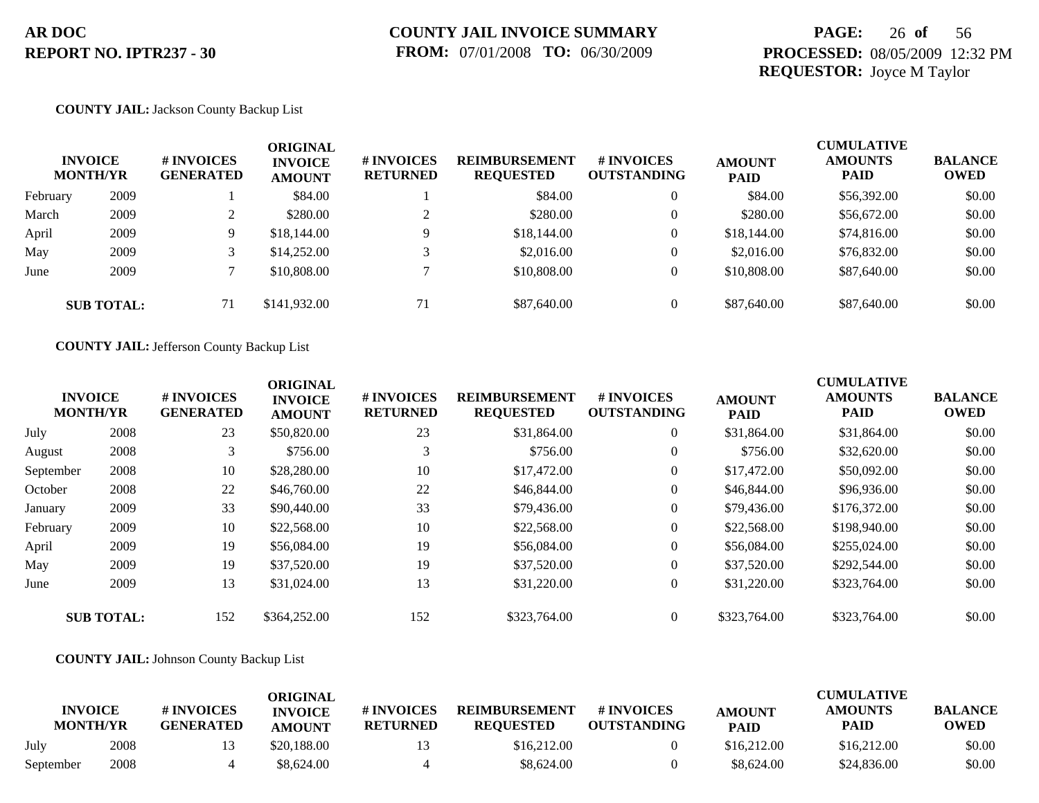**COUNTY JAIL:** Jackson County Backup List

| INVOICE MONTH/YR | | # INVOICES GENERATED | ORIGINAL INVOICE AMOUNT | # INVOICES RETURNED | REIMBURSEMENT REQUESTED | # INVOICES OUTSTANDING | AMOUNT PAID | CUMULATIVE AMOUNTS PAID | BALANCE OWED |
|---|---|---|---|---|---|---|---|---|---|
| February | 2009 | 1 | $84.00 | 1 | $84.00 | 0 | $84.00 | $56,392.00 | $0.00 |
| March | 2009 | 2 | $280.00 | 2 | $280.00 | 0 | $280.00 | $56,672.00 | $0.00 |
| April | 2009 | 9 | $18,144.00 | 9 | $18,144.00 | 0 | $18,144.00 | $74,816.00 | $0.00 |
| May | 2009 | 3 | $14,252.00 | 3 | $2,016.00 | 0 | $2,016.00 | $76,832.00 | $0.00 |
| June | 2009 | 7 | $10,808.00 | 7 | $10,808.00 | 0 | $10,808.00 | $87,640.00 | $0.00 |
| **SUB TOTAL:** | | 71 | $141,932.00 | 71 | $87,640.00 | 0 | $87,640.00 | $87,640.00 | $0.00 |

**COUNTY JAIL:** Jefferson County Backup List

| INVOICE MONTH/YR | | # INVOICES GENERATED | ORIGINAL INVOICE AMOUNT | # INVOICES RETURNED | REIMBURSEMENT REQUESTED | # INVOICES OUTSTANDING | AMOUNT PAID | CUMULATIVE AMOUNTS PAID | BALANCE OWED |
|---|---|---|---|---|---|---|---|---|---|
| July | 2008 | 23 | $50,820.00 | 23 | $31,864.00 | 0 | $31,864.00 | $31,864.00 | $0.00 |
| August | 2008 | 3 | $756.00 | 3 | $756.00 | 0 | $756.00 | $32,620.00 | $0.00 |
| September | 2008 | 10 | $28,280.00 | 10 | $17,472.00 | 0 | $17,472.00 | $50,092.00 | $0.00 |
| October | 2008 | 22 | $46,760.00 | 22 | $46,844.00 | 0 | $46,844.00 | $96,936.00 | $0.00 |
| January | 2009 | 33 | $90,440.00 | 33 | $79,436.00 | 0 | $79,436.00 | $176,372.00 | $0.00 |
| February | 2009 | 10 | $22,568.00 | 10 | $22,568.00 | 0 | $22,568.00 | $198,940.00 | $0.00 |
| April | 2009 | 19 | $56,084.00 | 19 | $56,084.00 | 0 | $56,084.00 | $255,024.00 | $0.00 |
| May | 2009 | 19 | $37,520.00 | 19 | $37,520.00 | 0 | $37,520.00 | $292,544.00 | $0.00 |
| June | 2009 | 13 | $31,024.00 | 13 | $31,220.00 | 0 | $31,220.00 | $323,764.00 | $0.00 |
| **SUB TOTAL:** | | 152 | $364,252.00 | 152 | $323,764.00 | 0 | $323,764.00 | $323,764.00 | $0.00 |

**COUNTY JAIL:** Johnson County Backup List

| INVOICE MONTH/YR | | # INVOICES GENERATED | ORIGINAL INVOICE AMOUNT | # INVOICES RETURNED | REIMBURSEMENT REQUESTED | # INVOICES OUTSTANDING | AMOUNT PAID | CUMULATIVE AMOUNTS PAID | BALANCE OWED |
|---|---|---|---|---|---|---|---|---|---|
| July | 2008 | 13 | $20,188.00 | 13 | $16,212.00 | 0 | $16,212.00 | $16,212.00 | $0.00 |
| September | 2008 | 4 | $8,624.00 | 4 | $8,624.00 | 0 | $8,624.00 | $24,836.00 | $0.00 |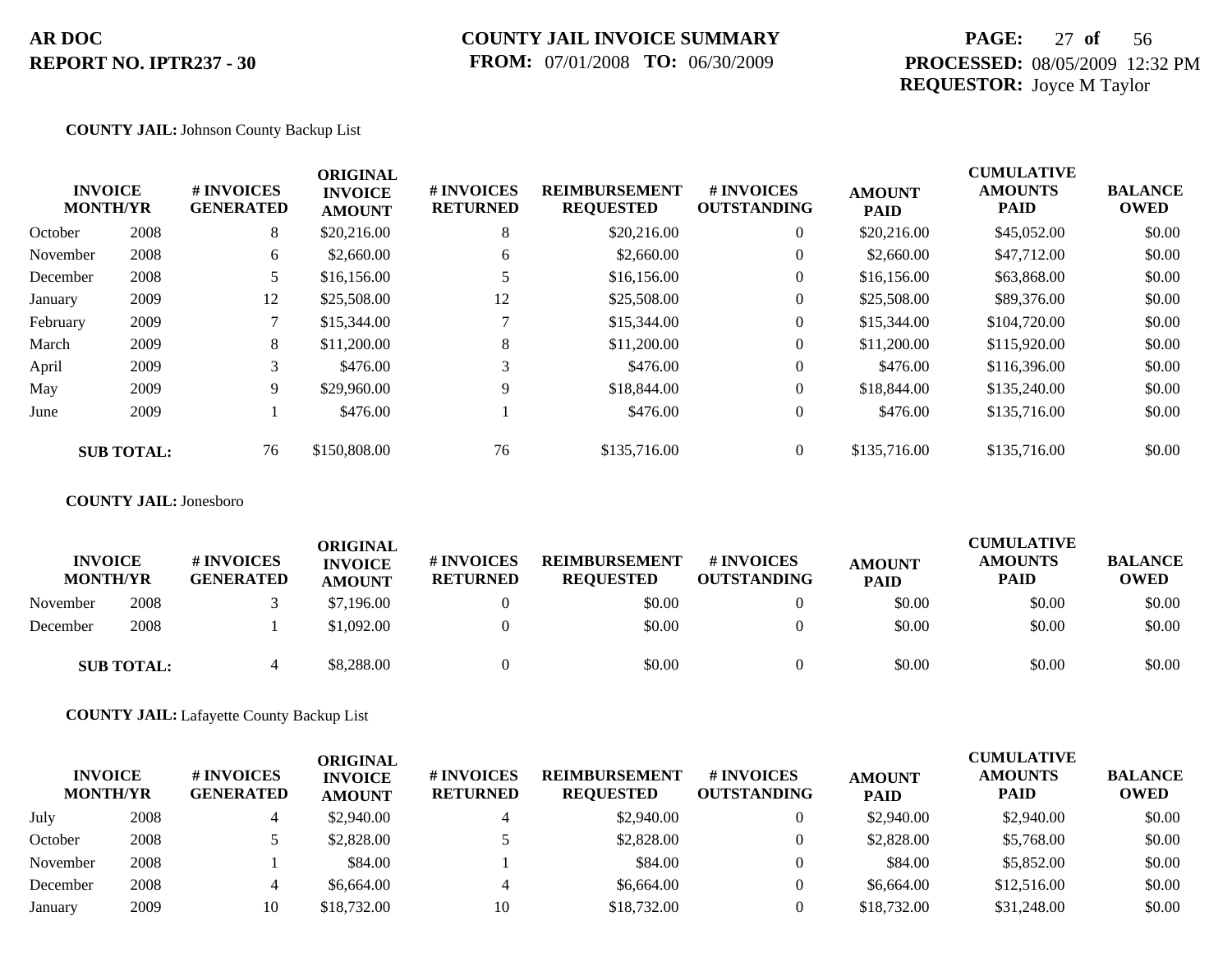**AR DOC**
**REPORT NO. IPTR237 - 30**

**COUNTY JAIL INVOICE SUMMARY**
**FROM:** 07/01/2008 **TO:** 06/30/2009

**PROCESSED:** 08/05/2009 12:32 PM
**REQUESTOR:** Joyce M Taylor

**COUNTY JAIL:** Johnson County Backup List

| INVOICE MONTH/YR | | # INVOICES GENERATED | ORIGINAL INVOICE AMOUNT | # INVOICES RETURNED | REIMBURSEMENT REQUESTED | # INVOICES OUTSTANDING | AMOUNT PAID | CUMULATIVE AMOUNTS PAID | BALANCE OWED |
|---|---|---|---|---|---|---|---|---|---|
| October | 2008 | 8 | $20,216.00 | 8 | $20,216.00 | 0 | $20,216.00 | $45,052.00 | $0.00 |
| November | 2008 | 6 | $2,660.00 | 6 | $2,660.00 | 0 | $2,660.00 | $47,712.00 | $0.00 |
| December | 2008 | 5 | $16,156.00 | 5 | $16,156.00 | 0 | $16,156.00 | $63,868.00 | $0.00 |
| January | 2009 | 12 | $25,508.00 | 12 | $25,508.00 | 0 | $25,508.00 | $89,376.00 | $0.00 |
| February | 2009 | 7 | $15,344.00 | 7 | $15,344.00 | 0 | $15,344.00 | $104,720.00 | $0.00 |
| March | 2009 | 8 | $11,200.00 | 8 | $11,200.00 | 0 | $11,200.00 | $115,920.00 | $0.00 |
| April | 2009 | 3 | $476.00 | 3 | $476.00 | 0 | $476.00 | $116,396.00 | $0.00 |
| May | 2009 | 9 | $29,960.00 | 9 | $18,844.00 | 0 | $18,844.00 | $135,240.00 | $0.00 |
| June | 2009 | 1 | $476.00 | 1 | $476.00 | 0 | $476.00 | $135,716.00 | $0.00 |
| **SUB TOTAL:** | | 76 | $150,808.00 | 76 | $135,716.00 | 0 | $135,716.00 | $135,716.00 | $0.00 |

**COUNTY JAIL:** Jonesboro

| INVOICE MONTH/YR | | # INVOICES GENERATED | ORIGINAL INVOICE AMOUNT | # INVOICES RETURNED | REIMBURSEMENT REQUESTED | # INVOICES OUTSTANDING | AMOUNT PAID | CUMULATIVE AMOUNTS PAID | BALANCE OWED |
|---|---|---|---|---|---|---|---|---|---|
| November | 2008 | 3 | $7,196.00 | 0 | $0.00 | 0 | $0.00 | $0.00 | $0.00 |
| December | 2008 | 1 | $1,092.00 | 0 | $0.00 | 0 | $0.00 | $0.00 | $0.00 |
| **SUB TOTAL:** | | 4 | $8,288.00 | 0 | $0.00 | 0 | $0.00 | $0.00 | $0.00 |

**COUNTY JAIL:** Lafayette County Backup List

| INVOICE MONTH/YR | | # INVOICES GENERATED | ORIGINAL INVOICE AMOUNT | # INVOICES RETURNED | REIMBURSEMENT REQUESTED | # INVOICES OUTSTANDING | AMOUNT PAID | CUMULATIVE AMOUNTS PAID | BALANCE OWED |
|---|---|---|---|---|---|---|---|---|---|
| July | 2008 | 4 | $2,940.00 | 4 | $2,940.00 | 0 | $2,940.00 | $2,940.00 | $0.00 |
| October | 2008 | 5 | $2,828.00 | 5 | $2,828.00 | 0 | $2,828.00 | $5,768.00 | $0.00 |
| November | 2008 | 1 | $84.00 | 1 | $84.00 | 0 | $84.00 | $5,852.00 | $0.00 |
| December | 2008 | 4 | $6,664.00 | 4 | $6,664.00 | 0 | $6,664.00 | $12,516.00 | $0.00 |
| January | 2009 | 10 | $18,732.00 | 10 | $18,732.00 | 0 | $18,732.00 | $31,248.00 | $0.00 |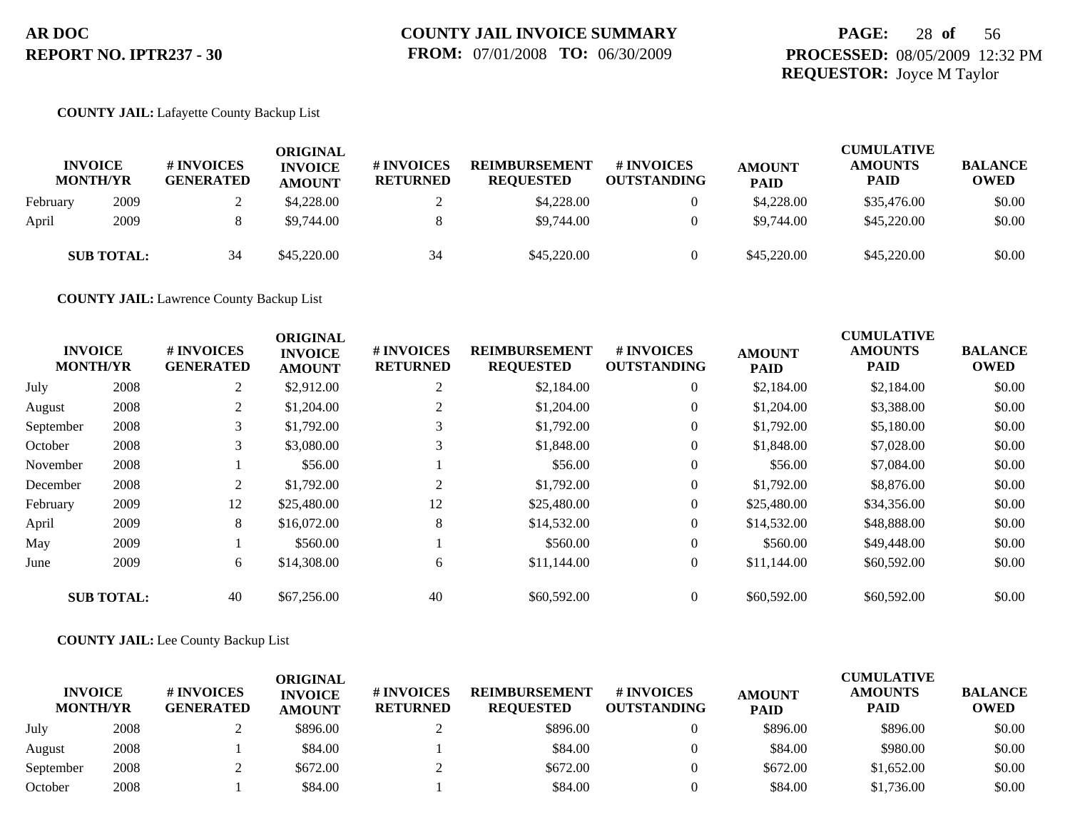**AR DOC**
**REPORT NO. IPTR237 - 30**

**COUNTY JAIL INVOICE SUMMARY**
**FROM:** 07/01/2008 **TO:** 06/30/2009

**PROCESSED:** 08/05/2009 12:32 PM
**REQUESTOR:** Joyce M Taylor

**COUNTY JAIL:** Lafayette County Backup List

| INVOICE MONTH/YR | | # INVOICES GENERATED | ORIGINAL INVOICE AMOUNT | # INVOICES RETURNED | REIMBURSEMENT REQUESTED | # INVOICES OUTSTANDING | AMOUNT PAID | CUMULATIVE AMOUNTS PAID | BALANCE OWED |
|---|---|---|---|---|---|---|---|---|---|
| February | 2009 | 2 | $4,228.00 | 2 | $4,228.00 | 0 | $4,228.00 | $35,476.00 | $0.00 |
| April | 2009 | 8 | $9,744.00 | 8 | $9,744.00 | 0 | $9,744.00 | $45,220.00 | $0.00 |
| **SUB TOTAL:** | | 34 | $45,220.00 | 34 | $45,220.00 | 0 | $45,220.00 | $45,220.00 | $0.00 |

**COUNTY JAIL:** Lawrence County Backup List

| INVOICE MONTH/YR | | # INVOICES GENERATED | ORIGINAL INVOICE AMOUNT | # INVOICES RETURNED | REIMBURSEMENT REQUESTED | # INVOICES OUTSTANDING | AMOUNT PAID | CUMULATIVE AMOUNTS PAID | BALANCE OWED |
|---|---|---|---|---|---|---|---|---|---|
| July | 2008 | 2 | $2,912.00 | 2 | $2,184.00 | 0 | $2,184.00 | $2,184.00 | $0.00 |
| August | 2008 | 2 | $1,204.00 | 2 | $1,204.00 | 0 | $1,204.00 | $3,388.00 | $0.00 |
| September | 2008 | 3 | $1,792.00 | 3 | $1,792.00 | 0 | $1,792.00 | $5,180.00 | $0.00 |
| October | 2008 | 3 | $3,080.00 | 3 | $1,848.00 | 0 | $1,848.00 | $7,028.00 | $0.00 |
| November | 2008 | 1 | $56.00 | 1 | $56.00 | 0 | $56.00 | $7,084.00 | $0.00 |
| December | 2008 | 2 | $1,792.00 | 2 | $1,792.00 | 0 | $1,792.00 | $8,876.00 | $0.00 |
| February | 2009 | 12 | $25,480.00 | 12 | $25,480.00 | 0 | $25,480.00 | $34,356.00 | $0.00 |
| April | 2009 | 8 | $16,072.00 | 8 | $14,532.00 | 0 | $14,532.00 | $48,888.00 | $0.00 |
| May | 2009 | 1 | $560.00 | 1 | $560.00 | 0 | $560.00 | $49,448.00 | $0.00 |
| June | 2009 | 6 | $14,308.00 | 6 | $11,144.00 | 0 | $11,144.00 | $60,592.00 | $0.00 |
| **SUB TOTAL:** | | 40 | $67,256.00 | 40 | $60,592.00 | 0 | $60,592.00 | $60,592.00 | $0.00 |

**COUNTY JAIL:** Lee County Backup List

| INVOICE MONTH/YR | | # INVOICES GENERATED | ORIGINAL INVOICE AMOUNT | # INVOICES RETURNED | REIMBURSEMENT REQUESTED | # INVOICES OUTSTANDING | AMOUNT PAID | CUMULATIVE AMOUNTS PAID | BALANCE OWED |
|---|---|---|---|---|---|---|---|---|---|
| July | 2008 | 2 | $896.00 | 2 | $896.00 | 0 | $896.00 | $896.00 | $0.00 |
| August | 2008 | 1 | $84.00 | 1 | $84.00 | 0 | $84.00 | $980.00 | $0.00 |
| September | 2008 | 2 | $672.00 | 2 | $672.00 | 0 | $672.00 | $1,652.00 | $0.00 |
| October | 2008 | 1 | $84.00 | 1 | $84.00 | 0 | $84.00 | $1,736.00 | $0.00 |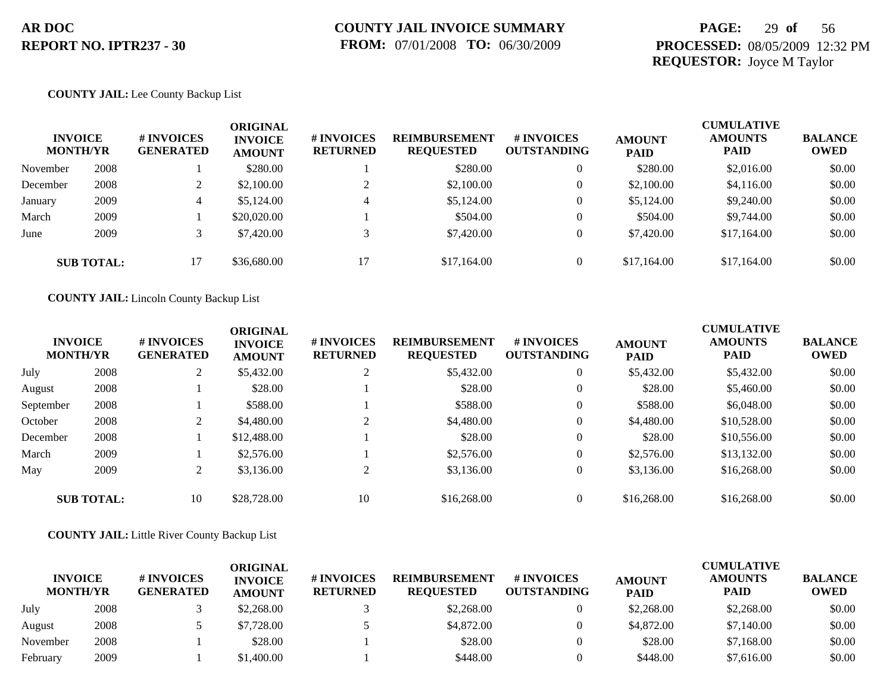**AR DOC**
**REPORT NO. IPTR237 - 30**

**COUNTY JAIL INVOICE SUMMARY**
**FROM:** 07/01/2008 **TO:** 06/30/2009

**PROCESSED:** 08/05/2009 12:32 PM
**REQUESTOR:** Joyce M Taylor

**COUNTY JAIL:** Lee County Backup List

| INVOICE MONTH/YR | | # INVOICES GENERATED | ORIGINAL INVOICE AMOUNT | # INVOICES RETURNED | REIMBURSEMENT REQUESTED | # INVOICES OUTSTANDING | AMOUNT PAID | CUMULATIVE AMOUNTS PAID | BALANCE OWED |
|---|---|---|---|---|---|---|---|---|---|
| November | 2008 | 1 | $280.00 | 1 | $280.00 | 0 | $280.00 | $2,016.00 | $0.00 |
| December | 2008 | 2 | $2,100.00 | 2 | $2,100.00 | 0 | $2,100.00 | $4,116.00 | $0.00 |
| January | 2009 | 4 | $5,124.00 | 4 | $5,124.00 | 0 | $5,124.00 | $9,240.00 | $0.00 |
| March | 2009 | 1 | $20,020.00 | 1 | $504.00 | 0 | $504.00 | $9,744.00 | $0.00 |
| June | 2009 | 3 | $7,420.00 | 3 | $7,420.00 | 0 | $7,420.00 | $17,164.00 | $0.00 |
| **SUB TOTAL:** | | 17 | $36,680.00 | 17 | $17,164.00 | 0 | $17,164.00 | $17,164.00 | $0.00 |

**COUNTY JAIL:** Lincoln County Backup List

| INVOICE MONTH/YR | | # INVOICES GENERATED | ORIGINAL INVOICE AMOUNT | # INVOICES RETURNED | REIMBURSEMENT REQUESTED | # INVOICES OUTSTANDING | AMOUNT PAID | CUMULATIVE AMOUNTS PAID | BALANCE OWED |
|---|---|---|---|---|---|---|---|---|---|
| July | 2008 | 2 | $5,432.00 | 2 | $5,432.00 | 0 | $5,432.00 | $5,432.00 | $0.00 |
| August | 2008 | 1 | $28.00 | 1 | $28.00 | 0 | $28.00 | $5,460.00 | $0.00 |
| September | 2008 | 1 | $588.00 | 1 | $588.00 | 0 | $588.00 | $6,048.00 | $0.00 |
| October | 2008 | 2 | $4,480.00 | 2 | $4,480.00 | 0 | $4,480.00 | $10,528.00 | $0.00 |
| December | 2008 | 1 | $12,488.00 | 1 | $28.00 | 0 | $28.00 | $10,556.00 | $0.00 |
| March | 2009 | 1 | $2,576.00 | 1 | $2,576.00 | 0 | $2,576.00 | $13,132.00 | $0.00 |
| May | 2009 | 2 | $3,136.00 | 2 | $3,136.00 | 0 | $3,136.00 | $16,268.00 | $0.00 |
| **SUB TOTAL:** | | 10 | $28,728.00 | 10 | $16,268.00 | 0 | $16,268.00 | $16,268.00 | $0.00 |

**COUNTY JAIL:** Little River County Backup List

| INVOICE MONTH/YR | | # INVOICES GENERATED | ORIGINAL INVOICE AMOUNT | # INVOICES RETURNED | REIMBURSEMENT REQUESTED | # INVOICES OUTSTANDING | AMOUNT PAID | CUMULATIVE AMOUNTS PAID | BALANCE OWED |
|---|---|---|---|---|---|---|---|---|---|
| July | 2008 | 3 | $2,268.00 | 3 | $2,268.00 | 0 | $2,268.00 | $2,268.00 | $0.00 |
| August | 2008 | 5 | $7,728.00 | 5 | $4,872.00 | 0 | $4,872.00 | $7,140.00 | $0.00 |
| November | 2008 | 1 | $28.00 | 1 | $28.00 | 0 | $28.00 | $7,168.00 | $0.00 |
| February | 2009 | 1 | $1,400.00 | 1 | $448.00 | 0 | $448.00 | $7,616.00 | $0.00 |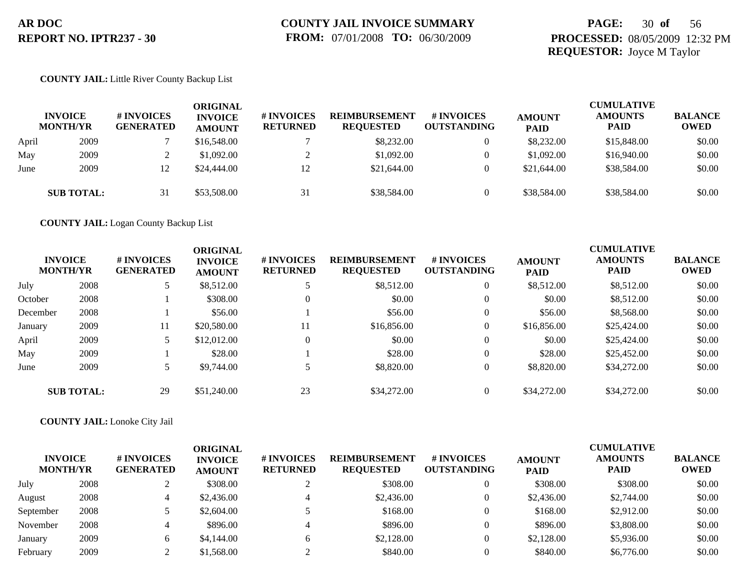**AR DOC**
**REPORT NO. IPTR237 - 30**

**COUNTY JAIL INVOICE SUMMARY**
**FROM:** 07/01/2008 **TO:** 06/30/2009

**PROCESSED:** 08/05/2009 12:32 PM
**REQUESTOR:** Joyce M Taylor

**COUNTY JAIL:** Little River County Backup List

| INVOICE MONTH/YR | | # INVOICES GENERATED | ORIGINAL INVOICE AMOUNT | # INVOICES RETURNED | REIMBURSEMENT REQUESTED | # INVOICES OUTSTANDING | AMOUNT PAID | CUMULATIVE AMOUNTS PAID | BALANCE OWED |
|---|---|---|---|---|---|---|---|---|---|
| April | 2009 | 7 | $16,548.00 | 7 | $8,232.00 | 0 | $8,232.00 | $15,848.00 | $0.00 |
| May | 2009 | 2 | $1,092.00 | 2 | $1,092.00 | 0 | $1,092.00 | $16,940.00 | $0.00 |
| June | 2009 | 12 | $24,444.00 | 12 | $21,644.00 | 0 | $21,644.00 | $38,584.00 | $0.00 |
| **SUB TOTAL:** | | 31 | $53,508.00 | 31 | $38,584.00 | 0 | $38,584.00 | $38,584.00 | $0.00 |

**COUNTY JAIL:** Logan County Backup List

| INVOICE MONTH/YR | | # INVOICES GENERATED | ORIGINAL INVOICE AMOUNT | # INVOICES RETURNED | REIMBURSEMENT REQUESTED | # INVOICES OUTSTANDING | AMOUNT PAID | CUMULATIVE AMOUNTS PAID | BALANCE OWED |
|---|---|---|---|---|---|---|---|---|---|
| July | 2008 | 5 | $8,512.00 | 5 | $8,512.00 | 0 | $8,512.00 | $8,512.00 | $0.00 |
| October | 2008 | 1 | $308.00 | 0 | $0.00 | 0 | $0.00 | $8,512.00 | $0.00 |
| December | 2008 | 1 | $56.00 | 1 | $56.00 | 0 | $56.00 | $8,568.00 | $0.00 |
| January | 2009 | 11 | $20,580.00 | 11 | $16,856.00 | 0 | $16,856.00 | $25,424.00 | $0.00 |
| April | 2009 | 5 | $12,012.00 | 0 | $0.00 | 0 | $0.00 | $25,424.00 | $0.00 |
| May | 2009 | 1 | $28.00 | 1 | $28.00 | 0 | $28.00 | $25,452.00 | $0.00 |
| June | 2009 | 5 | $9,744.00 | 5 | $8,820.00 | 0 | $8,820.00 | $34,272.00 | $0.00 |
| **SUB TOTAL:** | | 29 | $51,240.00 | 23 | $34,272.00 | 0 | $34,272.00 | $34,272.00 | $0.00 |

**COUNTY JAIL:** Lonoke City Jail

| INVOICE MONTH/YR | | # INVOICES GENERATED | ORIGINAL INVOICE AMOUNT | # INVOICES RETURNED | REIMBURSEMENT REQUESTED | # INVOICES OUTSTANDING | AMOUNT PAID | CUMULATIVE AMOUNTS PAID | BALANCE OWED |
|---|---|---|---|---|---|---|---|---|---|
| July | 2008 | 2 | $308.00 | 2 | $308.00 | 0 | $308.00 | $308.00 | $0.00 |
| August | 2008 | 4 | $2,436.00 | 4 | $2,436.00 | 0 | $2,436.00 | $2,744.00 | $0.00 |
| September | 2008 | 5 | $2,604.00 | 5 | $168.00 | 0 | $168.00 | $2,912.00 | $0.00 |
| November | 2008 | 4 | $896.00 | 4 | $896.00 | 0 | $896.00 | $3,808.00 | $0.00 |
| January | 2009 | 6 | $4,144.00 | 6 | $2,128.00 | 0 | $2,128.00 | $5,936.00 | $0.00 |
| February | 2009 | 2 | $1,568.00 | 2 | $840.00 | 0 | $840.00 | $6,776.00 | $0.00 |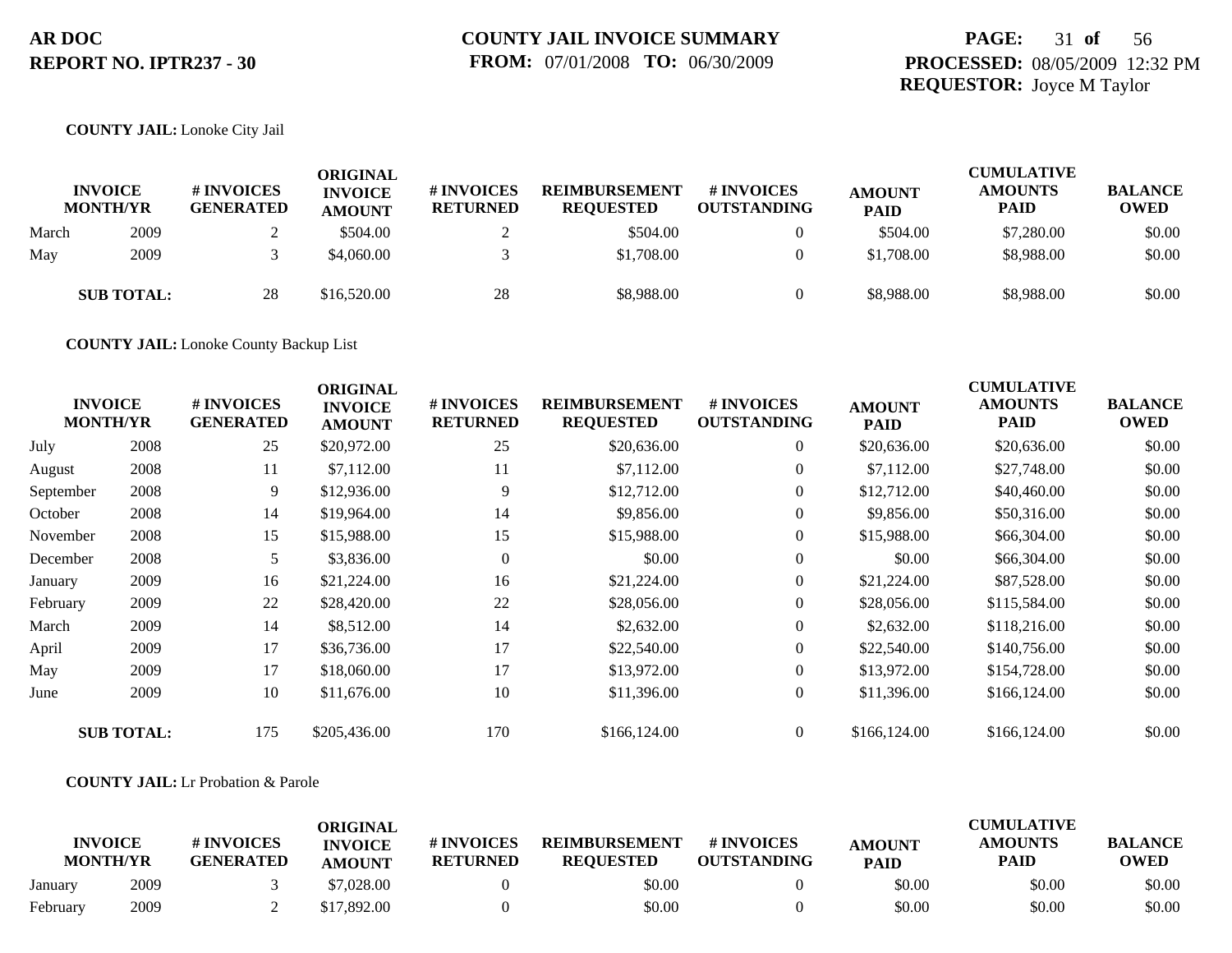AR DOC
REPORT NO. IPTR237 - 30

# COUNTY JAIL INVOICE SUMMARY

**FROM:** 07/01/2008 **TO:** 06/30/2009

**PROCESSED:** 08/05/2009 12:32 PM
**REQUESTOR:** Joyce M Taylor

**COUNTY JAIL:** Lonoke City Jail

| INVOICE MONTH | YR | # INVOICES GENERATED | ORIGINAL INVOICE AMOUNT | # INVOICES RETURNED | REIMBURSEMENT REQUESTED | # INVOICES OUTSTANDING | AMOUNT PAID | CUMULATIVE AMOUNTS PAID | BALANCE OWED |
|---|---|---|---|---|---|---|---|---|---|
| March | 2009 | 2 | $504.00 | 2 | $504.00 | 0 | $504.00 | $7,280.00 | $0.00 |
| May | 2009 | 3 | $4,060.00 | 3 | $1,708.00 | 0 | $1,708.00 | $8,988.00 | $0.00 |
| **SUB TOTAL:** | | 28 | $16,520.00 | 28 | $8,988.00 | 0 | $8,988.00 | $8,988.00 | $0.00 |

**COUNTY JAIL:** Lonoke County Backup List

| INVOICE MONTH | YR | # INVOICES GENERATED | ORIGINAL INVOICE AMOUNT | # INVOICES RETURNED | REIMBURSEMENT REQUESTED | # INVOICES OUTSTANDING | AMOUNT PAID | CUMULATIVE AMOUNTS PAID | BALANCE OWED |
|---|---|---|---|---|---|---|---|---|---|
| July | 2008 | 25 | $20,972.00 | 25 | $20,636.00 | 0 | $20,636.00 | $20,636.00 | $0.00 |
| August | 2008 | 11 | $7,112.00 | 11 | $7,112.00 | 0 | $7,112.00 | $27,748.00 | $0.00 |
| September | 2008 | 9 | $12,936.00 | 9 | $12,712.00 | 0 | $12,712.00 | $40,460.00 | $0.00 |
| October | 2008 | 14 | $19,964.00 | 14 | $9,856.00 | 0 | $9,856.00 | $50,316.00 | $0.00 |
| November | 2008 | 15 | $15,988.00 | 15 | $15,988.00 | 0 | $15,988.00 | $66,304.00 | $0.00 |
| December | 2008 | 5 | $3,836.00 | 0 | $0.00 | 0 | $0.00 | $66,304.00 | $0.00 |
| January | 2009 | 16 | $21,224.00 | 16 | $21,224.00 | 0 | $21,224.00 | $87,528.00 | $0.00 |
| February | 2009 | 22 | $28,420.00 | 22 | $28,056.00 | 0 | $28,056.00 | $115,584.00 | $0.00 |
| March | 2009 | 14 | $8,512.00 | 14 | $2,632.00 | 0 | $2,632.00 | $118,216.00 | $0.00 |
| April | 2009 | 17 | $36,736.00 | 17 | $22,540.00 | 0 | $22,540.00 | $140,756.00 | $0.00 |
| May | 2009 | 17 | $18,060.00 | 17 | $13,972.00 | 0 | $13,972.00 | $154,728.00 | $0.00 |
| June | 2009 | 10 | $11,676.00 | 10 | $11,396.00 | 0 | $11,396.00 | $166,124.00 | $0.00 |
| **SUB TOTAL:** | | 175 | $205,436.00 | 170 | $166,124.00 | 0 | $166,124.00 | $166,124.00 | $0.00 |

**COUNTY JAIL:** Lr Probation & Parole

| INVOICE MONTH | YR | # INVOICES GENERATED | ORIGINAL INVOICE AMOUNT | # INVOICES RETURNED | REIMBURSEMENT REQUESTED | # INVOICES OUTSTANDING | AMOUNT PAID | CUMULATIVE AMOUNTS PAID | BALANCE OWED |
|---|---|---|---|---|---|---|---|---|---|
| January | 2009 | 3 | $7,028.00 | 0 | $0.00 | 0 | $0.00 | $0.00 | $0.00 |
| February | 2009 | 2 | $17,892.00 | 0 | $0.00 | 0 | $0.00 | $0.00 | $0.00 |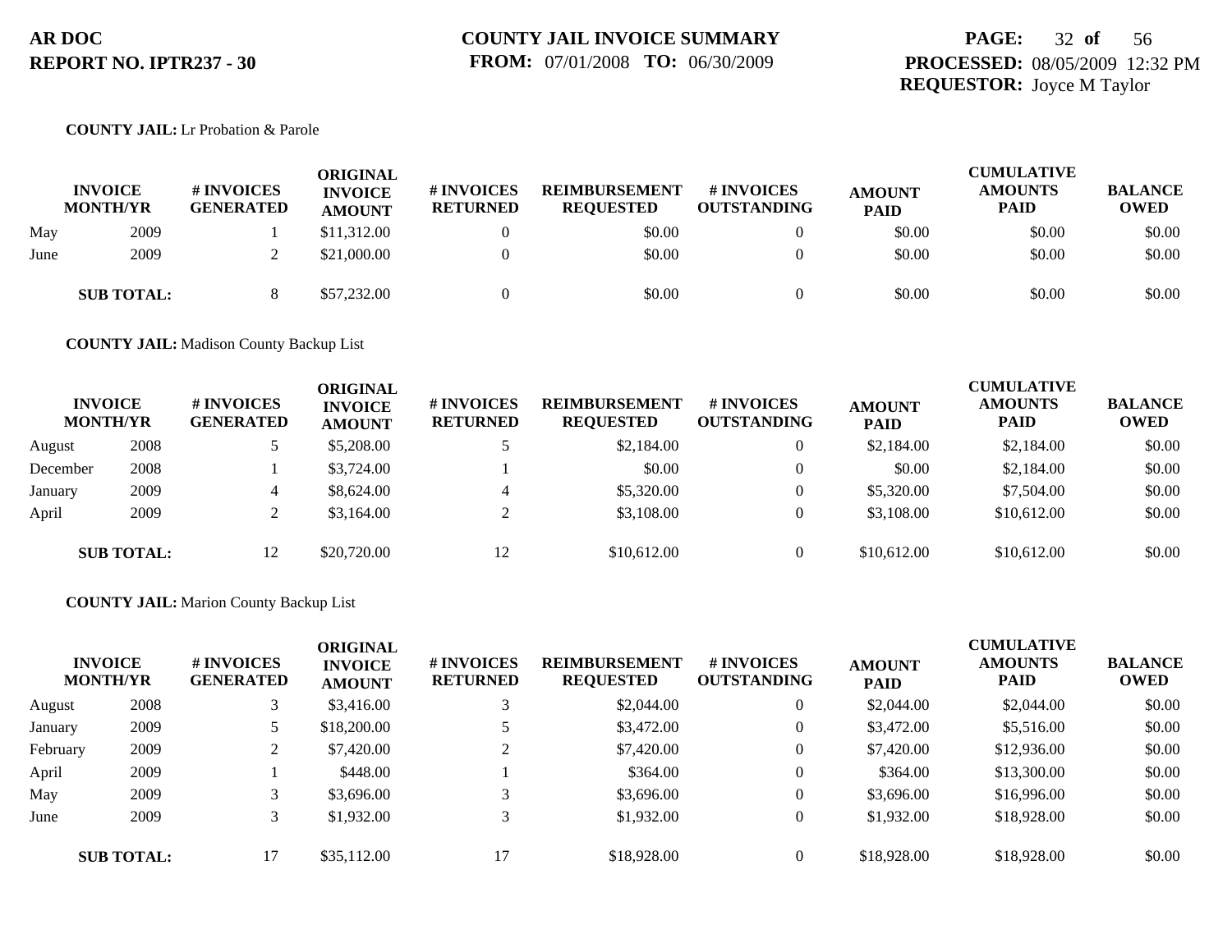**COUNTY JAIL:** Lr Probation & Parole

| INVOICE MONTH/YR | | # INVOICES GENERATED | ORIGINAL INVOICE AMOUNT | # INVOICES RETURNED | REIMBURSEMENT REQUESTED | # INVOICES OUTSTANDING | AMOUNT PAID | CUMULATIVE AMOUNTS PAID | BALANCE OWED |
|---|---|---|---|---|---|---|---|---|---|
| May | 2009 | 1 | $11,312.00 | 0 | $0.00 | 0 | $0.00 | $0.00 | $0.00 |
| June | 2009 | 2 | $21,000.00 | 0 | $0.00 | 0 | $0.00 | $0.00 | $0.00 |
| **SUB TOTAL:** | | 8 | $57,232.00 | 0 | $0.00 | 0 | $0.00 | $0.00 | $0.00 |

**COUNTY JAIL:** Madison County Backup List

| INVOICE MONTH/YR | | # INVOICES GENERATED | ORIGINAL INVOICE AMOUNT | # INVOICES RETURNED | REIMBURSEMENT REQUESTED | # INVOICES OUTSTANDING | AMOUNT PAID | CUMULATIVE AMOUNTS PAID | BALANCE OWED |
|---|---|---|---|---|---|---|---|---|---|
| August | 2008 | 5 | $5,208.00 | 5 | $2,184.00 | 0 | $2,184.00 | $2,184.00 | $0.00 |
| December | 2008 | 1 | $3,724.00 | 1 | $0.00 | 0 | $0.00 | $2,184.00 | $0.00 |
| January | 2009 | 4 | $8,624.00 | 4 | $5,320.00 | 0 | $5,320.00 | $7,504.00 | $0.00 |
| April | 2009 | 2 | $3,164.00 | 2 | $3,108.00 | 0 | $3,108.00 | $10,612.00 | $0.00 |
| **SUB TOTAL:** | | 12 | $20,720.00 | 12 | $10,612.00 | 0 | $10,612.00 | $10,612.00 | $0.00 |

**COUNTY JAIL:** Marion County Backup List

| INVOICE MONTH/YR | | # INVOICES GENERATED | ORIGINAL INVOICE AMOUNT | # INVOICES RETURNED | REIMBURSEMENT REQUESTED | # INVOICES OUTSTANDING | AMOUNT PAID | CUMULATIVE AMOUNTS PAID | BALANCE OWED |
|---|---|---|---|---|---|---|---|---|---|
| August | 2008 | 3 | $3,416.00 | 3 | $2,044.00 | 0 | $2,044.00 | $2,044.00 | $0.00 |
| January | 2009 | 5 | $18,200.00 | 5 | $3,472.00 | 0 | $3,472.00 | $5,516.00 | $0.00 |
| February | 2009 | 2 | $7,420.00 | 2 | $7,420.00 | 0 | $7,420.00 | $12,936.00 | $0.00 |
| April | 2009 | 1 | $448.00 | 1 | $364.00 | 0 | $364.00 | $13,300.00 | $0.00 |
| May | 2009 | 3 | $3,696.00 | 3 | $3,696.00 | 0 | $3,696.00 | $16,996.00 | $0.00 |
| June | 2009 | 3 | $1,932.00 | 3 | $1,932.00 | 0 | $1,932.00 | $18,928.00 | $0.00 |
| **SUB TOTAL:** | | 17 | $35,112.00 | 17 | $18,928.00 | 0 | $18,928.00 | $18,928.00 | $0.00 |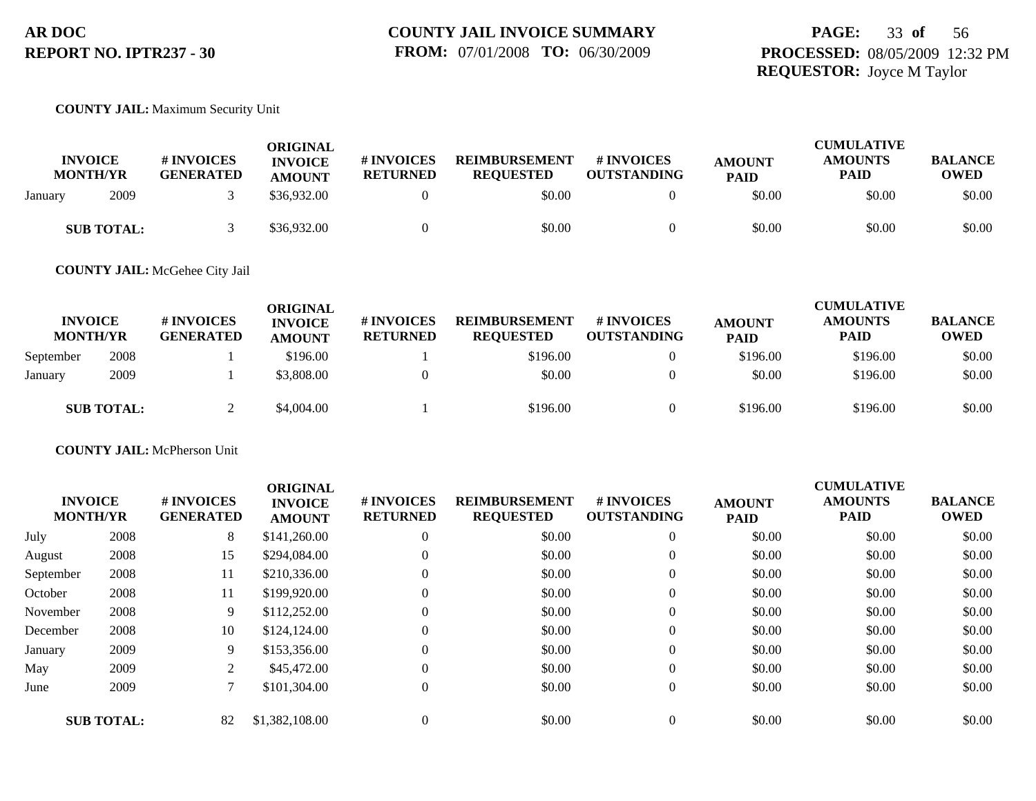**COUNTY JAIL:** Maximum Security Unit

| INVOICE MONTH/YR | | # INVOICES GENERATED | ORIGINAL INVOICE AMOUNT | # INVOICES RETURNED | REIMBURSEMENT REQUESTED | # INVOICES OUTSTANDING | AMOUNT PAID | CUMULATIVE AMOUNTS PAID | BALANCE OWED |
|---|---|---|---|---|---|---|---|---|---|
| January | 2009 | 3 | $36,932.00 | 0 | $0.00 | 0 | $0.00 | $0.00 | $0.00 |
| **SUB TOTAL:** | | 3 | $36,932.00 | 0 | $0.00 | 0 | $0.00 | $0.00 | $0.00 |

**COUNTY JAIL:** McGehee City Jail

| INVOICE MONTH/YR | | # INVOICES GENERATED | ORIGINAL INVOICE AMOUNT | # INVOICES RETURNED | REIMBURSEMENT REQUESTED | # INVOICES OUTSTANDING | AMOUNT PAID | CUMULATIVE AMOUNTS PAID | BALANCE OWED |
|---|---|---|---|---|---|---|---|---|---|
| September | 2008 | 1 | $196.00 | 1 | $196.00 | 0 | $196.00 | $196.00 | $0.00 |
| January | 2009 | 1 | $3,808.00 | 0 | $0.00 | 0 | $0.00 | $196.00 | $0.00 |
| **SUB TOTAL:** | | 2 | $4,004.00 | 1 | $196.00 | 0 | $196.00 | $196.00 | $0.00 |

**COUNTY JAIL:** McPherson Unit

| INVOICE MONTH/YR | | # INVOICES GENERATED | ORIGINAL INVOICE AMOUNT | # INVOICES RETURNED | REIMBURSEMENT REQUESTED | # INVOICES OUTSTANDING | AMOUNT PAID | CUMULATIVE AMOUNTS PAID | BALANCE OWED |
|---|---|---|---|---|---|---|---|---|---|
| July | 2008 | 8 | $141,260.00 | 0 | $0.00 | 0 | $0.00 | $0.00 | $0.00 |
| August | 2008 | 15 | $294,084.00 | 0 | $0.00 | 0 | $0.00 | $0.00 | $0.00 |
| September | 2008 | 11 | $210,336.00 | 0 | $0.00 | 0 | $0.00 | $0.00 | $0.00 |
| October | 2008 | 11 | $199,920.00 | 0 | $0.00 | 0 | $0.00 | $0.00 | $0.00 |
| November | 2008 | 9 | $112,252.00 | 0 | $0.00 | 0 | $0.00 | $0.00 | $0.00 |
| December | 2008 | 10 | $124,124.00 | 0 | $0.00 | 0 | $0.00 | $0.00 | $0.00 |
| January | 2009 | 9 | $153,356.00 | 0 | $0.00 | 0 | $0.00 | $0.00 | $0.00 |
| May | 2009 | 2 | $45,472.00 | 0 | $0.00 | 0 | $0.00 | $0.00 | $0.00 |
| June | 2009 | 7 | $101,304.00 | 0 | $0.00 | 0 | $0.00 | $0.00 | $0.00 |
| **SUB TOTAL:** | | 82 | $1,382,108.00 | 0 | $0.00 | 0 | $0.00 | $0.00 | $0.00 |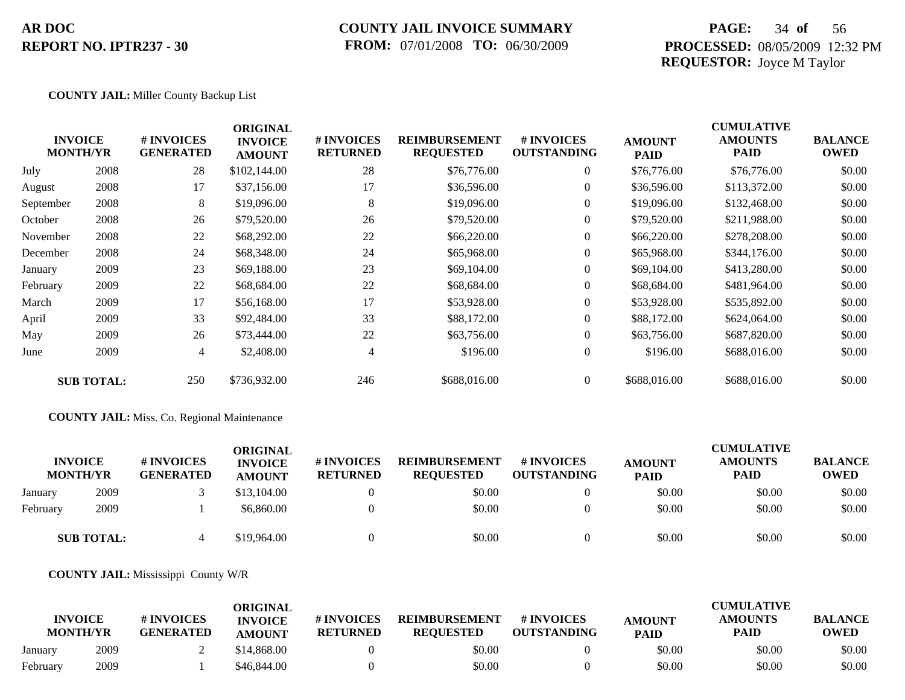**AR DOC**
**REPORT NO. IPTR237 - 30**

**COUNTY JAIL INVOICE SUMMARY**
**FROM:** 07/01/2008 **TO:** 06/30/2009

**PAGE:** 34 **of** 56
**PROCESSED:** 08/05/2009 12:32 PM
**REQUESTOR:** Joyce M Taylor

**COUNTY JAIL:** Miller County Backup List

| INVOICE MONTH/YR | | # INVOICES GENERATED | ORIGINAL INVOICE AMOUNT | # INVOICES RETURNED | REIMBURSEMENT REQUESTED | # INVOICES OUTSTANDING | AMOUNT PAID | CUMULATIVE AMOUNTS PAID | BALANCE OWED |
|---|---|---|---|---|---|---|---|---|---|
| July | 2008 | 28 | $102,144.00 | 28 | $76,776.00 | 0 | $76,776.00 | $76,776.00 | $0.00 |
| August | 2008 | 17 | $37,156.00 | 17 | $36,596.00 | 0 | $36,596.00 | $113,372.00 | $0.00 |
| September | 2008 | 8 | $19,096.00 | 8 | $19,096.00 | 0 | $19,096.00 | $132,468.00 | $0.00 |
| October | 2008 | 26 | $79,520.00 | 26 | $79,520.00 | 0 | $79,520.00 | $211,988.00 | $0.00 |
| November | 2008 | 22 | $68,292.00 | 22 | $66,220.00 | 0 | $66,220.00 | $278,208.00 | $0.00 |
| December | 2008 | 24 | $68,348.00 | 24 | $65,968.00 | 0 | $65,968.00 | $344,176.00 | $0.00 |
| January | 2009 | 23 | $69,188.00 | 23 | $69,104.00 | 0 | $69,104.00 | $413,280.00 | $0.00 |
| February | 2009 | 22 | $68,684.00 | 22 | $68,684.00 | 0 | $68,684.00 | $481,964.00 | $0.00 |
| March | 2009 | 17 | $56,168.00 | 17 | $53,928.00 | 0 | $53,928.00 | $535,892.00 | $0.00 |
| April | 2009 | 33 | $92,484.00 | 33 | $88,172.00 | 0 | $88,172.00 | $624,064.00 | $0.00 |
| May | 2009 | 26 | $73,444.00 | 22 | $63,756.00 | 0 | $63,756.00 | $687,820.00 | $0.00 |
| June | 2009 | 4 | $2,408.00 | 4 | $196.00 | 0 | $196.00 | $688,016.00 | $0.00 |
| **SUB TOTAL:** | | 250 | $736,932.00 | 246 | $688,016.00 | 0 | $688,016.00 | $688,016.00 | $0.00 |

**COUNTY JAIL:** Miss. Co. Regional Maintenance

| INVOICE MONTH/YR | | # INVOICES GENERATED | ORIGINAL INVOICE AMOUNT | # INVOICES RETURNED | REIMBURSEMENT REQUESTED | # INVOICES OUTSTANDING | AMOUNT PAID | CUMULATIVE AMOUNTS PAID | BALANCE OWED |
|---|---|---|---|---|---|---|---|---|---|
| January | 2009 | 3 | $13,104.00 | 0 | $0.00 | 0 | $0.00 | $0.00 | $0.00 |
| February | 2009 | 1 | $6,860.00 | 0 | $0.00 | 0 | $0.00 | $0.00 | $0.00 |
| **SUB TOTAL:** | | 4 | $19,964.00 | 0 | $0.00 | 0 | $0.00 | $0.00 | $0.00 |

**COUNTY JAIL:** Mississippi County W/R

| INVOICE MONTH/YR | | # INVOICES GENERATED | ORIGINAL INVOICE AMOUNT | # INVOICES RETURNED | REIMBURSEMENT REQUESTED | # INVOICES OUTSTANDING | AMOUNT PAID | CUMULATIVE AMOUNTS PAID | BALANCE OWED |
|---|---|---|---|---|---|---|---|---|---|
| January | 2009 | 2 | $14,868.00 | 0 | $0.00 | 0 | $0.00 | $0.00 | $0.00 |
| February | 2009 | 1 | $46,844.00 | 0 | $0.00 | 0 | $0.00 | $0.00 | $0.00 |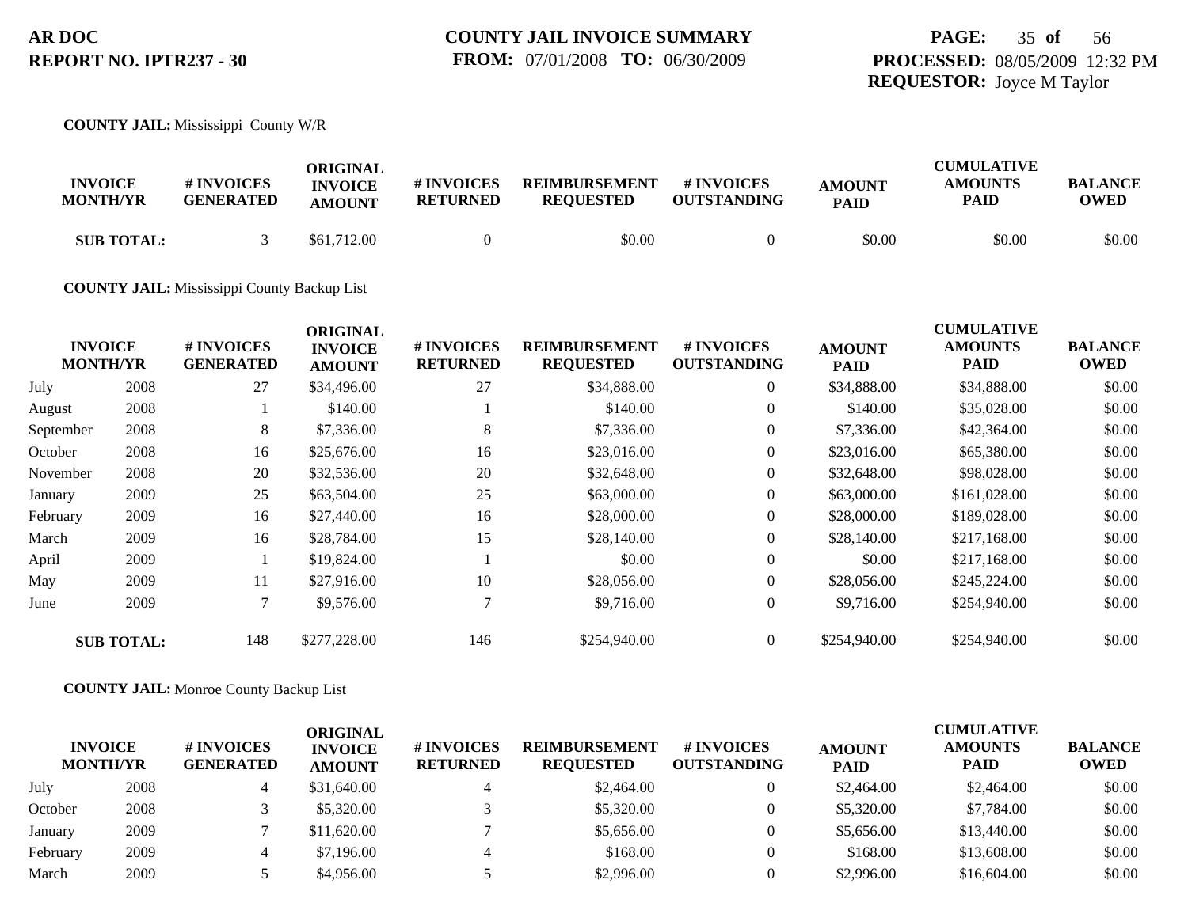**COUNTY JAIL:** Mississippi County W/R

| INVOICE MONTH/YR | | # INVOICES GENERATED | ORIGINAL INVOICE AMOUNT | # INVOICES RETURNED | REIMBURSEMENT REQUESTED | # INVOICES OUTSTANDING | AMOUNT PAID | CUMULATIVE AMOUNTS PAID | BALANCE OWED |
|---|---|---|---|---|---|---|---|---|---|
| **SUB TOTAL:** | | 3 | $61,712.00 | 0 | $0.00 | 0 | $0.00 | $0.00 | $0.00 |

**COUNTY JAIL:** Mississippi County Backup List

| INVOICE MONTH/YR | | # INVOICES GENERATED | ORIGINAL INVOICE AMOUNT | # INVOICES RETURNED | REIMBURSEMENT REQUESTED | # INVOICES OUTSTANDING | AMOUNT PAID | CUMULATIVE AMOUNTS PAID | BALANCE OWED |
|---|---|---|---|---|---|---|---|---|---|
| July | 2008 | 27 | $34,496.00 | 27 | $34,888.00 | 0 | $34,888.00 | $34,888.00 | $0.00 |
| August | 2008 | 1 | $140.00 | 1 | $140.00 | 0 | $140.00 | $35,028.00 | $0.00 |
| September | 2008 | 8 | $7,336.00 | 8 | $7,336.00 | 0 | $7,336.00 | $42,364.00 | $0.00 |
| October | 2008 | 16 | $25,676.00 | 16 | $23,016.00 | 0 | $23,016.00 | $65,380.00 | $0.00 |
| November | 2008 | 20 | $32,536.00 | 20 | $32,648.00 | 0 | $32,648.00 | $98,028.00 | $0.00 |
| January | 2009 | 25 | $63,504.00 | 25 | $63,000.00 | 0 | $63,000.00 | $161,028.00 | $0.00 |
| February | 2009 | 16 | $27,440.00 | 16 | $28,000.00 | 0 | $28,000.00 | $189,028.00 | $0.00 |
| March | 2009 | 16 | $28,784.00 | 15 | $28,140.00 | 0 | $28,140.00 | $217,168.00 | $0.00 |
| April | 2009 | 1 | $19,824.00 | 1 | $0.00 | 0 | $0.00 | $217,168.00 | $0.00 |
| May | 2009 | 11 | $27,916.00 | 10 | $28,056.00 | 0 | $28,056.00 | $245,224.00 | $0.00 |
| June | 2009 | 7 | $9,576.00 | 7 | $9,716.00 | 0 | $9,716.00 | $254,940.00 | $0.00 |
| **SUB TOTAL:** | | 148 | $277,228.00 | 146 | $254,940.00 | 0 | $254,940.00 | $254,940.00 | $0.00 |

**COUNTY JAIL:** Monroe County Backup List

| INVOICE MONTH/YR | | # INVOICES GENERATED | ORIGINAL INVOICE AMOUNT | # INVOICES RETURNED | REIMBURSEMENT REQUESTED | # INVOICES OUTSTANDING | AMOUNT PAID | CUMULATIVE AMOUNTS PAID | BALANCE OWED |
|---|---|---|---|---|---|---|---|---|---|
| July | 2008 | 4 | $31,640.00 | 4 | $2,464.00 | 0 | $2,464.00 | $2,464.00 | $0.00 |
| October | 2008 | 3 | $5,320.00 | 3 | $5,320.00 | 0 | $5,320.00 | $7,784.00 | $0.00 |
| January | 2009 | 7 | $11,620.00 | 7 | $5,656.00 | 0 | $5,656.00 | $13,440.00 | $0.00 |
| February | 2009 | 4 | $7,196.00 | 4 | $168.00 | 0 | $168.00 | $13,608.00 | $0.00 |
| March | 2009 | 5 | $4,956.00 | 5 | $2,996.00 | 0 | $2,996.00 | $16,604.00 | $0.00 |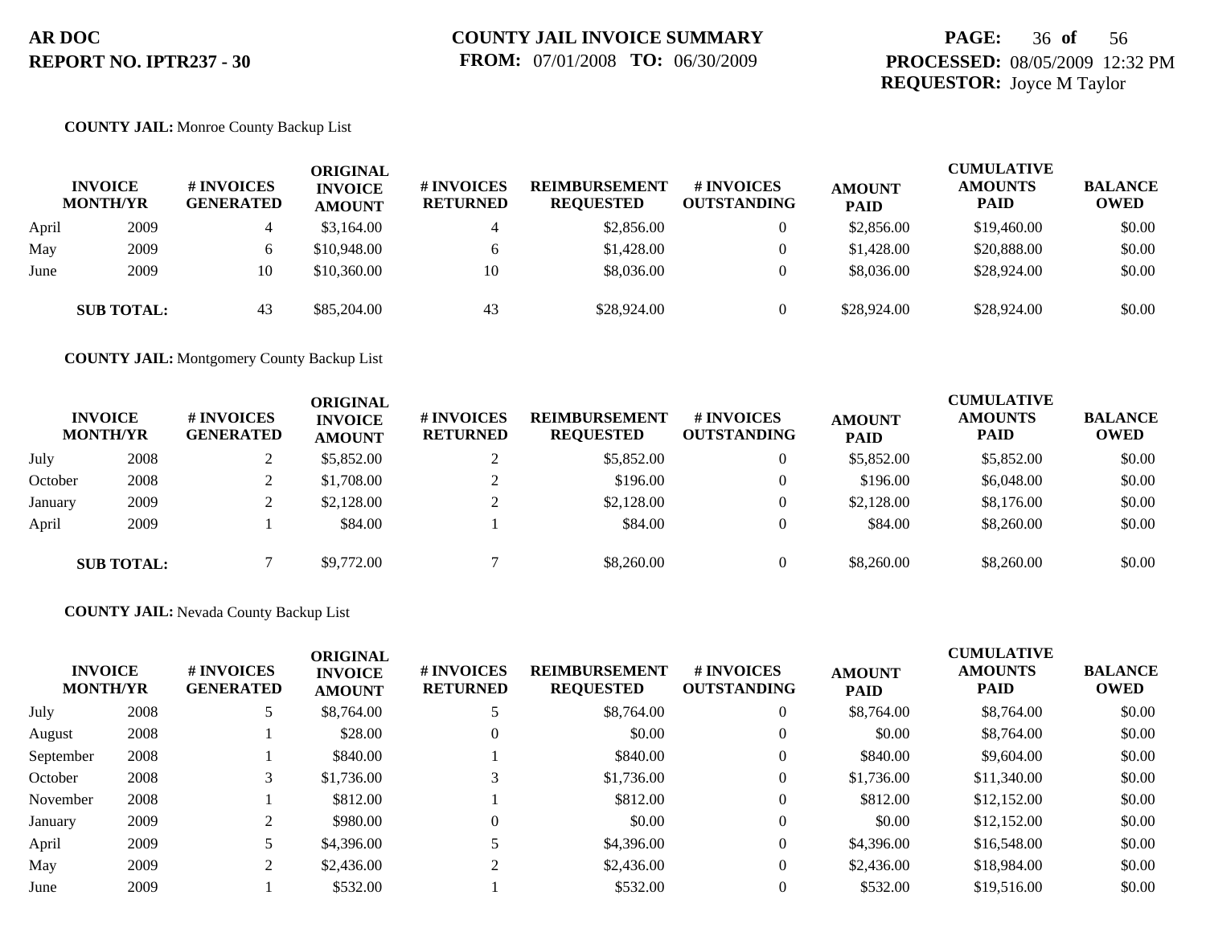**AR DOC**
**REPORT NO. IPTR237 - 30**

**COUNTY JAIL INVOICE SUMMARY**
**FROM:** 07/01/2008 **TO:** 06/30/2009

**PROCESSED:** 08/05/2009 12:32 PM
**REQUESTOR:** Joyce M Taylor

**COUNTY JAIL:** Monroe County Backup List

| INVOICE MONTH/YR | | # INVOICES GENERATED | ORIGINAL INVOICE AMOUNT | # INVOICES RETURNED | REIMBURSEMENT REQUESTED | # INVOICES OUTSTANDING | AMOUNT PAID | CUMULATIVE AMOUNTS PAID | BALANCE OWED |
|---|---|---|---|---|---|---|---|---|---|
| April | 2009 | 4 | $3,164.00 | 4 | $2,856.00 | 0 | $2,856.00 | $19,460.00 | $0.00 |
| May | 2009 | 6 | $10,948.00 | 6 | $1,428.00 | 0 | $1,428.00 | $20,888.00 | $0.00 |
| June | 2009 | 10 | $10,360.00 | 10 | $8,036.00 | 0 | $8,036.00 | $28,924.00 | $0.00 |
| **SUB TOTAL:** | | 43 | $85,204.00 | 43 | $28,924.00 | 0 | $28,924.00 | $28,924.00 | $0.00 |

**COUNTY JAIL:** Montgomery County Backup List

| INVOICE MONTH/YR | | # INVOICES GENERATED | ORIGINAL INVOICE AMOUNT | # INVOICES RETURNED | REIMBURSEMENT REQUESTED | # INVOICES OUTSTANDING | AMOUNT PAID | CUMULATIVE AMOUNTS PAID | BALANCE OWED |
|---|---|---|---|---|---|---|---|---|---|
| July | 2008 | 2 | $5,852.00 | 2 | $5,852.00 | 0 | $5,852.00 | $5,852.00 | $0.00 |
| October | 2008 | 2 | $1,708.00 | 2 | $196.00 | 0 | $196.00 | $6,048.00 | $0.00 |
| January | 2009 | 2 | $2,128.00 | 2 | $2,128.00 | 0 | $2,128.00 | $8,176.00 | $0.00 |
| April | 2009 | 1 | $84.00 | 1 | $84.00 | 0 | $84.00 | $8,260.00 | $0.00 |
| **SUB TOTAL:** | | 7 | $9,772.00 | 7 | $8,260.00 | 0 | $8,260.00 | $8,260.00 | $0.00 |

**COUNTY JAIL:** Nevada County Backup List

| INVOICE MONTH/YR | | # INVOICES GENERATED | ORIGINAL INVOICE AMOUNT | # INVOICES RETURNED | REIMBURSEMENT REQUESTED | # INVOICES OUTSTANDING | AMOUNT PAID | CUMULATIVE AMOUNTS PAID | BALANCE OWED |
|---|---|---|---|---|---|---|---|---|---|
| July | 2008 | 5 | $8,764.00 | 5 | $8,764.00 | 0 | $8,764.00 | $8,764.00 | $0.00 |
| August | 2008 | 1 | $28.00 | 0 | $0.00 | 0 | $0.00 | $8,764.00 | $0.00 |
| September | 2008 | 1 | $840.00 | 1 | $840.00 | 0 | $840.00 | $9,604.00 | $0.00 |
| October | 2008 | 3 | $1,736.00 | 3 | $1,736.00 | 0 | $1,736.00 | $11,340.00 | $0.00 |
| November | 2008 | 1 | $812.00 | 1 | $812.00 | 0 | $812.00 | $12,152.00 | $0.00 |
| January | 2009 | 2 | $980.00 | 0 | $0.00 | 0 | $0.00 | $12,152.00 | $0.00 |
| April | 2009 | 5 | $4,396.00 | 5 | $4,396.00 | 0 | $4,396.00 | $16,548.00 | $0.00 |
| May | 2009 | 2 | $2,436.00 | 2 | $2,436.00 | 0 | $2,436.00 | $18,984.00 | $0.00 |
| June | 2009 | 1 | $532.00 | 1 | $532.00 | 0 | $532.00 | $19,516.00 | $0.00 |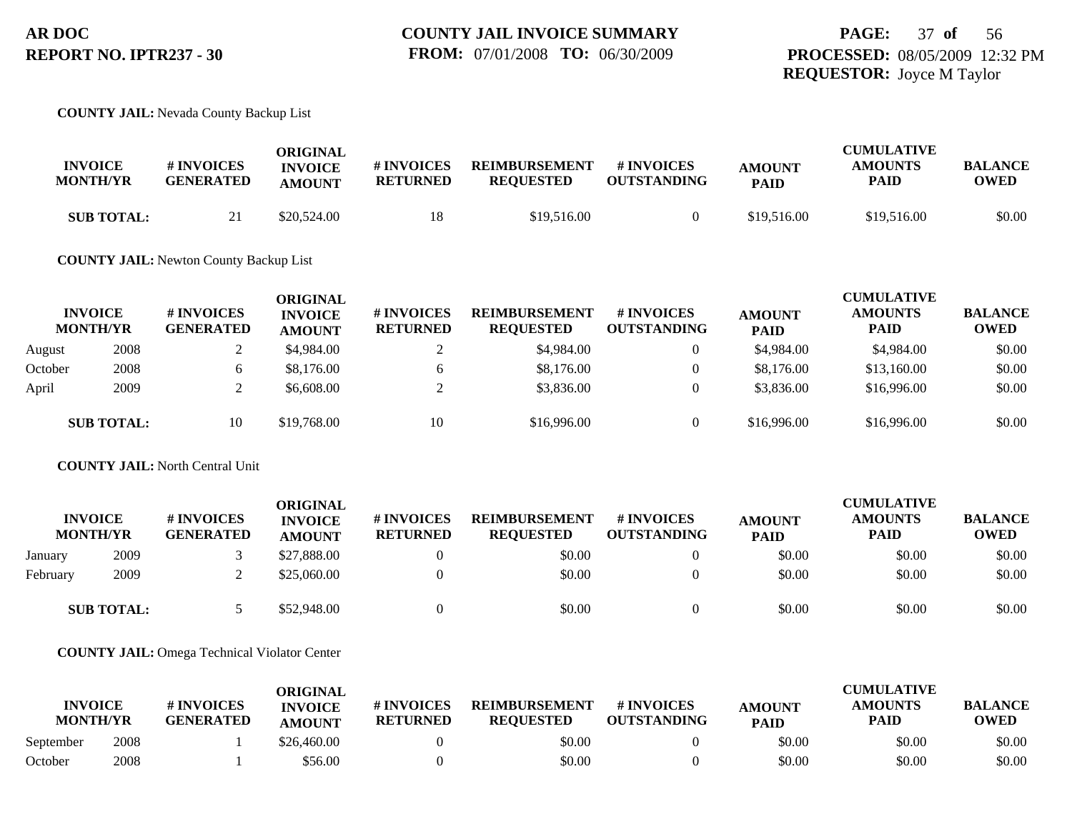**AR DOC**
**REPORT NO. IPTR237 - 30**

**COUNTY JAIL INVOICE SUMMARY**
**FROM:** 07/01/2008 **TO:** 06/30/2009

**PROCESSED:** 08/05/2009 12:32 PM
**REQUESTOR:** Joyce M Taylor

**COUNTY JAIL:** Nevada County Backup List

| INVOICE MONTH/YR | | # INVOICES GENERATED | ORIGINAL INVOICE AMOUNT | # INVOICES RETURNED | REIMBURSEMENT REQUESTED | # INVOICES OUTSTANDING | AMOUNT PAID | CUMULATIVE AMOUNTS PAID | BALANCE OWED |
|---|---|---|---|---|---|---|---|---|---|
| **SUB TOTAL:** | | 21 | $20,524.00 | 18 | $19,516.00 | 0 | $19,516.00 | $19,516.00 | $0.00 |

**COUNTY JAIL:** Newton County Backup List

| INVOICE MONTH/YR | | # INVOICES GENERATED | ORIGINAL INVOICE AMOUNT | # INVOICES RETURNED | REIMBURSEMENT REQUESTED | # INVOICES OUTSTANDING | AMOUNT PAID | CUMULATIVE AMOUNTS PAID | BALANCE OWED |
|---|---|---|---|---|---|---|---|---|---|
| August | 2008 | 2 | $4,984.00 | 2 | $4,984.00 | 0 | $4,984.00 | $4,984.00 | $0.00 |
| October | 2008 | 6 | $8,176.00 | 6 | $8,176.00 | 0 | $8,176.00 | $13,160.00 | $0.00 |
| April | 2009 | 2 | $6,608.00 | 2 | $3,836.00 | 0 | $3,836.00 | $16,996.00 | $0.00 |
| **SUB TOTAL:** | | 10 | $19,768.00 | 10 | $16,996.00 | 0 | $16,996.00 | $16,996.00 | $0.00 |

**COUNTY JAIL:** North Central Unit

| INVOICE MONTH/YR | | # INVOICES GENERATED | ORIGINAL INVOICE AMOUNT | # INVOICES RETURNED | REIMBURSEMENT REQUESTED | # INVOICES OUTSTANDING | AMOUNT PAID | CUMULATIVE AMOUNTS PAID | BALANCE OWED |
|---|---|---|---|---|---|---|---|---|---|
| January | 2009 | 3 | $27,888.00 | 0 | $0.00 | 0 | $0.00 | $0.00 | $0.00 |
| February | 2009 | 2 | $25,060.00 | 0 | $0.00 | 0 | $0.00 | $0.00 | $0.00 |
| **SUB TOTAL:** | | 5 | $52,948.00 | 0 | $0.00 | 0 | $0.00 | $0.00 | $0.00 |

**COUNTY JAIL:** Omega Technical Violator Center

| INVOICE MONTH/YR | | # INVOICES GENERATED | ORIGINAL INVOICE AMOUNT | # INVOICES RETURNED | REIMBURSEMENT REQUESTED | # INVOICES OUTSTANDING | AMOUNT PAID | CUMULATIVE AMOUNTS PAID | BALANCE OWED |
|---|---|---|---|---|---|---|---|---|---|
| September | 2008 | 1 | $26,460.00 | 0 | $0.00 | 0 | $0.00 | $0.00 | $0.00 |
| October | 2008 | 1 | $56.00 | 0 | $0.00 | 0 | $0.00 | $0.00 | $0.00 |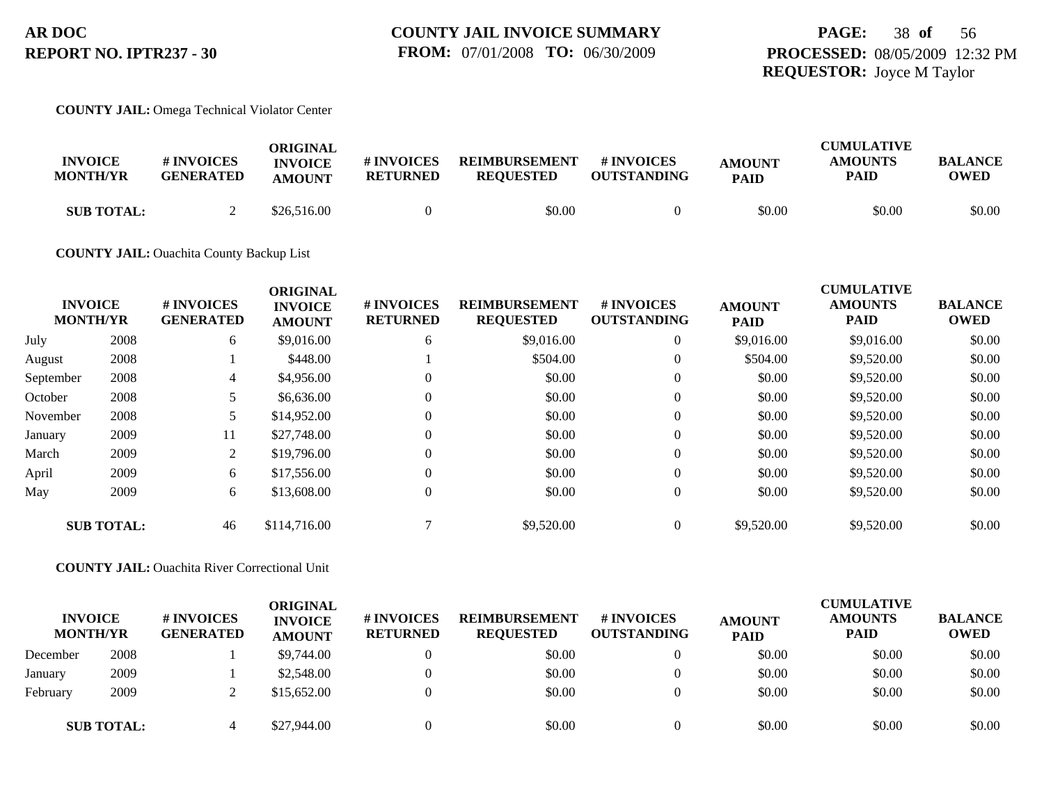**AR DOC**
**REPORT NO. IPTR237 - 30**

**COUNTY JAIL INVOICE SUMMARY**
**FROM:** 07/01/2008 **TO:** 06/30/2009

**PROCESSED:** 08/05/2009 12:32 PM
**REQUESTOR:** Joyce M Taylor

**COUNTY JAIL:** Omega Technical Violator Center

| INVOICE MONTH/YR | | # INVOICES GENERATED | ORIGINAL INVOICE AMOUNT | # INVOICES RETURNED | REIMBURSEMENT REQUESTED | # INVOICES OUTSTANDING | AMOUNT PAID | CUMULATIVE AMOUNTS PAID | BALANCE OWED |
|---|---|---|---|---|---|---|---|---|---|
| **SUB TOTAL:** | | 2 | $26,516.00 | 0 | $0.00 | 0 | $0.00 | $0.00 | $0.00 |

**COUNTY JAIL:** Ouachita County Backup List

| INVOICE MONTH/YR | | # INVOICES GENERATED | ORIGINAL INVOICE AMOUNT | # INVOICES RETURNED | REIMBURSEMENT REQUESTED | # INVOICES OUTSTANDING | AMOUNT PAID | CUMULATIVE AMOUNTS PAID | BALANCE OWED |
|---|---|---|---|---|---|---|---|---|---|
| July | 2008 | 6 | $9,016.00 | 6 | $9,016.00 | 0 | $9,016.00 | $9,016.00 | $0.00 |
| August | 2008 | 1 | $448.00 | 1 | $504.00 | 0 | $504.00 | $9,520.00 | $0.00 |
| September | 2008 | 4 | $4,956.00 | 0 | $0.00 | 0 | $0.00 | $9,520.00 | $0.00 |
| October | 2008 | 5 | $6,636.00 | 0 | $0.00 | 0 | $0.00 | $9,520.00 | $0.00 |
| November | 2008 | 5 | $14,952.00 | 0 | $0.00 | 0 | $0.00 | $9,520.00 | $0.00 |
| January | 2009 | 11 | $27,748.00 | 0 | $0.00 | 0 | $0.00 | $9,520.00 | $0.00 |
| March | 2009 | 2 | $19,796.00 | 0 | $0.00 | 0 | $0.00 | $9,520.00 | $0.00 |
| April | 2009 | 6 | $17,556.00 | 0 | $0.00 | 0 | $0.00 | $9,520.00 | $0.00 |
| May | 2009 | 6 | $13,608.00 | 0 | $0.00 | 0 | $0.00 | $9,520.00 | $0.00 |
| **SUB TOTAL:** | | 46 | $114,716.00 | 7 | $9,520.00 | 0 | $9,520.00 | $9,520.00 | $0.00 |

**COUNTY JAIL:** Ouachita River Correctional Unit

| INVOICE MONTH/YR | | # INVOICES GENERATED | ORIGINAL INVOICE AMOUNT | # INVOICES RETURNED | REIMBURSEMENT REQUESTED | # INVOICES OUTSTANDING | AMOUNT PAID | CUMULATIVE AMOUNTS PAID | BALANCE OWED |
|---|---|---|---|---|---|---|---|---|---|
| December | 2008 | 1 | $9,744.00 | 0 | $0.00 | 0 | $0.00 | $0.00 | $0.00 |
| January | 2009 | 1 | $2,548.00 | 0 | $0.00 | 0 | $0.00 | $0.00 | $0.00 |
| February | 2009 | 2 | $15,652.00 | 0 | $0.00 | 0 | $0.00 | $0.00 | $0.00 |
| **SUB TOTAL:** | | 4 | $27,944.00 | 0 | $0.00 | 0 | $0.00 | $0.00 | $0.00 |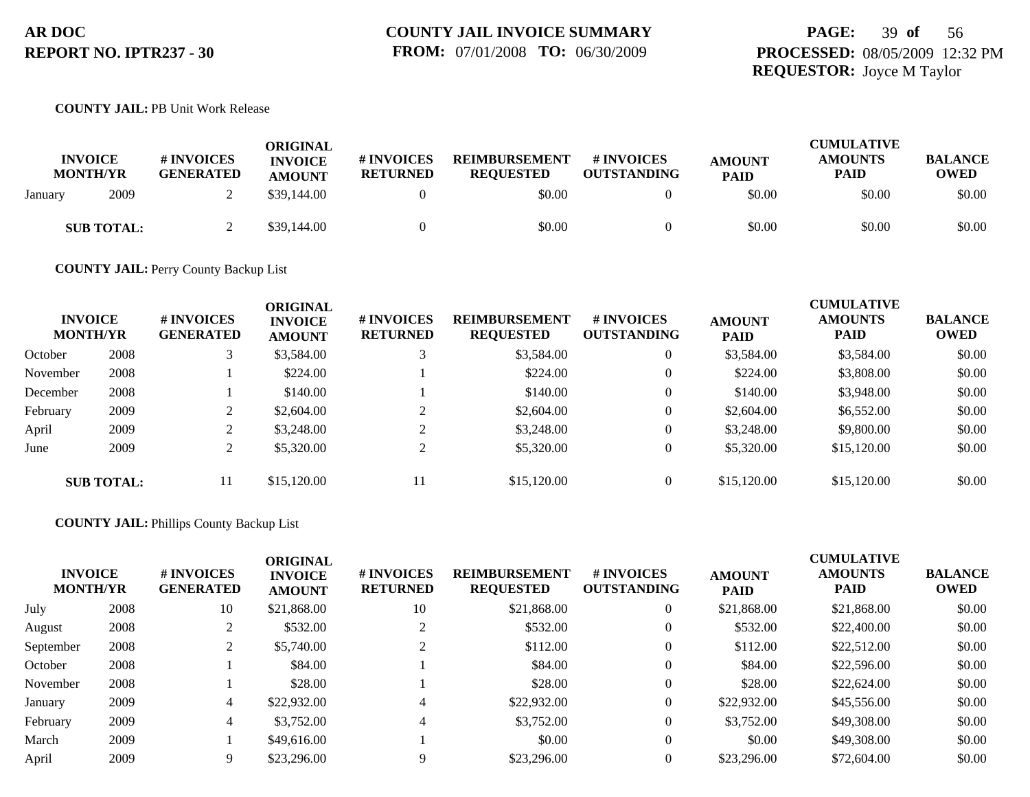**AR DOC**
**REPORT NO. IPTR237 - 30**

**COUNTY JAIL INVOICE SUMMARY**
**FROM:** 07/01/2008 **TO:** 06/30/2009

**PROCESSED:** 08/05/2009 12:32 PM
**REQUESTOR:** Joyce M Taylor

**COUNTY JAIL:** PB Unit Work Release

| INVOICE MONTH/YR | | # INVOICES GENERATED | ORIGINAL INVOICE AMOUNT | # INVOICES RETURNED | REIMBURSEMENT REQUESTED | # INVOICES OUTSTANDING | AMOUNT PAID | CUMULATIVE AMOUNTS PAID | BALANCE OWED |
|---|---|---|---|---|---|---|---|---|---|
| January | 2009 | 2 | $39,144.00 | 0 | $0.00 | 0 | $0.00 | $0.00 | $0.00 |
| **SUB TOTAL:** | | 2 | $39,144.00 | 0 | $0.00 | 0 | $0.00 | $0.00 | $0.00 |

**COUNTY JAIL:** Perry County Backup List

| INVOICE MONTH/YR | | # INVOICES GENERATED | ORIGINAL INVOICE AMOUNT | # INVOICES RETURNED | REIMBURSEMENT REQUESTED | # INVOICES OUTSTANDING | AMOUNT PAID | CUMULATIVE AMOUNTS PAID | BALANCE OWED |
|---|---|---|---|---|---|---|---|---|---|
| October | 2008 | 3 | $3,584.00 | 3 | $3,584.00 | 0 | $3,584.00 | $3,584.00 | $0.00 |
| November | 2008 | 1 | $224.00 | 1 | $224.00 | 0 | $224.00 | $3,808.00 | $0.00 |
| December | 2008 | 1 | $140.00 | 1 | $140.00 | 0 | $140.00 | $3,948.00 | $0.00 |
| February | 2009 | 2 | $2,604.00 | 2 | $2,604.00 | 0 | $2,604.00 | $6,552.00 | $0.00 |
| April | 2009 | 2 | $3,248.00 | 2 | $3,248.00 | 0 | $3,248.00 | $9,800.00 | $0.00 |
| June | 2009 | 2 | $5,320.00 | 2 | $5,320.00 | 0 | $5,320.00 | $15,120.00 | $0.00 |
| **SUB TOTAL:** | | 11 | $15,120.00 | 11 | $15,120.00 | 0 | $15,120.00 | $15,120.00 | $0.00 |

**COUNTY JAIL:** Phillips County Backup List

| INVOICE MONTH/YR | | # INVOICES GENERATED | ORIGINAL INVOICE AMOUNT | # INVOICES RETURNED | REIMBURSEMENT REQUESTED | # INVOICES OUTSTANDING | AMOUNT PAID | CUMULATIVE AMOUNTS PAID | BALANCE OWED |
|---|---|---|---|---|---|---|---|---|---|
| July | 2008 | 10 | $21,868.00 | 10 | $21,868.00 | 0 | $21,868.00 | $21,868.00 | $0.00 |
| August | 2008 | 2 | $532.00 | 2 | $532.00 | 0 | $532.00 | $22,400.00 | $0.00 |
| September | 2008 | 2 | $5,740.00 | 2 | $112.00 | 0 | $112.00 | $22,512.00 | $0.00 |
| October | 2008 | 1 | $84.00 | 1 | $84.00 | 0 | $84.00 | $22,596.00 | $0.00 |
| November | 2008 | 1 | $28.00 | 1 | $28.00 | 0 | $28.00 | $22,624.00 | $0.00 |
| January | 2009 | 4 | $22,932.00 | 4 | $22,932.00 | 0 | $22,932.00 | $45,556.00 | $0.00 |
| February | 2009 | 4 | $3,752.00 | 4 | $3,752.00 | 0 | $3,752.00 | $49,308.00 | $0.00 |
| March | 2009 | 1 | $49,616.00 | 1 | $0.00 | 0 | $0.00 | $49,308.00 | $0.00 |
| April | 2009 | 9 | $23,296.00 | 9 | $23,296.00 | 0 | $23,296.00 | $72,604.00 | $0.00 |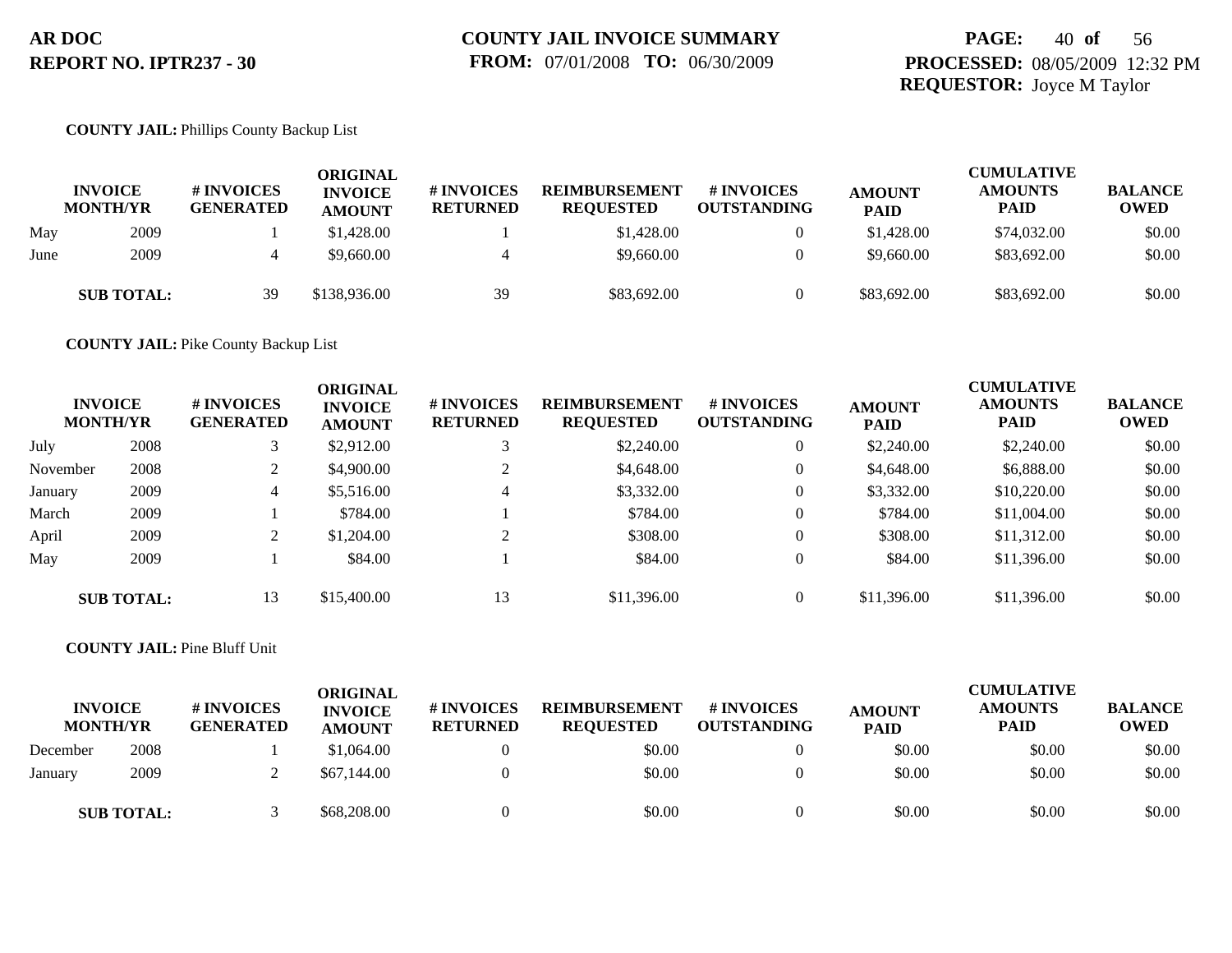**AR DOC**
**REPORT NO. IPTR237 - 30**

**COUNTY JAIL INVOICE SUMMARY**
**FROM:** 07/01/2008 **TO:** 06/30/2009

**PROCESSED:** 08/05/2009 12:32 PM
**REQUESTOR:** Joyce M Taylor

**COUNTY JAIL:** Phillips County Backup List

| INVOICE MONTH/YR | | # INVOICES GENERATED | ORIGINAL INVOICE AMOUNT | # INVOICES RETURNED | REIMBURSEMENT REQUESTED | # INVOICES OUTSTANDING | AMOUNT PAID | CUMULATIVE AMOUNTS PAID | BALANCE OWED |
|---|---|---|---|---|---|---|---|---|---|
| May | 2009 | 1 | $1,428.00 | 1 | $1,428.00 | 0 | $1,428.00 | $74,032.00 | $0.00 |
| June | 2009 | 4 | $9,660.00 | 4 | $9,660.00 | 0 | $9,660.00 | $83,692.00 | $0.00 |
| **SUB TOTAL:** | | 39 | $138,936.00 | 39 | $83,692.00 | 0 | $83,692.00 | $83,692.00 | $0.00 |

**COUNTY JAIL:** Pike County Backup List

| INVOICE MONTH/YR | | # INVOICES GENERATED | ORIGINAL INVOICE AMOUNT | # INVOICES RETURNED | REIMBURSEMENT REQUESTED | # INVOICES OUTSTANDING | AMOUNT PAID | CUMULATIVE AMOUNTS PAID | BALANCE OWED |
|---|---|---|---|---|---|---|---|---|---|
| July | 2008 | 3 | $2,912.00 | 3 | $2,240.00 | 0 | $2,240.00 | $2,240.00 | $0.00 |
| November | 2008 | 2 | $4,900.00 | 2 | $4,648.00 | 0 | $4,648.00 | $6,888.00 | $0.00 |
| January | 2009 | 4 | $5,516.00 | 4 | $3,332.00 | 0 | $3,332.00 | $10,220.00 | $0.00 |
| March | 2009 | 1 | $784.00 | 1 | $784.00 | 0 | $784.00 | $11,004.00 | $0.00 |
| April | 2009 | 2 | $1,204.00 | 2 | $308.00 | 0 | $308.00 | $11,312.00 | $0.00 |
| May | 2009 | 1 | $84.00 | 1 | $84.00 | 0 | $84.00 | $11,396.00 | $0.00 |
| **SUB TOTAL:** | | 13 | $15,400.00 | 13 | $11,396.00 | 0 | $11,396.00 | $11,396.00 | $0.00 |

**COUNTY JAIL:** Pine Bluff Unit

| INVOICE MONTH/YR | | # INVOICES GENERATED | ORIGINAL INVOICE AMOUNT | # INVOICES RETURNED | REIMBURSEMENT REQUESTED | # INVOICES OUTSTANDING | AMOUNT PAID | CUMULATIVE AMOUNTS PAID | BALANCE OWED |
|---|---|---|---|---|---|---|---|---|---|
| December | 2008 | 1 | $1,064.00 | 0 | $0.00 | 0 | $0.00 | $0.00 | $0.00 |
| January | 2009 | 2 | $67,144.00 | 0 | $0.00 | 0 | $0.00 | $0.00 | $0.00 |
| **SUB TOTAL:** | | 3 | $68,208.00 | 0 | $0.00 | 0 | $0.00 | $0.00 | $0.00 |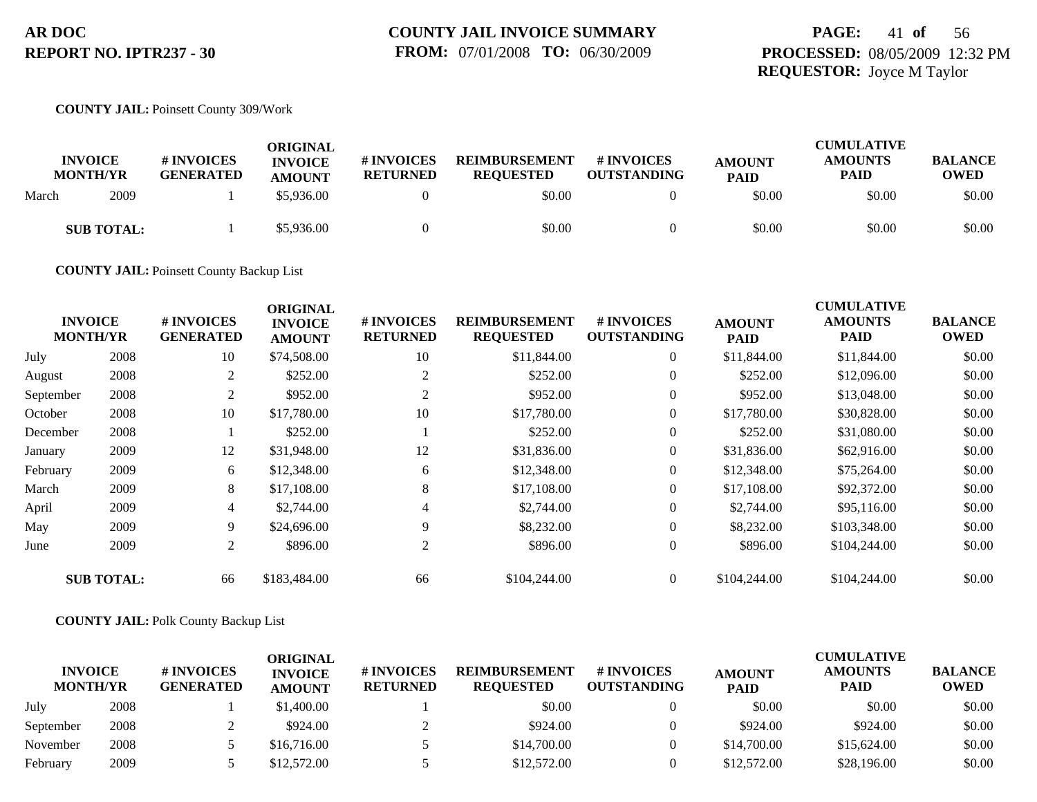**AR DOC**
**REPORT NO. IPTR237 - 30**

**COUNTY JAIL INVOICE SUMMARY**
**FROM:** 07/01/2008 **TO:** 06/30/2009

**PROCESSED:** 08/05/2009 12:32 PM
**REQUESTOR:** Joyce M Taylor

**COUNTY JAIL:** Poinsett County 309/Work

| INVOICE MONTH/YR | | # INVOICES GENERATED | ORIGINAL INVOICE AMOUNT | # INVOICES RETURNED | REIMBURSEMENT REQUESTED | # INVOICES OUTSTANDING | AMOUNT PAID | CUMULATIVE AMOUNTS PAID | BALANCE OWED |
|---|---|---|---|---|---|---|---|---|---|
| March | 2009 | 1 | $5,936.00 | 0 | $0.00 | 0 | $0.00 | $0.00 | $0.00 |
| **SUB TOTAL:** | | 1 | $5,936.00 | 0 | $0.00 | 0 | $0.00 | $0.00 | $0.00 |

**COUNTY JAIL:** Poinsett County Backup List

| INVOICE MONTH/YR | | # INVOICES GENERATED | ORIGINAL INVOICE AMOUNT | # INVOICES RETURNED | REIMBURSEMENT REQUESTED | # INVOICES OUTSTANDING | AMOUNT PAID | CUMULATIVE AMOUNTS PAID | BALANCE OWED |
|---|---|---|---|---|---|---|---|---|---|
| July | 2008 | 10 | $74,508.00 | 10 | $11,844.00 | 0 | $11,844.00 | $11,844.00 | $0.00 |
| August | 2008 | 2 | $252.00 | 2 | $252.00 | 0 | $252.00 | $12,096.00 | $0.00 |
| September | 2008 | 2 | $952.00 | 2 | $952.00 | 0 | $952.00 | $13,048.00 | $0.00 |
| October | 2008 | 10 | $17,780.00 | 10 | $17,780.00 | 0 | $17,780.00 | $30,828.00 | $0.00 |
| December | 2008 | 1 | $252.00 | 1 | $252.00 | 0 | $252.00 | $31,080.00 | $0.00 |
| January | 2009 | 12 | $31,948.00 | 12 | $31,836.00 | 0 | $31,836.00 | $62,916.00 | $0.00 |
| February | 2009 | 6 | $12,348.00 | 6 | $12,348.00 | 0 | $12,348.00 | $75,264.00 | $0.00 |
| March | 2009 | 8 | $17,108.00 | 8 | $17,108.00 | 0 | $17,108.00 | $92,372.00 | $0.00 |
| April | 2009 | 4 | $2,744.00 | 4 | $2,744.00 | 0 | $2,744.00 | $95,116.00 | $0.00 |
| May | 2009 | 9 | $24,696.00 | 9 | $8,232.00 | 0 | $8,232.00 | $103,348.00 | $0.00 |
| June | 2009 | 2 | $896.00 | 2 | $896.00 | 0 | $896.00 | $104,244.00 | $0.00 |
| **SUB TOTAL:** | | 66 | $183,484.00 | 66 | $104,244.00 | 0 | $104,244.00 | $104,244.00 | $0.00 |

**COUNTY JAIL:** Polk County Backup List

| INVOICE MONTH/YR | | # INVOICES GENERATED | ORIGINAL INVOICE AMOUNT | # INVOICES RETURNED | REIMBURSEMENT REQUESTED | # INVOICES OUTSTANDING | AMOUNT PAID | CUMULATIVE AMOUNTS PAID | BALANCE OWED |
|---|---|---|---|---|---|---|---|---|---|
| July | 2008 | 1 | $1,400.00 | 1 | $0.00 | 0 | $0.00 | $0.00 | $0.00 |
| September | 2008 | 2 | $924.00 | 2 | $924.00 | 0 | $924.00 | $924.00 | $0.00 |
| November | 2008 | 5 | $16,716.00 | 5 | $14,700.00 | 0 | $14,700.00 | $15,624.00 | $0.00 |
| February | 2009 | 5 | $12,572.00 | 5 | $12,572.00 | 0 | $12,572.00 | $28,196.00 | $0.00 |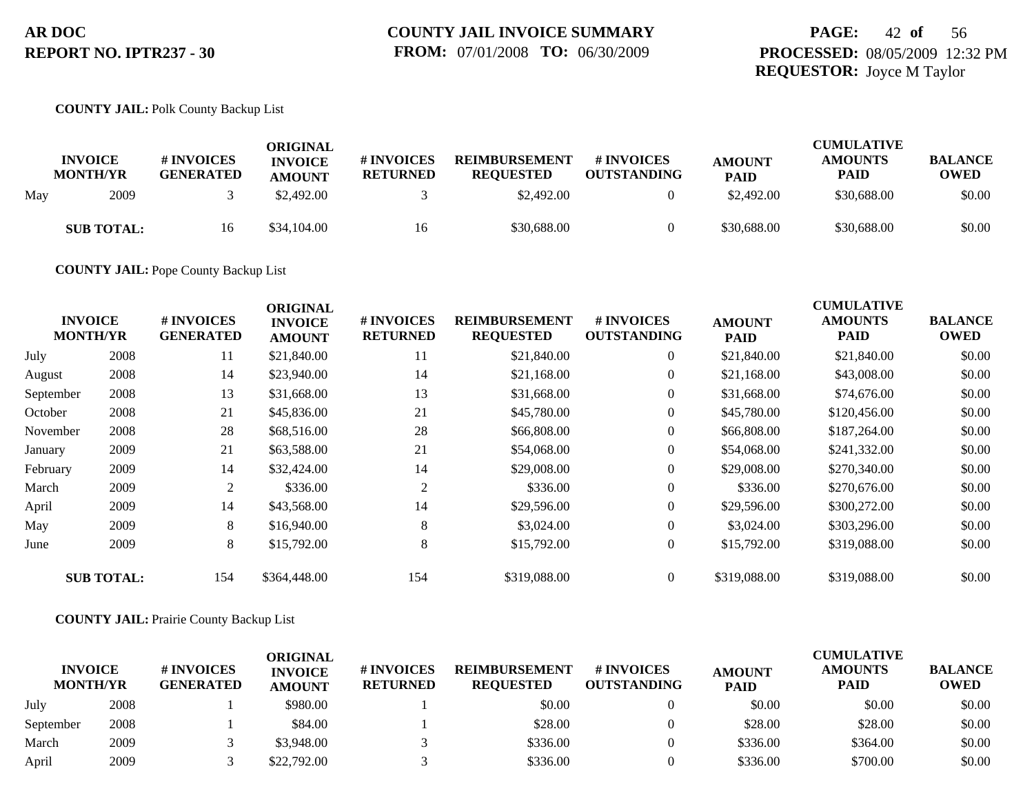AR DOC
REPORT NO. IPTR237 - 30

COUNTY JAIL INVOICE SUMMARY
FROM: 07/01/2008 TO: 06/30/2009

PROCESSED: 08/05/2009 12:32 PM
REQUESTOR: Joyce M Taylor

**COUNTY JAIL:** Polk County Backup List

| INVOICE MONTH/YR | | # INVOICES GENERATED | ORIGINAL INVOICE AMOUNT | # INVOICES RETURNED | REIMBURSEMENT REQUESTED | # INVOICES OUTSTANDING | AMOUNT PAID | CUMULATIVE AMOUNTS PAID | BALANCE OWED |
|---|---|---|---|---|---|---|---|---|---|
| May | 2009 | 3 | $2,492.00 | 3 | $2,492.00 | 0 | $2,492.00 | $30,688.00 | $0.00 |
| **SUB TOTAL:** | | 16 | $34,104.00 | 16 | $30,688.00 | 0 | $30,688.00 | $30,688.00 | $0.00 |

**COUNTY JAIL:** Pope County Backup List

| INVOICE MONTH/YR | | # INVOICES GENERATED | ORIGINAL INVOICE AMOUNT | # INVOICES RETURNED | REIMBURSEMENT REQUESTED | # INVOICES OUTSTANDING | AMOUNT PAID | CUMULATIVE AMOUNTS PAID | BALANCE OWED |
|---|---|---|---|---|---|---|---|---|---|
| July | 2008 | 11 | $21,840.00 | 11 | $21,840.00 | 0 | $21,840.00 | $21,840.00 | $0.00 |
| August | 2008 | 14 | $23,940.00 | 14 | $21,168.00 | 0 | $21,168.00 | $43,008.00 | $0.00 |
| September | 2008 | 13 | $31,668.00 | 13 | $31,668.00 | 0 | $31,668.00 | $74,676.00 | $0.00 |
| October | 2008 | 21 | $45,836.00 | 21 | $45,780.00 | 0 | $45,780.00 | $120,456.00 | $0.00 |
| November | 2008 | 28 | $68,516.00 | 28 | $66,808.00 | 0 | $66,808.00 | $187,264.00 | $0.00 |
| January | 2009 | 21 | $63,588.00 | 21 | $54,068.00 | 0 | $54,068.00 | $241,332.00 | $0.00 |
| February | 2009 | 14 | $32,424.00 | 14 | $29,008.00 | 0 | $29,008.00 | $270,340.00 | $0.00 |
| March | 2009 | 2 | $336.00 | 2 | $336.00 | 0 | $336.00 | $270,676.00 | $0.00 |
| April | 2009 | 14 | $43,568.00 | 14 | $29,596.00 | 0 | $29,596.00 | $300,272.00 | $0.00 |
| May | 2009 | 8 | $16,940.00 | 8 | $3,024.00 | 0 | $3,024.00 | $303,296.00 | $0.00 |
| June | 2009 | 8 | $15,792.00 | 8 | $15,792.00 | 0 | $15,792.00 | $319,088.00 | $0.00 |
| **SUB TOTAL:** | | 154 | $364,448.00 | 154 | $319,088.00 | 0 | $319,088.00 | $319,088.00 | $0.00 |

**COUNTY JAIL:** Prairie County Backup List

| INVOICE MONTH/YR | | # INVOICES GENERATED | ORIGINAL INVOICE AMOUNT | # INVOICES RETURNED | REIMBURSEMENT REQUESTED | # INVOICES OUTSTANDING | AMOUNT PAID | CUMULATIVE AMOUNTS PAID | BALANCE OWED |
|---|---|---|---|---|---|---|---|---|---|
| July | 2008 | 1 | $980.00 | 1 | $0.00 | 0 | $0.00 | $0.00 | $0.00 |
| September | 2008 | 1 | $84.00 | 1 | $28.00 | 0 | $28.00 | $28.00 | $0.00 |
| March | 2009 | 3 | $3,948.00 | 3 | $336.00 | 0 | $336.00 | $364.00 | $0.00 |
| April | 2009 | 3 | $22,792.00 | 3 | $336.00 | 0 | $336.00 | $700.00 | $0.00 |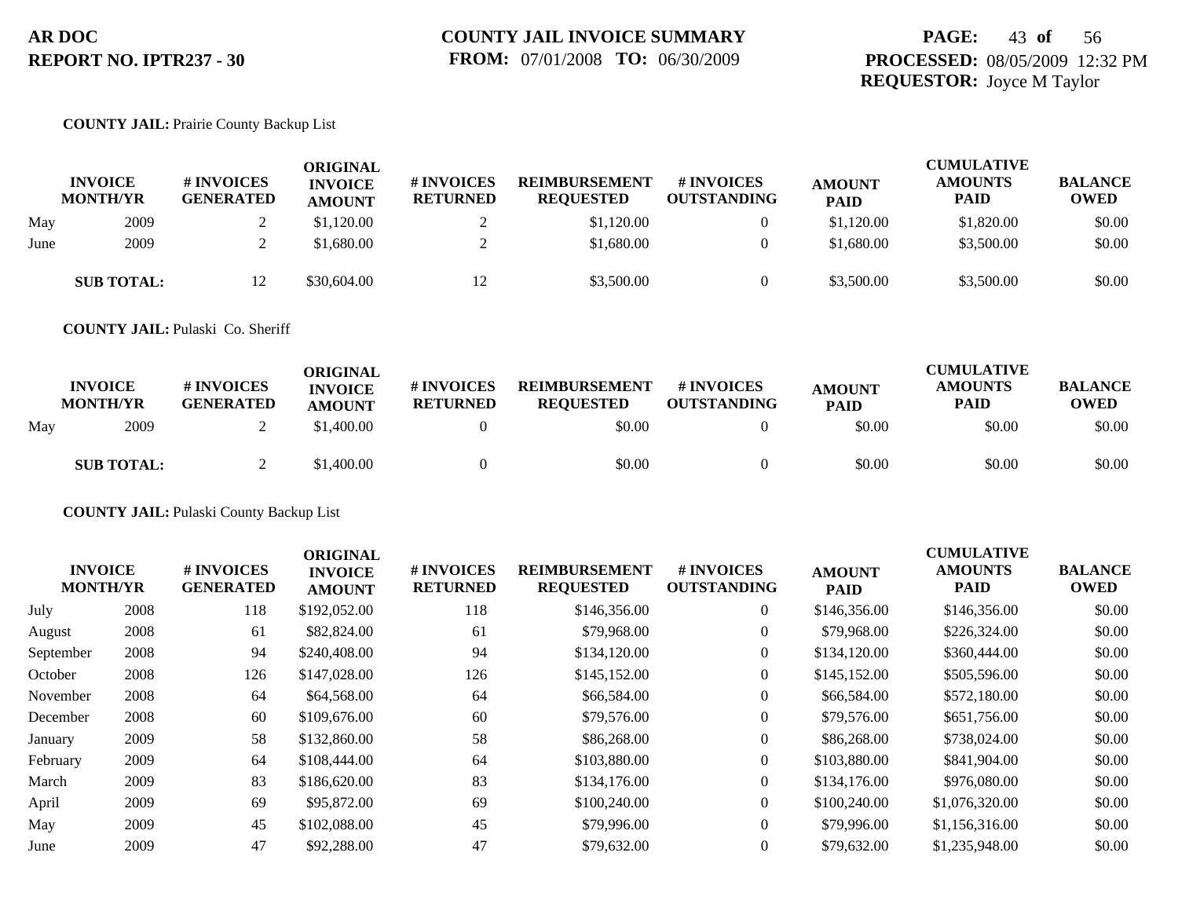**AR DOC**
**REPORT NO. IPTR237 - 30**

**COUNTY JAIL INVOICE SUMMARY**
**FROM:** 07/01/2008 **TO:** 06/30/2009

**PROCESSED:** 08/05/2009 12:32 PM
**REQUESTOR:** Joyce M Taylor

**COUNTY JAIL:** Prairie County Backup List

| INVOICE MONTH/YR | | # INVOICES GENERATED | ORIGINAL INVOICE AMOUNT | # INVOICES RETURNED | REIMBURSEMENT REQUESTED | # INVOICES OUTSTANDING | AMOUNT PAID | CUMULATIVE AMOUNTS PAID | BALANCE OWED |
|---|---|---|---|---|---|---|---|---|---|
| May | 2009 | 2 | $1,120.00 | 2 | $1,120.00 | 0 | $1,120.00 | $1,820.00 | $0.00 |
| June | 2009 | 2 | $1,680.00 | 2 | $1,680.00 | 0 | $1,680.00 | $3,500.00 | $0.00 |
| **SUB TOTAL:** | | 12 | $30,604.00 | 12 | $3,500.00 | 0 | $3,500.00 | $3,500.00 | $0.00 |

**COUNTY JAIL:** Pulaski Co. Sheriff

| INVOICE MONTH/YR | | # INVOICES GENERATED | ORIGINAL INVOICE AMOUNT | # INVOICES RETURNED | REIMBURSEMENT REQUESTED | # INVOICES OUTSTANDING | AMOUNT PAID | CUMULATIVE AMOUNTS PAID | BALANCE OWED |
|---|---|---|---|---|---|---|---|---|---|
| May | 2009 | 2 | $1,400.00 | 0 | $0.00 | 0 | $0.00 | $0.00 | $0.00 |
| **SUB TOTAL:** | | 2 | $1,400.00 | 0 | $0.00 | 0 | $0.00 | $0.00 | $0.00 |

**COUNTY JAIL:** Pulaski County Backup List

| INVOICE MONTH/YR | | # INVOICES GENERATED | ORIGINAL INVOICE AMOUNT | # INVOICES RETURNED | REIMBURSEMENT REQUESTED | # INVOICES OUTSTANDING | AMOUNT PAID | CUMULATIVE AMOUNTS PAID | BALANCE OWED |
|---|---|---|---|---|---|---|---|---|---|
| July | 2008 | 118 | $192,052.00 | 118 | $146,356.00 | 0 | $146,356.00 | $146,356.00 | $0.00 |
| August | 2008 | 61 | $82,824.00 | 61 | $79,968.00 | 0 | $79,968.00 | $226,324.00 | $0.00 |
| September | 2008 | 94 | $240,408.00 | 94 | $134,120.00 | 0 | $134,120.00 | $360,444.00 | $0.00 |
| October | 2008 | 126 | $147,028.00 | 126 | $145,152.00 | 0 | $145,152.00 | $505,596.00 | $0.00 |
| November | 2008 | 64 | $64,568.00 | 64 | $66,584.00 | 0 | $66,584.00 | $572,180.00 | $0.00 |
| December | 2008 | 60 | $109,676.00 | 60 | $79,576.00 | 0 | $79,576.00 | $651,756.00 | $0.00 |
| January | 2009 | 58 | $132,860.00 | 58 | $86,268.00 | 0 | $86,268.00 | $738,024.00 | $0.00 |
| February | 2009 | 64 | $108,444.00 | 64 | $103,880.00 | 0 | $103,880.00 | $841,904.00 | $0.00 |
| March | 2009 | 83 | $186,620.00 | 83 | $134,176.00 | 0 | $134,176.00 | $976,080.00 | $0.00 |
| April | 2009 | 69 | $95,872.00 | 69 | $100,240.00 | 0 | $100,240.00 | $1,076,320.00 | $0.00 |
| May | 2009 | 45 | $102,088.00 | 45 | $79,996.00 | 0 | $79,996.00 | $1,156,316.00 | $0.00 |
| June | 2009 | 47 | $92,288.00 | 47 | $79,632.00 | 0 | $79,632.00 | $1,235,948.00 | $0.00 |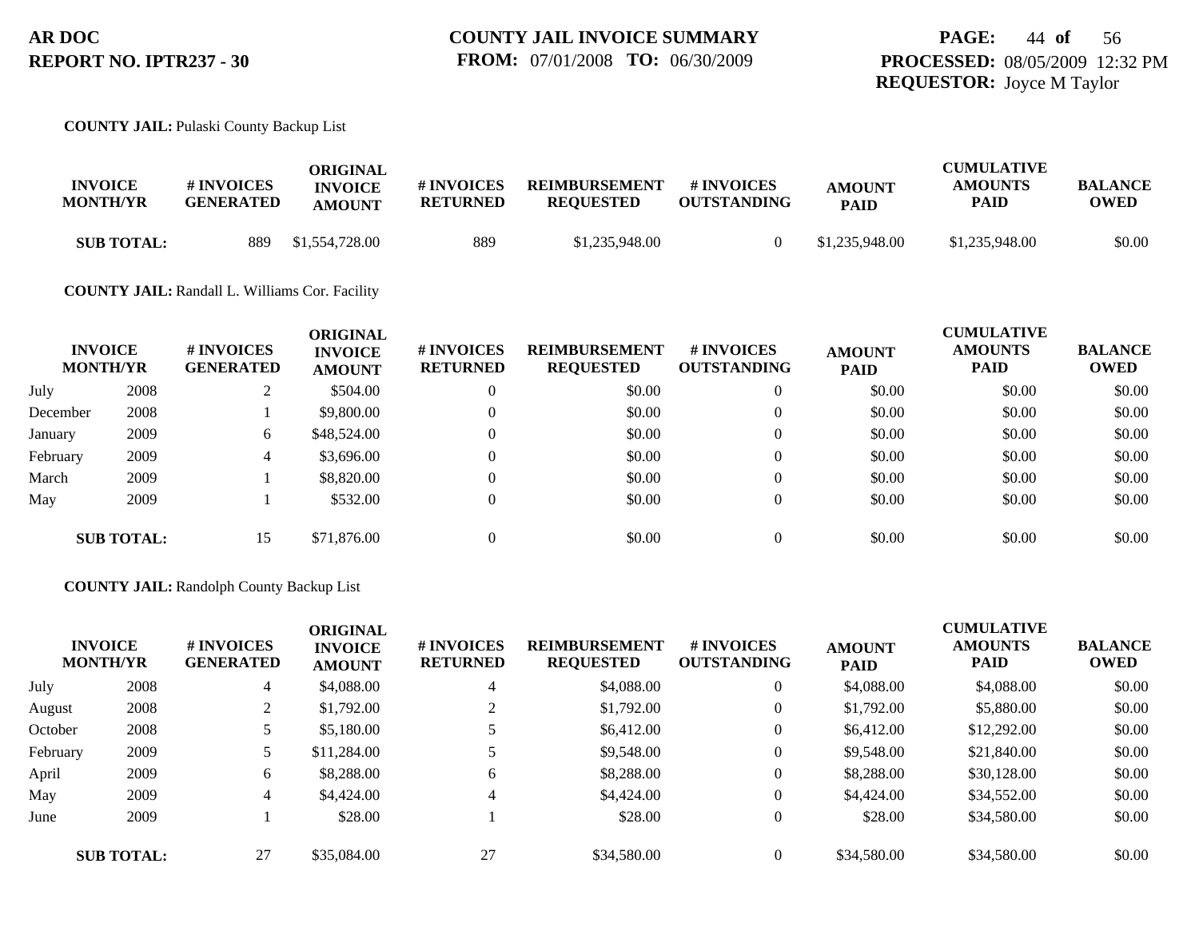**AR DOC**
**REPORT NO. IPTR237 - 30**

**COUNTY JAIL INVOICE SUMMARY**
**FROM:** 07/01/2008 **TO:** 06/30/2009

**PROCESSED:** 08/05/2009 12:32 PM
**REQUESTOR:** Joyce M Taylor

**COUNTY JAIL:** Pulaski County Backup List

| INVOICE MONTH/YR | | # INVOICES GENERATED | ORIGINAL INVOICE AMOUNT | # INVOICES RETURNED | REIMBURSEMENT REQUESTED | # INVOICES OUTSTANDING | AMOUNT PAID | CUMULATIVE AMOUNTS PAID | BALANCE OWED |
|---|---|---|---|---|---|---|---|---|---|
| **SUB TOTAL:** | | 889 | $1,554,728.00 | 889 | $1,235,948.00 | 0 | $1,235,948.00 | $1,235,948.00 | $0.00 |

**COUNTY JAIL:** Randall L. Williams Cor. Facility

| INVOICE MONTH/YR | | # INVOICES GENERATED | ORIGINAL INVOICE AMOUNT | # INVOICES RETURNED | REIMBURSEMENT REQUESTED | # INVOICES OUTSTANDING | AMOUNT PAID | CUMULATIVE AMOUNTS PAID | BALANCE OWED |
|---|---|---|---|---|---|---|---|---|---|
| July | 2008 | 2 | $504.00 | 0 | $0.00 | 0 | $0.00 | $0.00 | $0.00 |
| December | 2008 | 1 | $9,800.00 | 0 | $0.00 | 0 | $0.00 | $0.00 | $0.00 |
| January | 2009 | 6 | $48,524.00 | 0 | $0.00 | 0 | $0.00 | $0.00 | $0.00 |
| February | 2009 | 4 | $3,696.00 | 0 | $0.00 | 0 | $0.00 | $0.00 | $0.00 |
| March | 2009 | 1 | $8,820.00 | 0 | $0.00 | 0 | $0.00 | $0.00 | $0.00 |
| May | 2009 | 1 | $532.00 | 0 | $0.00 | 0 | $0.00 | $0.00 | $0.00 |
| **SUB TOTAL:** | | 15 | $71,876.00 | 0 | $0.00 | 0 | $0.00 | $0.00 | $0.00 |

**COUNTY JAIL:** Randolph County Backup List

| INVOICE MONTH/YR | | # INVOICES GENERATED | ORIGINAL INVOICE AMOUNT | # INVOICES RETURNED | REIMBURSEMENT REQUESTED | # INVOICES OUTSTANDING | AMOUNT PAID | CUMULATIVE AMOUNTS PAID | BALANCE OWED |
|---|---|---|---|---|---|---|---|---|---|
| July | 2008 | 4 | $4,088.00 | 4 | $4,088.00 | 0 | $4,088.00 | $4,088.00 | $0.00 |
| August | 2008 | 2 | $1,792.00 | 2 | $1,792.00 | 0 | $1,792.00 | $5,880.00 | $0.00 |
| October | 2008 | 5 | $5,180.00 | 5 | $6,412.00 | 0 | $6,412.00 | $12,292.00 | $0.00 |
| February | 2009 | 5 | $11,284.00 | 5 | $9,548.00 | 0 | $9,548.00 | $21,840.00 | $0.00 |
| April | 2009 | 6 | $8,288.00 | 6 | $8,288.00 | 0 | $8,288.00 | $30,128.00 | $0.00 |
| May | 2009 | 4 | $4,424.00 | 4 | $4,424.00 | 0 | $4,424.00 | $34,552.00 | $0.00 |
| June | 2009 | 1 | $28.00 | 1 | $28.00 | 0 | $28.00 | $34,580.00 | $0.00 |
| **SUB TOTAL:** | | 27 | $35,084.00 | 27 | $34,580.00 | 0 | $34,580.00 | $34,580.00 | $0.00 |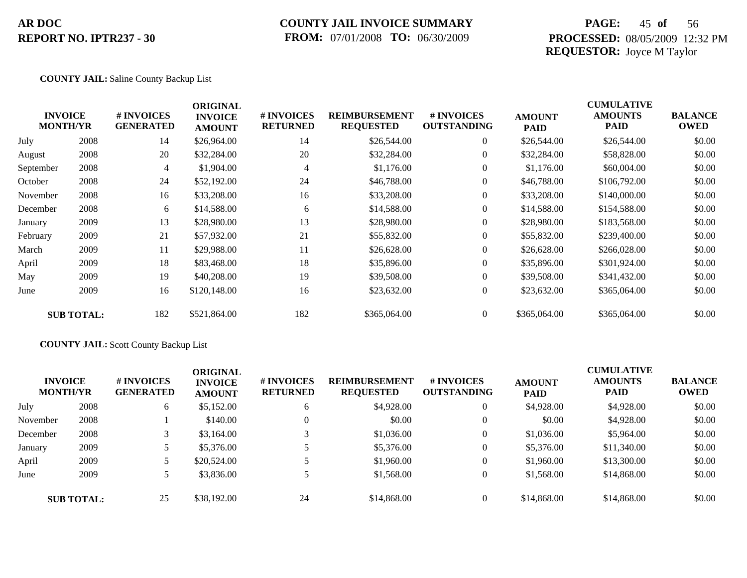**AR DOC**
**REPORT NO. IPTR237 - 30**

**COUNTY JAIL INVOICE SUMMARY**
**FROM:** 07/01/2008 **TO:** 06/30/2009

**PROCESSED:** 08/05/2009 12:32 PM
**REQUESTOR:** Joyce M Taylor

**COUNTY JAIL:** Saline County Backup List

| INVOICE MONTH/YR | | # INVOICES GENERATED | ORIGINAL INVOICE AMOUNT | # INVOICES RETURNED | REIMBURSEMENT REQUESTED | # INVOICES OUTSTANDING | AMOUNT PAID | CUMULATIVE AMOUNTS PAID | BALANCE OWED |
|---|---|---|---|---|---|---|---|---|---|
| July | 2008 | 14 | $26,964.00 | 14 | $26,544.00 | 0 | $26,544.00 | $26,544.00 | $0.00 |
| August | 2008 | 20 | $32,284.00 | 20 | $32,284.00 | 0 | $32,284.00 | $58,828.00 | $0.00 |
| September | 2008 | 4 | $1,904.00 | 4 | $1,176.00 | 0 | $1,176.00 | $60,004.00 | $0.00 |
| October | 2008 | 24 | $52,192.00 | 24 | $46,788.00 | 0 | $46,788.00 | $106,792.00 | $0.00 |
| November | 2008 | 16 | $33,208.00 | 16 | $33,208.00 | 0 | $33,208.00 | $140,000.00 | $0.00 |
| December | 2008 | 6 | $14,588.00 | 6 | $14,588.00 | 0 | $14,588.00 | $154,588.00 | $0.00 |
| January | 2009 | 13 | $28,980.00 | 13 | $28,980.00 | 0 | $28,980.00 | $183,568.00 | $0.00 |
| February | 2009 | 21 | $57,932.00 | 21 | $55,832.00 | 0 | $55,832.00 | $239,400.00 | $0.00 |
| March | 2009 | 11 | $29,988.00 | 11 | $26,628.00 | 0 | $26,628.00 | $266,028.00 | $0.00 |
| April | 2009 | 18 | $83,468.00 | 18 | $35,896.00 | 0 | $35,896.00 | $301,924.00 | $0.00 |
| May | 2009 | 19 | $40,208.00 | 19 | $39,508.00 | 0 | $39,508.00 | $341,432.00 | $0.00 |
| June | 2009 | 16 | $120,148.00 | 16 | $23,632.00 | 0 | $23,632.00 | $365,064.00 | $0.00 |
| **SUB TOTAL:** | | 182 | $521,864.00 | 182 | $365,064.00 | 0 | $365,064.00 | $365,064.00 | $0.00 |

**COUNTY JAIL:** Scott County Backup List

| INVOICE MONTH/YR | | # INVOICES GENERATED | ORIGINAL INVOICE AMOUNT | # INVOICES RETURNED | REIMBURSEMENT REQUESTED | # INVOICES OUTSTANDING | AMOUNT PAID | CUMULATIVE AMOUNTS PAID | BALANCE OWED |
|---|---|---|---|---|---|---|---|---|---|
| July | 2008 | 6 | $5,152.00 | 6 | $4,928.00 | 0 | $4,928.00 | $4,928.00 | $0.00 |
| November | 2008 | 1 | $140.00 | 0 | $0.00 | 0 | $0.00 | $4,928.00 | $0.00 |
| December | 2008 | 3 | $3,164.00 | 3 | $1,036.00 | 0 | $1,036.00 | $5,964.00 | $0.00 |
| January | 2009 | 5 | $5,376.00 | 5 | $5,376.00 | 0 | $5,376.00 | $11,340.00 | $0.00 |
| April | 2009 | 5 | $20,524.00 | 5 | $1,960.00 | 0 | $1,960.00 | $13,300.00 | $0.00 |
| June | 2009 | 5 | $3,836.00 | 5 | $1,568.00 | 0 | $1,568.00 | $14,868.00 | $0.00 |
| **SUB TOTAL:** | | 25 | $38,192.00 | 24 | $14,868.00 | 0 | $14,868.00 | $14,868.00 | $0.00 |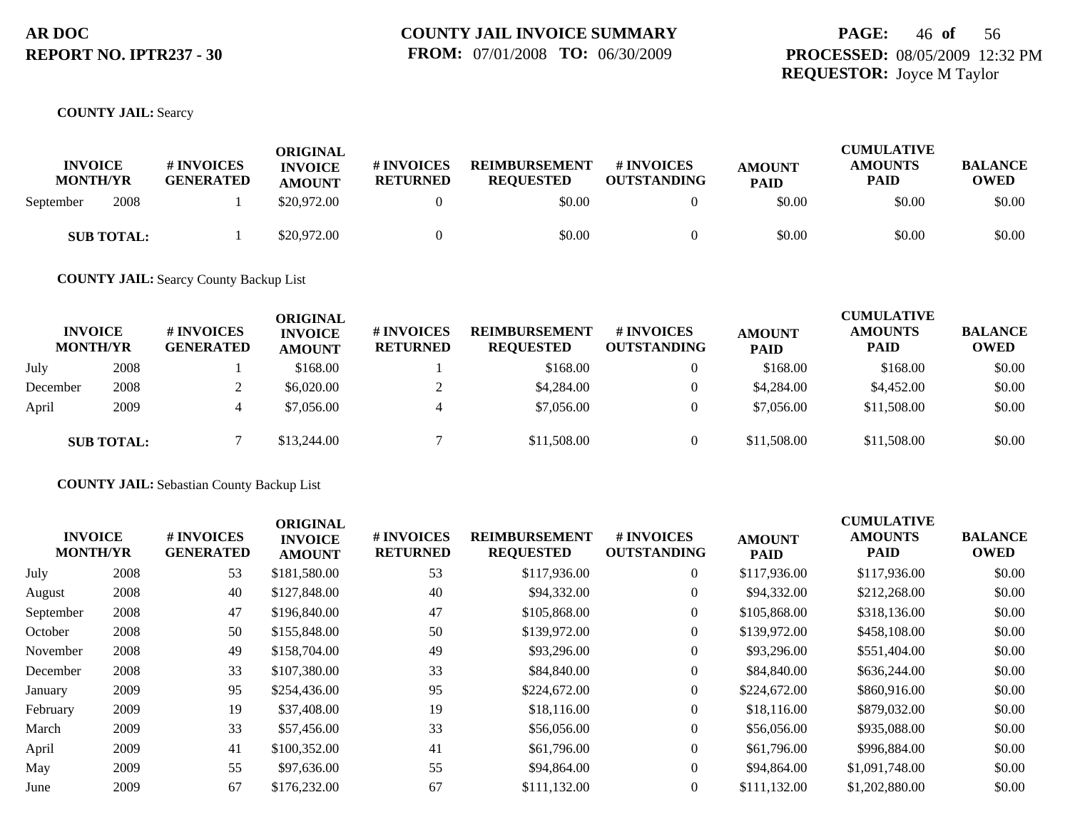**AR DOC**
**REPORT NO. IPTR237 - 30**

**COUNTY JAIL INVOICE SUMMARY**
**FROM:** 07/01/2008 **TO:** 06/30/2009

**PROCESSED:** 08/05/2009 12:32 PM
**REQUESTOR:** Joyce M Taylor

**COUNTY JAIL:** Searcy

| INVOICE MONTH/YR | | # INVOICES GENERATED | ORIGINAL INVOICE AMOUNT | # INVOICES RETURNED | REIMBURSEMENT REQUESTED | # INVOICES OUTSTANDING | AMOUNT PAID | CUMULATIVE AMOUNTS PAID | BALANCE OWED |
|---|---|---|---|---|---|---|---|---|---|
| September | 2008 | 1 | $20,972.00 | 0 | $0.00 | 0 | $0.00 | $0.00 | $0.00 |
| **SUB TOTAL:** | | 1 | $20,972.00 | 0 | $0.00 | 0 | $0.00 | $0.00 | $0.00 |

**COUNTY JAIL:** Searcy County Backup List

| INVOICE MONTH/YR | | # INVOICES GENERATED | ORIGINAL INVOICE AMOUNT | # INVOICES RETURNED | REIMBURSEMENT REQUESTED | # INVOICES OUTSTANDING | AMOUNT PAID | CUMULATIVE AMOUNTS PAID | BALANCE OWED |
|---|---|---|---|---|---|---|---|---|---|
| July | 2008 | 1 | $168.00 | 1 | $168.00 | 0 | $168.00 | $168.00 | $0.00 |
| December | 2008 | 2 | $6,020.00 | 2 | $4,284.00 | 0 | $4,284.00 | $4,452.00 | $0.00 |
| April | 2009 | 4 | $7,056.00 | 4 | $7,056.00 | 0 | $7,056.00 | $11,508.00 | $0.00 |
| **SUB TOTAL:** | | 7 | $13,244.00 | 7 | $11,508.00 | 0 | $11,508.00 | $11,508.00 | $0.00 |

**COUNTY JAIL:** Sebastian County Backup List

| INVOICE MONTH/YR | | # INVOICES GENERATED | ORIGINAL INVOICE AMOUNT | # INVOICES RETURNED | REIMBURSEMENT REQUESTED | # INVOICES OUTSTANDING | AMOUNT PAID | CUMULATIVE AMOUNTS PAID | BALANCE OWED |
|---|---|---|---|---|---|---|---|---|---|
| July | 2008 | 53 | $181,580.00 | 53 | $117,936.00 | 0 | $117,936.00 | $117,936.00 | $0.00 |
| August | 2008 | 40 | $127,848.00 | 40 | $94,332.00 | 0 | $94,332.00 | $212,268.00 | $0.00 |
| September | 2008 | 47 | $196,840.00 | 47 | $105,868.00 | 0 | $105,868.00 | $318,136.00 | $0.00 |
| October | 2008 | 50 | $155,848.00 | 50 | $139,972.00 | 0 | $139,972.00 | $458,108.00 | $0.00 |
| November | 2008 | 49 | $158,704.00 | 49 | $93,296.00 | 0 | $93,296.00 | $551,404.00 | $0.00 |
| December | 2008 | 33 | $107,380.00 | 33 | $84,840.00 | 0 | $84,840.00 | $636,244.00 | $0.00 |
| January | 2009 | 95 | $254,436.00 | 95 | $224,672.00 | 0 | $224,672.00 | $860,916.00 | $0.00 |
| February | 2009 | 19 | $37,408.00 | 19 | $18,116.00 | 0 | $18,116.00 | $879,032.00 | $0.00 |
| March | 2009 | 33 | $57,456.00 | 33 | $56,056.00 | 0 | $56,056.00 | $935,088.00 | $0.00 |
| April | 2009 | 41 | $100,352.00 | 41 | $61,796.00 | 0 | $61,796.00 | $996,884.00 | $0.00 |
| May | 2009 | 55 | $97,636.00 | 55 | $94,864.00 | 0 | $94,864.00 | $1,091,748.00 | $0.00 |
| June | 2009 | 67 | $176,232.00 | 67 | $111,132.00 | 0 | $111,132.00 | $1,202,880.00 | $0.00 |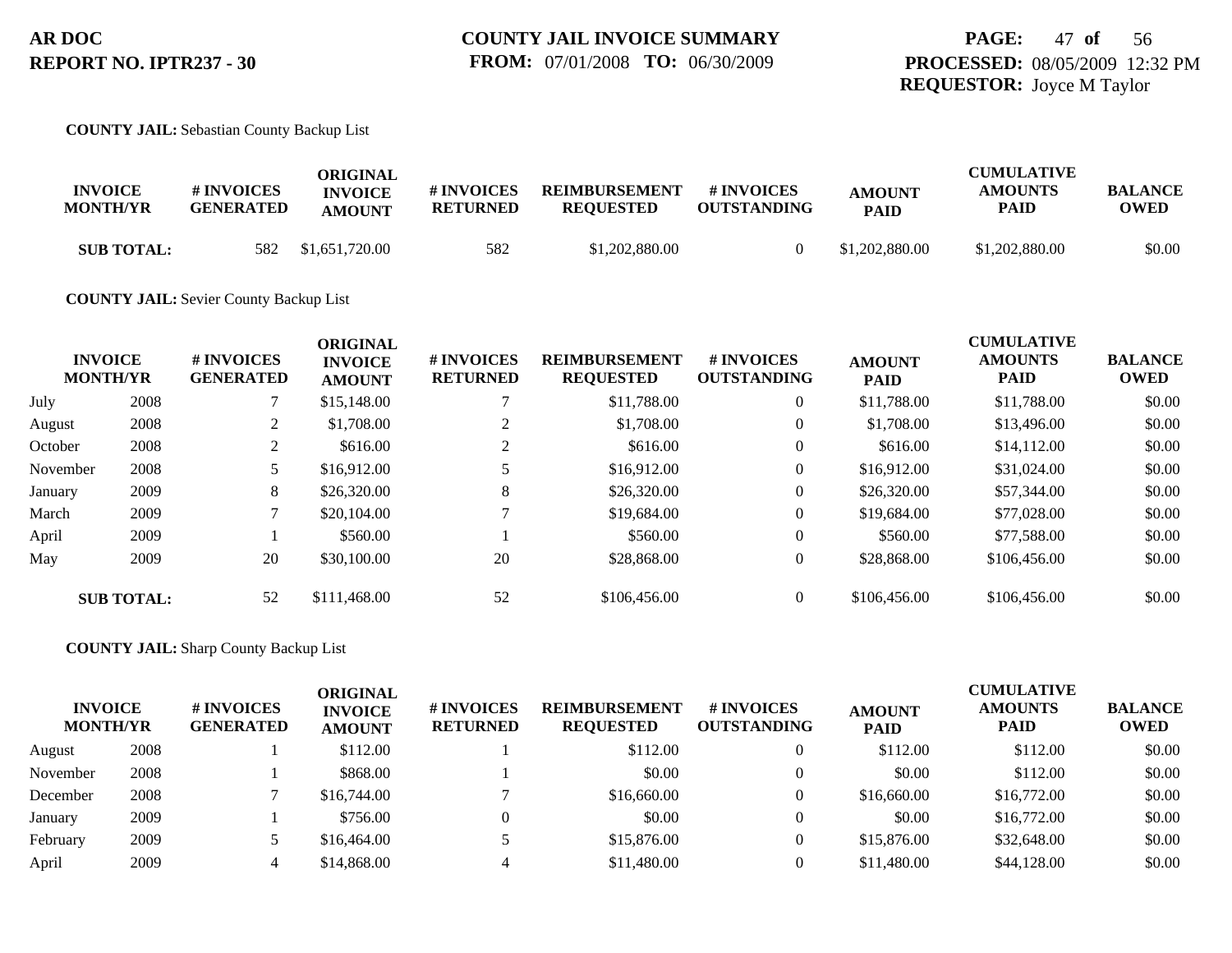**AR DOC**
**REPORT NO. IPTR237 - 30**

**COUNTY JAIL INVOICE SUMMARY**
**FROM:** 07/01/2008 **TO:** 06/30/2009

**PROCESSED:** 08/05/2009 12:32 PM
**REQUESTOR:** Joyce M Taylor

**COUNTY JAIL:** Sebastian County Backup List

| INVOICE MONTH/YR | | # INVOICES GENERATED | ORIGINAL INVOICE AMOUNT | # INVOICES RETURNED | REIMBURSEMENT REQUESTED | # INVOICES OUTSTANDING | AMOUNT PAID | CUMULATIVE AMOUNTS PAID | BALANCE OWED |
|---|---|---|---|---|---|---|---|---|---|
| **SUB TOTAL:** | | 582 | $1,651,720.00 | 582 | $1,202,880.00 | 0 | $1,202,880.00 | $1,202,880.00 | $0.00 |

**COUNTY JAIL:** Sevier County Backup List

| INVOICE MONTH/YR | | # INVOICES GENERATED | ORIGINAL INVOICE AMOUNT | # INVOICES RETURNED | REIMBURSEMENT REQUESTED | # INVOICES OUTSTANDING | AMOUNT PAID | CUMULATIVE AMOUNTS PAID | BALANCE OWED |
|---|---|---|---|---|---|---|---|---|---|
| July | 2008 | 7 | $15,148.00 | 7 | $11,788.00 | 0 | $11,788.00 | $11,788.00 | $0.00 |
| August | 2008 | 2 | $1,708.00 | 2 | $1,708.00 | 0 | $1,708.00 | $13,496.00 | $0.00 |
| October | 2008 | 2 | $616.00 | 2 | $616.00 | 0 | $616.00 | $14,112.00 | $0.00 |
| November | 2008 | 5 | $16,912.00 | 5 | $16,912.00 | 0 | $16,912.00 | $31,024.00 | $0.00 |
| January | 2009 | 8 | $26,320.00 | 8 | $26,320.00 | 0 | $26,320.00 | $57,344.00 | $0.00 |
| March | 2009 | 7 | $20,104.00 | 7 | $19,684.00 | 0 | $19,684.00 | $77,028.00 | $0.00 |
| April | 2009 | 1 | $560.00 | 1 | $560.00 | 0 | $560.00 | $77,588.00 | $0.00 |
| May | 2009 | 20 | $30,100.00 | 20 | $28,868.00 | 0 | $28,868.00 | $106,456.00 | $0.00 |
| **SUB TOTAL:** | | 52 | $111,468.00 | 52 | $106,456.00 | 0 | $106,456.00 | $106,456.00 | $0.00 |

**COUNTY JAIL:** Sharp County Backup List

| INVOICE MONTH/YR | | # INVOICES GENERATED | ORIGINAL INVOICE AMOUNT | # INVOICES RETURNED | REIMBURSEMENT REQUESTED | # INVOICES OUTSTANDING | AMOUNT PAID | CUMULATIVE AMOUNTS PAID | BALANCE OWED |
|---|---|---|---|---|---|---|---|---|---|
| August | 2008 | 1 | $112.00 | 1 | $112.00 | 0 | $112.00 | $112.00 | $0.00 |
| November | 2008 | 1 | $868.00 | 1 | $0.00 | 0 | $0.00 | $112.00 | $0.00 |
| December | 2008 | 7 | $16,744.00 | 7 | $16,660.00 | 0 | $16,660.00 | $16,772.00 | $0.00 |
| January | 2009 | 1 | $756.00 | 0 | $0.00 | 0 | $0.00 | $16,772.00 | $0.00 |
| February | 2009 | 5 | $16,464.00 | 5 | $15,876.00 | 0 | $15,876.00 | $32,648.00 | $0.00 |
| April | 2009 | 4 | $14,868.00 | 4 | $11,480.00 | 0 | $11,480.00 | $44,128.00 | $0.00 |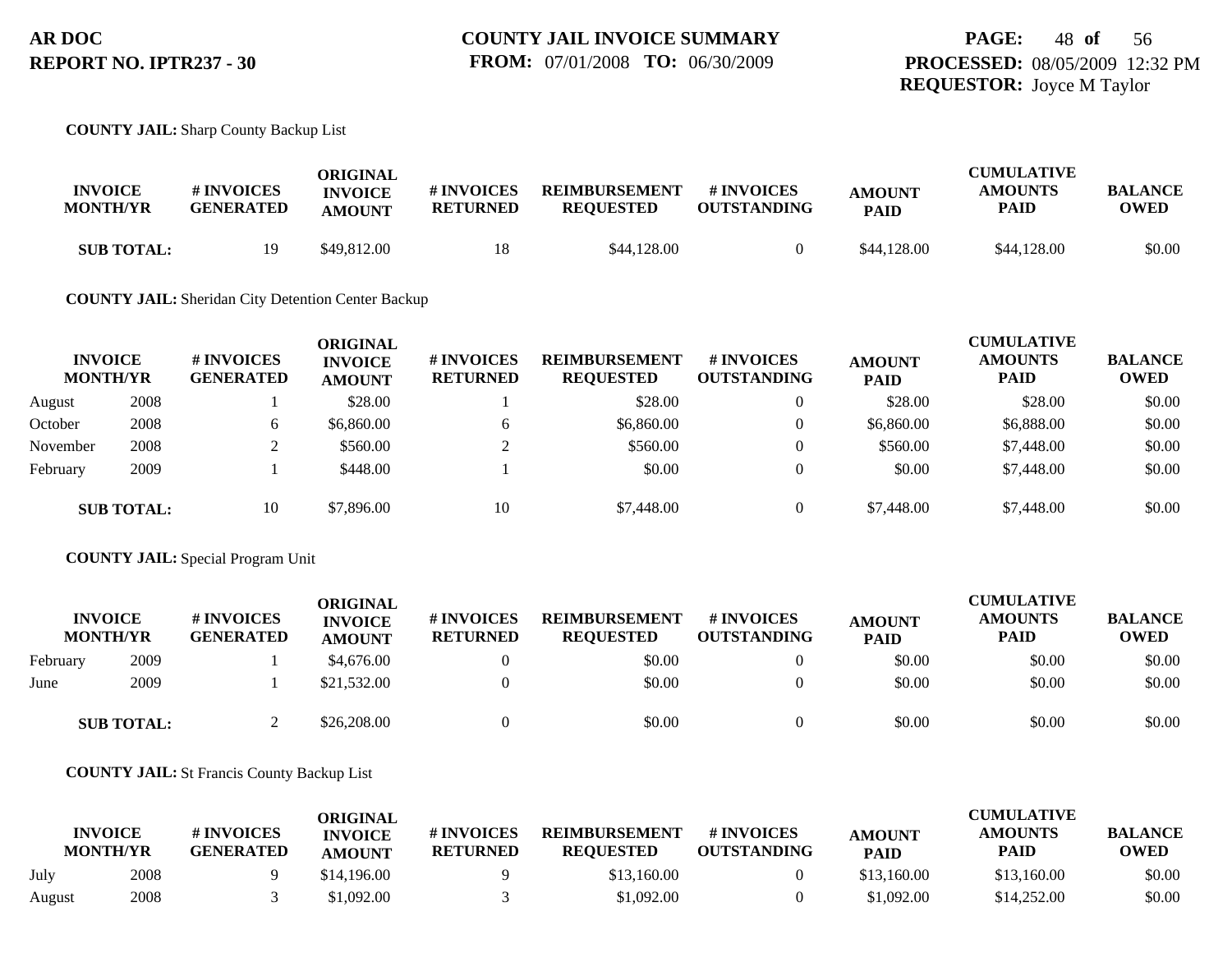**COUNTY JAIL:** Sharp County Backup List

| INVOICE MONTH/YR | | # INVOICES GENERATED | ORIGINAL INVOICE AMOUNT | # INVOICES RETURNED | REIMBURSEMENT REQUESTED | # INVOICES OUTSTANDING | AMOUNT PAID | CUMULATIVE AMOUNTS PAID | BALANCE OWED |
|---|---|---|---|---|---|---|---|---|---|
| **SUB TOTAL:** | | 19 | $49,812.00 | 18 | $44,128.00 | 0 | $44,128.00 | $44,128.00 | $0.00 |

**COUNTY JAIL:** Sheridan City Detention Center Backup

| INVOICE MONTH/YR | | # INVOICES GENERATED | ORIGINAL INVOICE AMOUNT | # INVOICES RETURNED | REIMBURSEMENT REQUESTED | # INVOICES OUTSTANDING | AMOUNT PAID | CUMULATIVE AMOUNTS PAID | BALANCE OWED |
|---|---|---|---|---|---|---|---|---|---|
| August | 2008 | 1 | $28.00 | 1 | $28.00 | 0 | $28.00 | $28.00 | $0.00 |
| October | 2008 | 6 | $6,860.00 | 6 | $6,860.00 | 0 | $6,860.00 | $6,888.00 | $0.00 |
| November | 2008 | 2 | $560.00 | 2 | $560.00 | 0 | $560.00 | $7,448.00 | $0.00 |
| February | 2009 | 1 | $448.00 | 1 | $0.00 | 0 | $0.00 | $7,448.00 | $0.00 |
| **SUB TOTAL:** | | 10 | $7,896.00 | 10 | $7,448.00 | 0 | $7,448.00 | $7,448.00 | $0.00 |

**COUNTY JAIL:** Special Program Unit

| INVOICE MONTH/YR | | # INVOICES GENERATED | ORIGINAL INVOICE AMOUNT | # INVOICES RETURNED | REIMBURSEMENT REQUESTED | # INVOICES OUTSTANDING | AMOUNT PAID | CUMULATIVE AMOUNTS PAID | BALANCE OWED |
|---|---|---|---|---|---|---|---|---|---|
| February | 2009 | 1 | $4,676.00 | 0 | $0.00 | 0 | $0.00 | $0.00 | $0.00 |
| June | 2009 | 1 | $21,532.00 | 0 | $0.00 | 0 | $0.00 | $0.00 | $0.00 |
| **SUB TOTAL:** | | 2 | $26,208.00 | 0 | $0.00 | 0 | $0.00 | $0.00 | $0.00 |

**COUNTY JAIL:** St Francis County Backup List

| INVOICE MONTH/YR | | # INVOICES GENERATED | ORIGINAL INVOICE AMOUNT | # INVOICES RETURNED | REIMBURSEMENT REQUESTED | # INVOICES OUTSTANDING | AMOUNT PAID | CUMULATIVE AMOUNTS PAID | BALANCE OWED |
|---|---|---|---|---|---|---|---|---|---|
| July | 2008 | 9 | $14,196.00 | 9 | $13,160.00 | 0 | $13,160.00 | $13,160.00 | $0.00 |
| August | 2008 | 3 | $1,092.00 | 3 | $1,092.00 | 0 | $1,092.00 | $14,252.00 | $0.00 |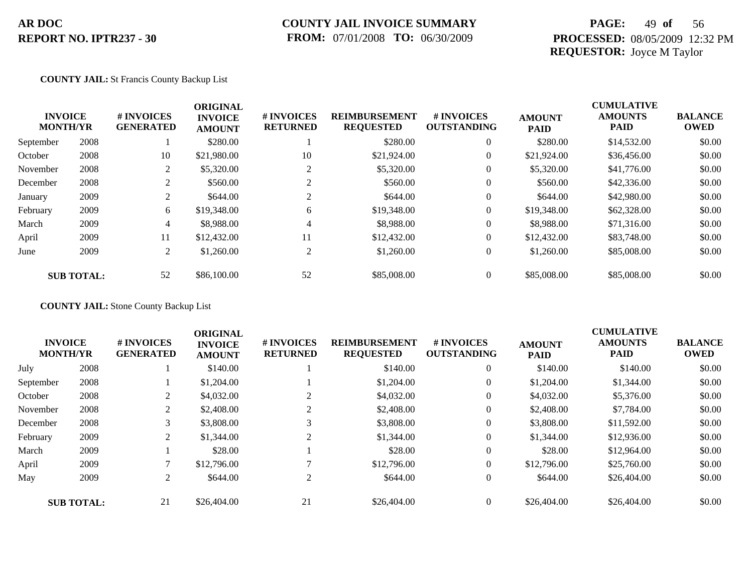**AR DOC**
**REPORT NO. IPTR237 - 30**

**COUNTY JAIL INVOICE SUMMARY**
**FROM:** 07/01/2008 **TO:** 06/30/2009

**PROCESSED:** 08/05/2009 12:32 PM
**REQUESTOR:** Joyce M Taylor

**COUNTY JAIL:** St Francis County Backup List

| INVOICE MONTH/YR | | # INVOICES GENERATED | ORIGINAL INVOICE AMOUNT | # INVOICES RETURNED | REIMBURSEMENT REQUESTED | # INVOICES OUTSTANDING | AMOUNT PAID | CUMULATIVE AMOUNTS PAID | BALANCE OWED |
|---|---|---|---|---|---|---|---|---|---|
| September | 2008 | 1 | $280.00 | 1 | $280.00 | 0 | $280.00 | $14,532.00 | $0.00 |
| October | 2008 | 10 | $21,980.00 | 10 | $21,924.00 | 0 | $21,924.00 | $36,456.00 | $0.00 |
| November | 2008 | 2 | $5,320.00 | 2 | $5,320.00 | 0 | $5,320.00 | $41,776.00 | $0.00 |
| December | 2008 | 2 | $560.00 | 2 | $560.00 | 0 | $560.00 | $42,336.00 | $0.00 |
| January | 2009 | 2 | $644.00 | 2 | $644.00 | 0 | $644.00 | $42,980.00 | $0.00 |
| February | 2009 | 6 | $19,348.00 | 6 | $19,348.00 | 0 | $19,348.00 | $62,328.00 | $0.00 |
| March | 2009 | 4 | $8,988.00 | 4 | $8,988.00 | 0 | $8,988.00 | $71,316.00 | $0.00 |
| April | 2009 | 11 | $12,432.00 | 11 | $12,432.00 | 0 | $12,432.00 | $83,748.00 | $0.00 |
| June | 2009 | 2 | $1,260.00 | 2 | $1,260.00 | 0 | $1,260.00 | $85,008.00 | $0.00 |
| **SUB TOTAL:** | | 52 | $86,100.00 | 52 | $85,008.00 | 0 | $85,008.00 | $85,008.00 | $0.00 |

**COUNTY JAIL:** Stone County Backup List

| INVOICE MONTH/YR | | # INVOICES GENERATED | ORIGINAL INVOICE AMOUNT | # INVOICES RETURNED | REIMBURSEMENT REQUESTED | # INVOICES OUTSTANDING | AMOUNT PAID | CUMULATIVE AMOUNTS PAID | BALANCE OWED |
|---|---|---|---|---|---|---|---|---|---|
| July | 2008 | 1 | $140.00 | 1 | $140.00 | 0 | $140.00 | $140.00 | $0.00 |
| September | 2008 | 1 | $1,204.00 | 1 | $1,204.00 | 0 | $1,204.00 | $1,344.00 | $0.00 |
| October | 2008 | 2 | $4,032.00 | 2 | $4,032.00 | 0 | $4,032.00 | $5,376.00 | $0.00 |
| November | 2008 | 2 | $2,408.00 | 2 | $2,408.00 | 0 | $2,408.00 | $7,784.00 | $0.00 |
| December | 2008 | 3 | $3,808.00 | 3 | $3,808.00 | 0 | $3,808.00 | $11,592.00 | $0.00 |
| February | 2009 | 2 | $1,344.00 | 2 | $1,344.00 | 0 | $1,344.00 | $12,936.00 | $0.00 |
| March | 2009 | 1 | $28.00 | 1 | $28.00 | 0 | $28.00 | $12,964.00 | $0.00 |
| April | 2009 | 7 | $12,796.00 | 7 | $12,796.00 | 0 | $12,796.00 | $25,760.00 | $0.00 |
| May | 2009 | 2 | $644.00 | 2 | $644.00 | 0 | $644.00 | $26,404.00 | $0.00 |
| **SUB TOTAL:** | | 21 | $26,404.00 | 21 | $26,404.00 | 0 | $26,404.00 | $26,404.00 | $0.00 |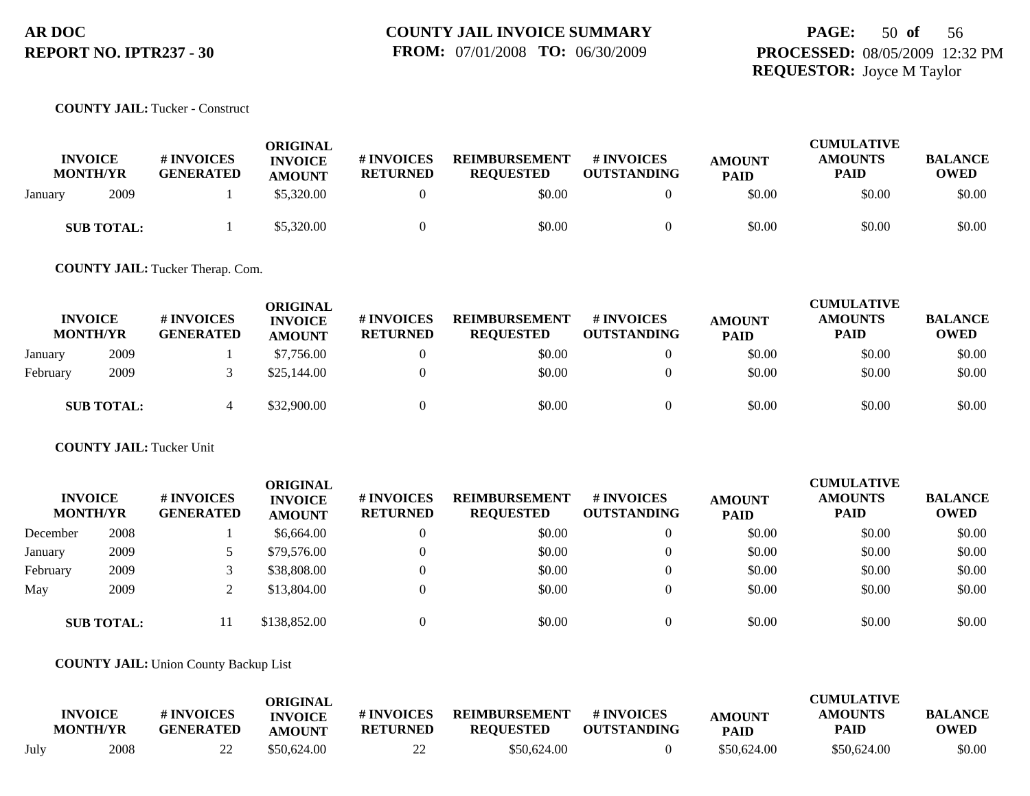**COUNTY JAIL:** Tucker - Construct

| INVOICE MONTH/YR | | # INVOICES GENERATED | ORIGINAL INVOICE AMOUNT | # INVOICES RETURNED | REIMBURSEMENT REQUESTED | # INVOICES OUTSTANDING | AMOUNT PAID | CUMULATIVE AMOUNTS PAID | BALANCE OWED |
|---|---|---|---|---|---|---|---|---|---|
| January | 2009 | 1 | $5,320.00 | 0 | $0.00 | 0 | $0.00 | $0.00 | $0.00 |
| **SUB TOTAL:** | | 1 | $5,320.00 | 0 | $0.00 | 0 | $0.00 | $0.00 | $0.00 |

**COUNTY JAIL:** Tucker Therap. Com.

| INVOICE MONTH/YR | | # INVOICES GENERATED | ORIGINAL INVOICE AMOUNT | # INVOICES RETURNED | REIMBURSEMENT REQUESTED | # INVOICES OUTSTANDING | AMOUNT PAID | CUMULATIVE AMOUNTS PAID | BALANCE OWED |
|---|---|---|---|---|---|---|---|---|---|
| January | 2009 | 1 | $7,756.00 | 0 | $0.00 | 0 | $0.00 | $0.00 | $0.00 |
| February | 2009 | 3 | $25,144.00 | 0 | $0.00 | 0 | $0.00 | $0.00 | $0.00 |
| **SUB TOTAL:** | | 4 | $32,900.00 | 0 | $0.00 | 0 | $0.00 | $0.00 | $0.00 |

**COUNTY JAIL:** Tucker Unit

| INVOICE MONTH/YR | | # INVOICES GENERATED | ORIGINAL INVOICE AMOUNT | # INVOICES RETURNED | REIMBURSEMENT REQUESTED | # INVOICES OUTSTANDING | AMOUNT PAID | CUMULATIVE AMOUNTS PAID | BALANCE OWED |
|---|---|---|---|---|---|---|---|---|---|
| December | 2008 | 1 | $6,664.00 | 0 | $0.00 | 0 | $0.00 | $0.00 | $0.00 |
| January | 2009 | 5 | $79,576.00 | 0 | $0.00 | 0 | $0.00 | $0.00 | $0.00 |
| February | 2009 | 3 | $38,808.00 | 0 | $0.00 | 0 | $0.00 | $0.00 | $0.00 |
| May | 2009 | 2 | $13,804.00 | 0 | $0.00 | 0 | $0.00 | $0.00 | $0.00 |
| **SUB TOTAL:** | | 11 | $138,852.00 | 0 | $0.00 | 0 | $0.00 | $0.00 | $0.00 |

**COUNTY JAIL:** Union County Backup List

| INVOICE MONTH/YR | | # INVOICES GENERATED | ORIGINAL INVOICE AMOUNT | # INVOICES RETURNED | REIMBURSEMENT REQUESTED | # INVOICES OUTSTANDING | AMOUNT PAID | CUMULATIVE AMOUNTS PAID | BALANCE OWED |
|---|---|---|---|---|---|---|---|---|---|
| July | 2008 | 22 | $50,624.00 | 22 | $50,624.00 | 0 | $50,624.00 | $50,624.00 | $0.00 |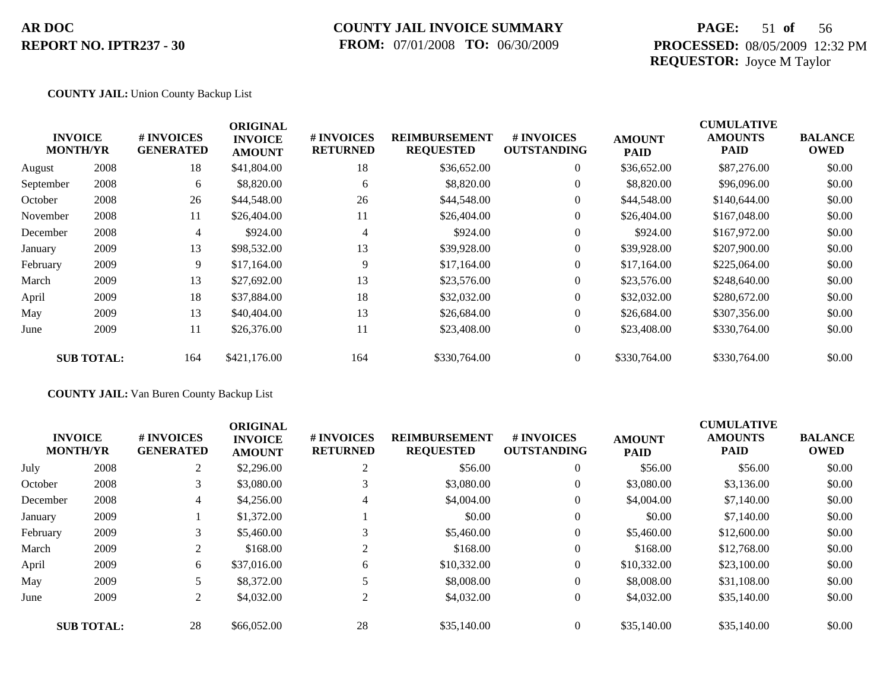**AR DOC**
**REPORT NO. IPTR237 - 30**

**COUNTY JAIL INVOICE SUMMARY**
**FROM:** 07/01/2008 **TO:** 06/30/2009

**PROCESSED:** 08/05/2009 12:32 PM
**REQUESTOR:** Joyce M Taylor

**COUNTY JAIL:** Union County Backup List

| INVOICE MONTH/YR | | # INVOICES GENERATED | ORIGINAL INVOICE AMOUNT | # INVOICES RETURNED | REIMBURSEMENT REQUESTED | # INVOICES OUTSTANDING | AMOUNT PAID | CUMULATIVE AMOUNTS PAID | BALANCE OWED |
|---|---|---|---|---|---|---|---|---|---|
| August | 2008 | 18 | $41,804.00 | 18 | $36,652.00 | 0 | $36,652.00 | $87,276.00 | $0.00 |
| September | 2008 | 6 | $8,820.00 | 6 | $8,820.00 | 0 | $8,820.00 | $96,096.00 | $0.00 |
| October | 2008 | 26 | $44,548.00 | 26 | $44,548.00 | 0 | $44,548.00 | $140,644.00 | $0.00 |
| November | 2008 | 11 | $26,404.00 | 11 | $26,404.00 | 0 | $26,404.00 | $167,048.00 | $0.00 |
| December | 2008 | 4 | $924.00 | 4 | $924.00 | 0 | $924.00 | $167,972.00 | $0.00 |
| January | 2009 | 13 | $98,532.00 | 13 | $39,928.00 | 0 | $39,928.00 | $207,900.00 | $0.00 |
| February | 2009 | 9 | $17,164.00 | 9 | $17,164.00 | 0 | $17,164.00 | $225,064.00 | $0.00 |
| March | 2009 | 13 | $27,692.00 | 13 | $23,576.00 | 0 | $23,576.00 | $248,640.00 | $0.00 |
| April | 2009 | 18 | $37,884.00 | 18 | $32,032.00 | 0 | $32,032.00 | $280,672.00 | $0.00 |
| May | 2009 | 13 | $40,404.00 | 13 | $26,684.00 | 0 | $26,684.00 | $307,356.00 | $0.00 |
| June | 2009 | 11 | $26,376.00 | 11 | $23,408.00 | 0 | $23,408.00 | $330,764.00 | $0.00 |
| **SUB TOTAL:** | | 164 | $421,176.00 | 164 | $330,764.00 | 0 | $330,764.00 | $330,764.00 | $0.00 |

**COUNTY JAIL:** Van Buren County Backup List

| INVOICE MONTH/YR | | # INVOICES GENERATED | ORIGINAL INVOICE AMOUNT | # INVOICES RETURNED | REIMBURSEMENT REQUESTED | # INVOICES OUTSTANDING | AMOUNT PAID | CUMULATIVE AMOUNTS PAID | BALANCE OWED |
|---|---|---|---|---|---|---|---|---|---|
| July | 2008 | 2 | $2,296.00 | 2 | $56.00 | 0 | $56.00 | $56.00 | $0.00 |
| October | 2008 | 3 | $3,080.00 | 3 | $3,080.00 | 0 | $3,080.00 | $3,136.00 | $0.00 |
| December | 2008 | 4 | $4,256.00 | 4 | $4,004.00 | 0 | $4,004.00 | $7,140.00 | $0.00 |
| January | 2009 | 1 | $1,372.00 | 1 | $0.00 | 0 | $0.00 | $7,140.00 | $0.00 |
| February | 2009 | 3 | $5,460.00 | 3 | $5,460.00 | 0 | $5,460.00 | $12,600.00 | $0.00 |
| March | 2009 | 2 | $168.00 | 2 | $168.00 | 0 | $168.00 | $12,768.00 | $0.00 |
| April | 2009 | 6 | $37,016.00 | 6 | $10,332.00 | 0 | $10,332.00 | $23,100.00 | $0.00 |
| May | 2009 | 5 | $8,372.00 | 5 | $8,008.00 | 0 | $8,008.00 | $31,108.00 | $0.00 |
| June | 2009 | 2 | $4,032.00 | 2 | $4,032.00 | 0 | $4,032.00 | $35,140.00 | $0.00 |
| **SUB TOTAL:** | | 28 | $66,052.00 | 28 | $35,140.00 | 0 | $35,140.00 | $35,140.00 | $0.00 |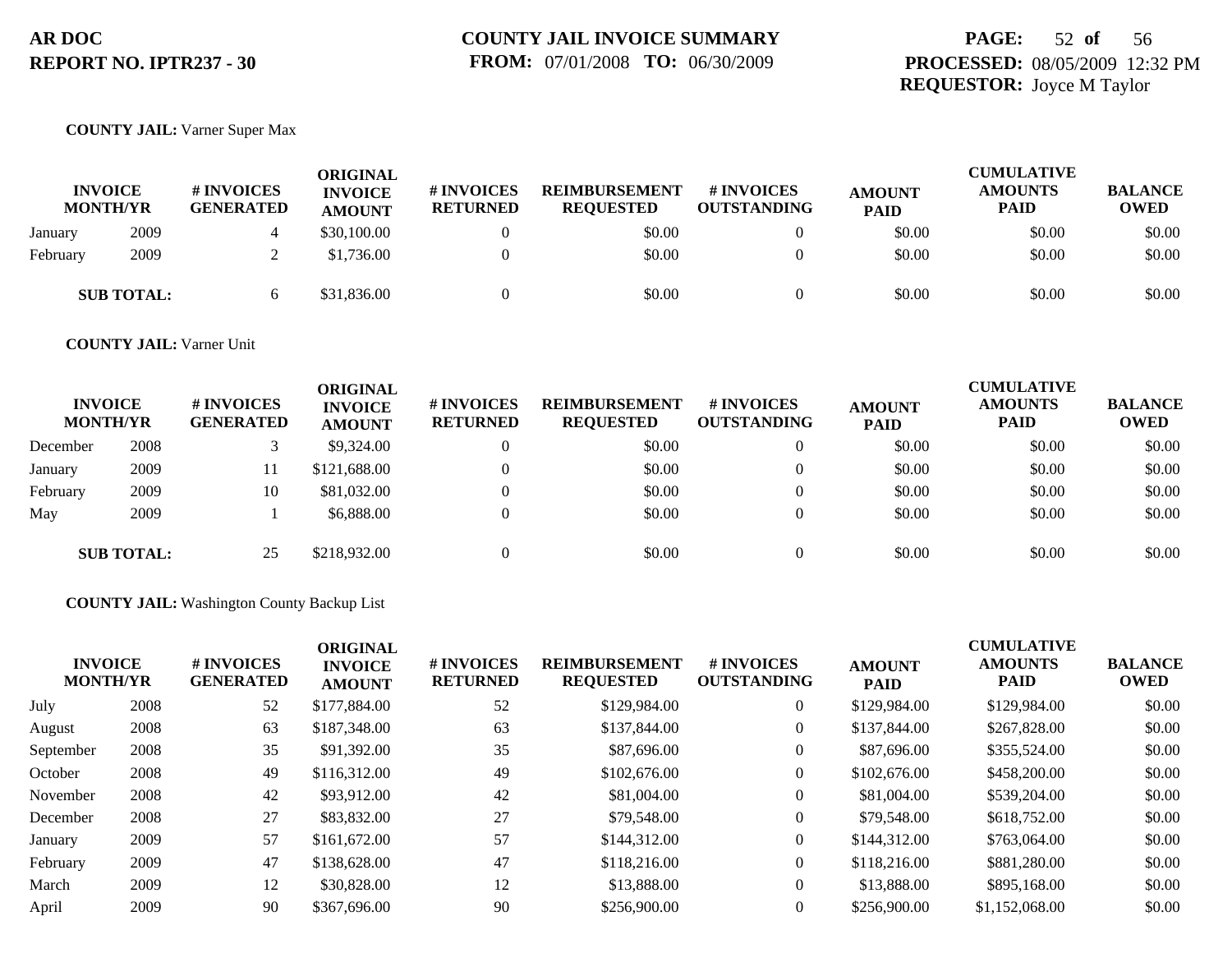**AR DOC**
**REPORT NO. IPTR237 - 30**

**COUNTY JAIL INVOICE SUMMARY**
**FROM:** 07/01/2008 **TO:** 06/30/2009

**PROCESSED:** 08/05/2009 12:32 PM
**REQUESTOR:** Joyce M Taylor

**COUNTY JAIL:** Varner Super Max

| INVOICE MONTH/YR | | # INVOICES GENERATED | ORIGINAL INVOICE AMOUNT | # INVOICES RETURNED | REIMBURSEMENT REQUESTED | # INVOICES OUTSTANDING | AMOUNT PAID | CUMULATIVE AMOUNTS PAID | BALANCE OWED |
|---|---|---|---|---|---|---|---|---|---|
| January | 2009 | 4 | $30,100.00 | 0 | $0.00 | 0 | $0.00 | $0.00 | $0.00 |
| February | 2009 | 2 | $1,736.00 | 0 | $0.00 | 0 | $0.00 | $0.00 | $0.00 |
| **SUB TOTAL:** | | 6 | $31,836.00 | 0 | $0.00 | 0 | $0.00 | $0.00 | $0.00 |

**COUNTY JAIL:** Varner Unit

| INVOICE MONTH/YR | | # INVOICES GENERATED | ORIGINAL INVOICE AMOUNT | # INVOICES RETURNED | REIMBURSEMENT REQUESTED | # INVOICES OUTSTANDING | AMOUNT PAID | CUMULATIVE AMOUNTS PAID | BALANCE OWED |
|---|---|---|---|---|---|---|---|---|---|
| December | 2008 | 3 | $9,324.00 | 0 | $0.00 | 0 | $0.00 | $0.00 | $0.00 |
| January | 2009 | 11 | $121,688.00 | 0 | $0.00 | 0 | $0.00 | $0.00 | $0.00 |
| February | 2009 | 10 | $81,032.00 | 0 | $0.00 | 0 | $0.00 | $0.00 | $0.00 |
| May | 2009 | 1 | $6,888.00 | 0 | $0.00 | 0 | $0.00 | $0.00 | $0.00 |
| **SUB TOTAL:** | | 25 | $218,932.00 | 0 | $0.00 | 0 | $0.00 | $0.00 | $0.00 |

**COUNTY JAIL:** Washington County Backup List

| INVOICE MONTH/YR | | # INVOICES GENERATED | ORIGINAL INVOICE AMOUNT | # INVOICES RETURNED | REIMBURSEMENT REQUESTED | # INVOICES OUTSTANDING | AMOUNT PAID | CUMULATIVE AMOUNTS PAID | BALANCE OWED |
|---|---|---|---|---|---|---|---|---|---|
| July | 2008 | 52 | $177,884.00 | 52 | $129,984.00 | 0 | $129,984.00 | $129,984.00 | $0.00 |
| August | 2008 | 63 | $187,348.00 | 63 | $137,844.00 | 0 | $137,844.00 | $267,828.00 | $0.00 |
| September | 2008 | 35 | $91,392.00 | 35 | $87,696.00 | 0 | $87,696.00 | $355,524.00 | $0.00 |
| October | 2008 | 49 | $116,312.00 | 49 | $102,676.00 | 0 | $102,676.00 | $458,200.00 | $0.00 |
| November | 2008 | 42 | $93,912.00 | 42 | $81,004.00 | 0 | $81,004.00 | $539,204.00 | $0.00 |
| December | 2008 | 27 | $83,832.00 | 27 | $79,548.00 | 0 | $79,548.00 | $618,752.00 | $0.00 |
| January | 2009 | 57 | $161,672.00 | 57 | $144,312.00 | 0 | $144,312.00 | $763,064.00 | $0.00 |
| February | 2009 | 47 | $138,628.00 | 47 | $118,216.00 | 0 | $118,216.00 | $881,280.00 | $0.00 |
| March | 2009 | 12 | $30,828.00 | 12 | $13,888.00 | 0 | $13,888.00 | $895,168.00 | $0.00 |
| April | 2009 | 90 | $367,696.00 | 90 | $256,900.00 | 0 | $256,900.00 | $1,152,068.00 | $0.00 |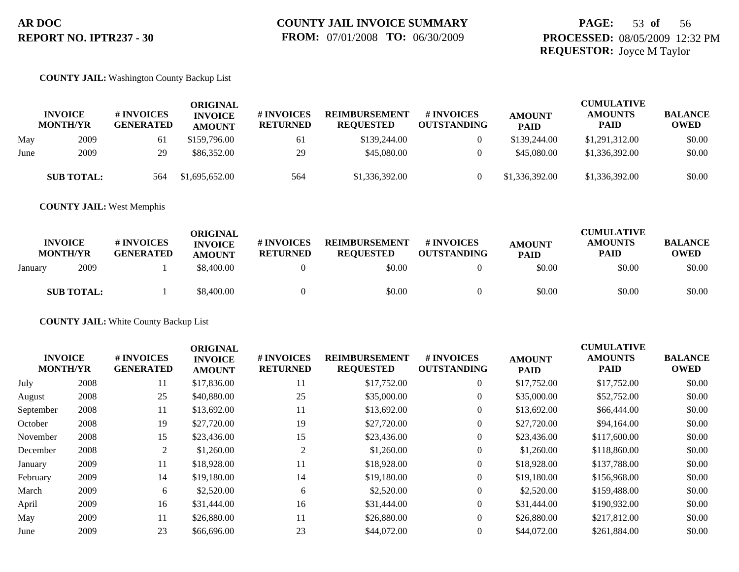**AR DOC**
**REPORT NO. IPTR237 - 30**

**COUNTY JAIL INVOICE SUMMARY**
**FROM:** 07/01/2008 **TO:** 06/30/2009

**PROCESSED:** 08/05/2009 12:32 PM
**REQUESTOR:** Joyce M Taylor

**COUNTY JAIL:** Washington County Backup List

| INVOICE MONTH/YR | | # INVOICES GENERATED | ORIGINAL INVOICE AMOUNT | # INVOICES RETURNED | REIMBURSEMENT REQUESTED | # INVOICES OUTSTANDING | AMOUNT PAID | CUMULATIVE AMOUNTS PAID | BALANCE OWED |
|---|---|---|---|---|---|---|---|---|---|
| May | 2009 | 61 | $159,796.00 | 61 | $139,244.00 | 0 | $139,244.00 | $1,291,312.00 | $0.00 |
| June | 2009 | 29 | $86,352.00 | 29 | $45,080.00 | 0 | $45,080.00 | $1,336,392.00 | $0.00 |
| **SUB TOTAL:** | | 564 | $1,695,652.00 | 564 | $1,336,392.00 | 0 | $1,336,392.00 | $1,336,392.00 | $0.00 |

**COUNTY JAIL:** West Memphis

| INVOICE MONTH/YR | | # INVOICES GENERATED | ORIGINAL INVOICE AMOUNT | # INVOICES RETURNED | REIMBURSEMENT REQUESTED | # INVOICES OUTSTANDING | AMOUNT PAID | CUMULATIVE AMOUNTS PAID | BALANCE OWED |
|---|---|---|---|---|---|---|---|---|---|
| January | 2009 | 1 | $8,400.00 | 0 | $0.00 | 0 | $0.00 | $0.00 | $0.00 |
| **SUB TOTAL:** | | 1 | $8,400.00 | 0 | $0.00 | 0 | $0.00 | $0.00 | $0.00 |

**COUNTY JAIL:** White County Backup List

| INVOICE MONTH/YR | | # INVOICES GENERATED | ORIGINAL INVOICE AMOUNT | # INVOICES RETURNED | REIMBURSEMENT REQUESTED | # INVOICES OUTSTANDING | AMOUNT PAID | CUMULATIVE AMOUNTS PAID | BALANCE OWED |
|---|---|---|---|---|---|---|---|---|---|
| July | 2008 | 11 | $17,836.00 | 11 | $17,752.00 | 0 | $17,752.00 | $17,752.00 | $0.00 |
| August | 2008 | 25 | $40,880.00 | 25 | $35,000.00 | 0 | $35,000.00 | $52,752.00 | $0.00 |
| September | 2008 | 11 | $13,692.00 | 11 | $13,692.00 | 0 | $13,692.00 | $66,444.00 | $0.00 |
| October | 2008 | 19 | $27,720.00 | 19 | $27,720.00 | 0 | $27,720.00 | $94,164.00 | $0.00 |
| November | 2008 | 15 | $23,436.00 | 15 | $23,436.00 | 0 | $23,436.00 | $117,600.00 | $0.00 |
| December | 2008 | 2 | $1,260.00 | 2 | $1,260.00 | 0 | $1,260.00 | $118,860.00 | $0.00 |
| January | 2009 | 11 | $18,928.00 | 11 | $18,928.00 | 0 | $18,928.00 | $137,788.00 | $0.00 |
| February | 2009 | 14 | $19,180.00 | 14 | $19,180.00 | 0 | $19,180.00 | $156,968.00 | $0.00 |
| March | 2009 | 6 | $2,520.00 | 6 | $2,520.00 | 0 | $2,520.00 | $159,488.00 | $0.00 |
| April | 2009 | 16 | $31,444.00 | 16 | $31,444.00 | 0 | $31,444.00 | $190,932.00 | $0.00 |
| May | 2009 | 11 | $26,880.00 | 11 | $26,880.00 | 0 | $26,880.00 | $217,812.00 | $0.00 |
| June | 2009 | 23 | $66,696.00 | 23 | $44,072.00 | 0 | $44,072.00 | $261,884.00 | $0.00 |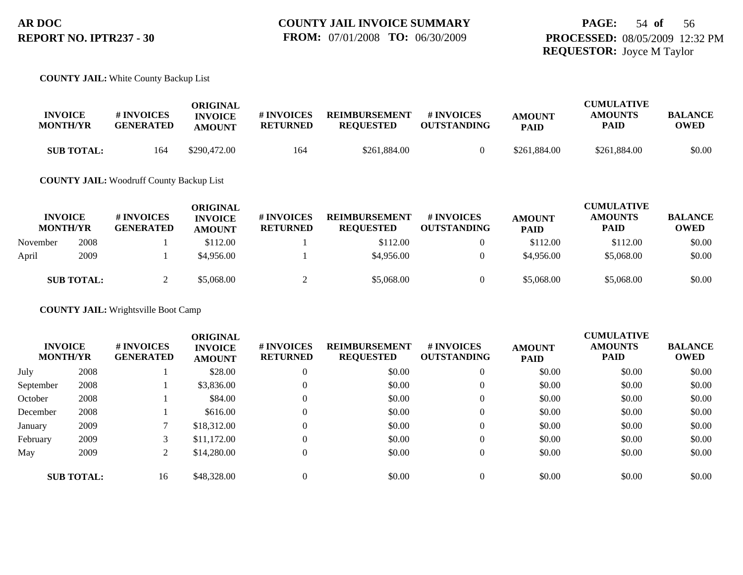**AR DOC**
**REPORT NO. IPTR237 - 30**

**COUNTY JAIL INVOICE SUMMARY**
**FROM:** 07/01/2008 **TO:** 06/30/2009

**PROCESSED:** 08/05/2009 12:32 PM
**REQUESTOR:** Joyce M Taylor

**COUNTY JAIL:** White County Backup List

| INVOICE MONTH/YR | | # INVOICES GENERATED | ORIGINAL INVOICE AMOUNT | # INVOICES RETURNED | REIMBURSEMENT REQUESTED | # INVOICES OUTSTANDING | AMOUNT PAID | CUMULATIVE AMOUNTS PAID | BALANCE OWED |
|---|---|---|---|---|---|---|---|---|---|
| **SUB TOTAL:** | | 164 | $290,472.00 | 164 | $261,884.00 | 0 | $261,884.00 | $261,884.00 | $0.00 |

**COUNTY JAIL:** Woodruff County Backup List

| INVOICE MONTH/YR | | # INVOICES GENERATED | ORIGINAL INVOICE AMOUNT | # INVOICES RETURNED | REIMBURSEMENT REQUESTED | # INVOICES OUTSTANDING | AMOUNT PAID | CUMULATIVE AMOUNTS PAID | BALANCE OWED |
|---|---|---|---|---|---|---|---|---|---|
| November | 2008 | 1 | $112.00 | 1 | $112.00 | 0 | $112.00 | $112.00 | $0.00 |
| April | 2009 | 1 | $4,956.00 | 1 | $4,956.00 | 0 | $4,956.00 | $5,068.00 | $0.00 |
| **SUB TOTAL:** | | 2 | $5,068.00 | 2 | $5,068.00 | 0 | $5,068.00 | $5,068.00 | $0.00 |

**COUNTY JAIL:** Wrightsville Boot Camp

| INVOICE MONTH/YR | | # INVOICES GENERATED | ORIGINAL INVOICE AMOUNT | # INVOICES RETURNED | REIMBURSEMENT REQUESTED | # INVOICES OUTSTANDING | AMOUNT PAID | CUMULATIVE AMOUNTS PAID | BALANCE OWED |
|---|---|---|---|---|---|---|---|---|---|
| July | 2008 | 1 | $28.00 | 0 | $0.00 | 0 | $0.00 | $0.00 | $0.00 |
| September | 2008 | 1 | $3,836.00 | 0 | $0.00 | 0 | $0.00 | $0.00 | $0.00 |
| October | 2008 | 1 | $84.00 | 0 | $0.00 | 0 | $0.00 | $0.00 | $0.00 |
| December | 2008 | 1 | $616.00 | 0 | $0.00 | 0 | $0.00 | $0.00 | $0.00 |
| January | 2009 | 7 | $18,312.00 | 0 | $0.00 | 0 | $0.00 | $0.00 | $0.00 |
| February | 2009 | 3 | $11,172.00 | 0 | $0.00 | 0 | $0.00 | $0.00 | $0.00 |
| May | 2009 | 2 | $14,280.00 | 0 | $0.00 | 0 | $0.00 | $0.00 | $0.00 |
| **SUB TOTAL:** | | 16 | $48,328.00 | 0 | $0.00 | 0 | $0.00 | $0.00 | $0.00 |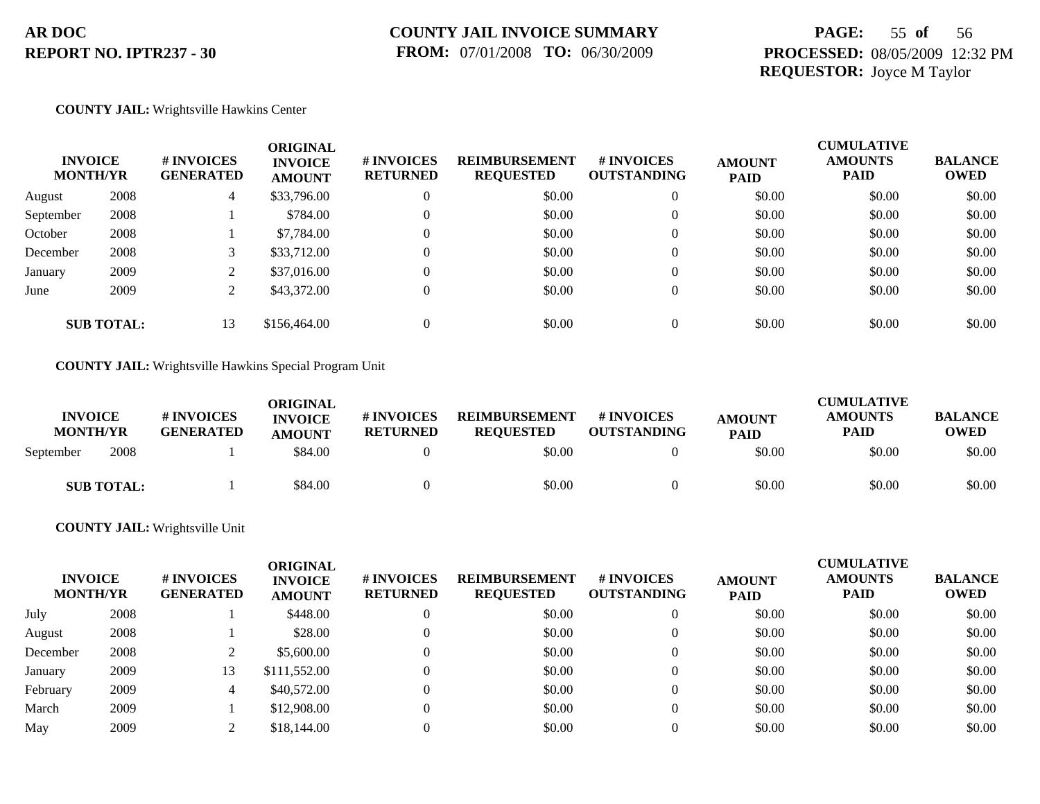**AR DOC**
**REPORT NO. IPTR237 - 30**

**COUNTY JAIL INVOICE SUMMARY**
**FROM:** 07/01/2008 **TO:** 06/30/2009

**PROCESSED:** 08/05/2009 12:32 PM
**REQUESTOR:** Joyce M Taylor

**COUNTY JAIL:** Wrightsville Hawkins Center

| INVOICE MONTH/YR | | # INVOICES GENERATED | ORIGINAL INVOICE AMOUNT | # INVOICES RETURNED | REIMBURSEMENT REQUESTED | # INVOICES OUTSTANDING | AMOUNT PAID | CUMULATIVE AMOUNTS PAID | BALANCE OWED |
|---|---|---|---|---|---|---|---|---|---|
| August | 2008 | 4 | $33,796.00 | 0 | $0.00 | 0 | $0.00 | $0.00 | $0.00 |
| September | 2008 | 1 | $784.00 | 0 | $0.00 | 0 | $0.00 | $0.00 | $0.00 |
| October | 2008 | 1 | $7,784.00 | 0 | $0.00 | 0 | $0.00 | $0.00 | $0.00 |
| December | 2008 | 3 | $33,712.00 | 0 | $0.00 | 0 | $0.00 | $0.00 | $0.00 |
| January | 2009 | 2 | $37,016.00 | 0 | $0.00 | 0 | $0.00 | $0.00 | $0.00 |
| June | 2009 | 2 | $43,372.00 | 0 | $0.00 | 0 | $0.00 | $0.00 | $0.00 |
| **SUB TOTAL:** | | 13 | $156,464.00 | 0 | $0.00 | 0 | $0.00 | $0.00 | $0.00 |

**COUNTY JAIL:** Wrightsville Hawkins Special Program Unit

| INVOICE MONTH/YR | | # INVOICES GENERATED | ORIGINAL INVOICE AMOUNT | # INVOICES RETURNED | REIMBURSEMENT REQUESTED | # INVOICES OUTSTANDING | AMOUNT PAID | CUMULATIVE AMOUNTS PAID | BALANCE OWED |
|---|---|---|---|---|---|---|---|---|---|
| September | 2008 | 1 | $84.00 | 0 | $0.00 | 0 | $0.00 | $0.00 | $0.00 |
| **SUB TOTAL:** | | 1 | $84.00 | 0 | $0.00 | 0 | $0.00 | $0.00 | $0.00 |

**COUNTY JAIL:** Wrightsville Unit

| INVOICE MONTH/YR | | # INVOICES GENERATED | ORIGINAL INVOICE AMOUNT | # INVOICES RETURNED | REIMBURSEMENT REQUESTED | # INVOICES OUTSTANDING | AMOUNT PAID | CUMULATIVE AMOUNTS PAID | BALANCE OWED |
|---|---|---|---|---|---|---|---|---|---|
| July | 2008 | 1 | $448.00 | 0 | $0.00 | 0 | $0.00 | $0.00 | $0.00 |
| August | 2008 | 1 | $28.00 | 0 | $0.00 | 0 | $0.00 | $0.00 | $0.00 |
| December | 2008 | 2 | $5,600.00 | 0 | $0.00 | 0 | $0.00 | $0.00 | $0.00 |
| January | 2009 | 13 | $111,552.00 | 0 | $0.00 | 0 | $0.00 | $0.00 | $0.00 |
| February | 2009 | 4 | $40,572.00 | 0 | $0.00 | 0 | $0.00 | $0.00 | $0.00 |
| March | 2009 | 1 | $12,908.00 | 0 | $0.00 | 0 | $0.00 | $0.00 | $0.00 |
| May | 2009 | 2 | $18,144.00 | 0 | $0.00 | 0 | $0.00 | $0.00 | $0.00 |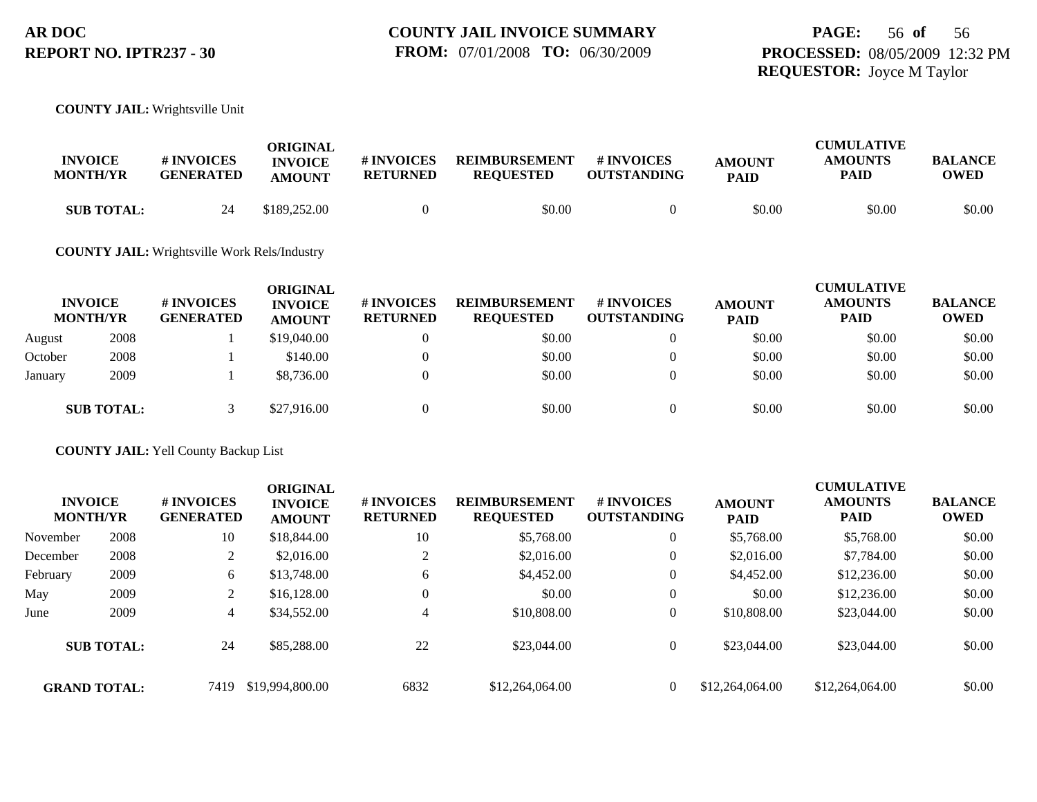**AR DOC**
**REPORT NO. IPTR237 - 30**

**COUNTY JAIL INVOICE SUMMARY**
**FROM:** 07/01/2008 **TO:** 06/30/2009

**PROCESSED:** 08/05/2009 12:32 PM
**REQUESTOR:** Joyce M Taylor

**COUNTY JAIL:** Wrightsville Unit

| INVOICE MONTH/YR | | # INVOICES GENERATED | ORIGINAL INVOICE AMOUNT | # INVOICES RETURNED | REIMBURSEMENT REQUESTED | # INVOICES OUTSTANDING | AMOUNT PAID | CUMULATIVE AMOUNTS PAID | BALANCE OWED |
|---|---|---|---|---|---|---|---|---|---|
| **SUB TOTAL:** | | 24 | $189,252.00 | 0 | $0.00 | 0 | $0.00 | $0.00 | $0.00 |

**COUNTY JAIL:** Wrightsville Work Rels/Industry

| INVOICE MONTH/YR | | # INVOICES GENERATED | ORIGINAL INVOICE AMOUNT | # INVOICES RETURNED | REIMBURSEMENT REQUESTED | # INVOICES OUTSTANDING | AMOUNT PAID | CUMULATIVE AMOUNTS PAID | BALANCE OWED |
|---|---|---|---|---|---|---|---|---|---|
| August | 2008 | 1 | $19,040.00 | 0 | $0.00 | 0 | $0.00 | $0.00 | $0.00 |
| October | 2008 | 1 | $140.00 | 0 | $0.00 | 0 | $0.00 | $0.00 | $0.00 |
| January | 2009 | 1 | $8,736.00 | 0 | $0.00 | 0 | $0.00 | $0.00 | $0.00 |
| **SUB TOTAL:** | | 3 | $27,916.00 | 0 | $0.00 | 0 | $0.00 | $0.00 | $0.00 |

**COUNTY JAIL:** Yell County Backup List

| INVOICE MONTH/YR | | # INVOICES GENERATED | ORIGINAL INVOICE AMOUNT | # INVOICES RETURNED | REIMBURSEMENT REQUESTED | # INVOICES OUTSTANDING | AMOUNT PAID | CUMULATIVE AMOUNTS PAID | BALANCE OWED |
|---|---|---|---|---|---|---|---|---|---|
| November | 2008 | 10 | $18,844.00 | 10 | $5,768.00 | 0 | $5,768.00 | $5,768.00 | $0.00 |
| December | 2008 | 2 | $2,016.00 | 2 | $2,016.00 | 0 | $2,016.00 | $7,784.00 | $0.00 |
| February | 2009 | 6 | $13,748.00 | 6 | $4,452.00 | 0 | $4,452.00 | $12,236.00 | $0.00 |
| May | 2009 | 2 | $16,128.00 | 0 | $0.00 | 0 | $0.00 | $12,236.00 | $0.00 |
| June | 2009 | 4 | $34,552.00 | 4 | $10,808.00 | 0 | $10,808.00 | $23,044.00 | $0.00 |
| **SUB TOTAL:** | | 24 | $85,288.00 | 22 | $23,044.00 | 0 | $23,044.00 | $23,044.00 | $0.00 |
| **GRAND TOTAL:** | | 7419 | $19,994,800.00 | 6832 | $12,264,064.00 | 0 | $12,264,064.00 | $12,264,064.00 | $0.00 |